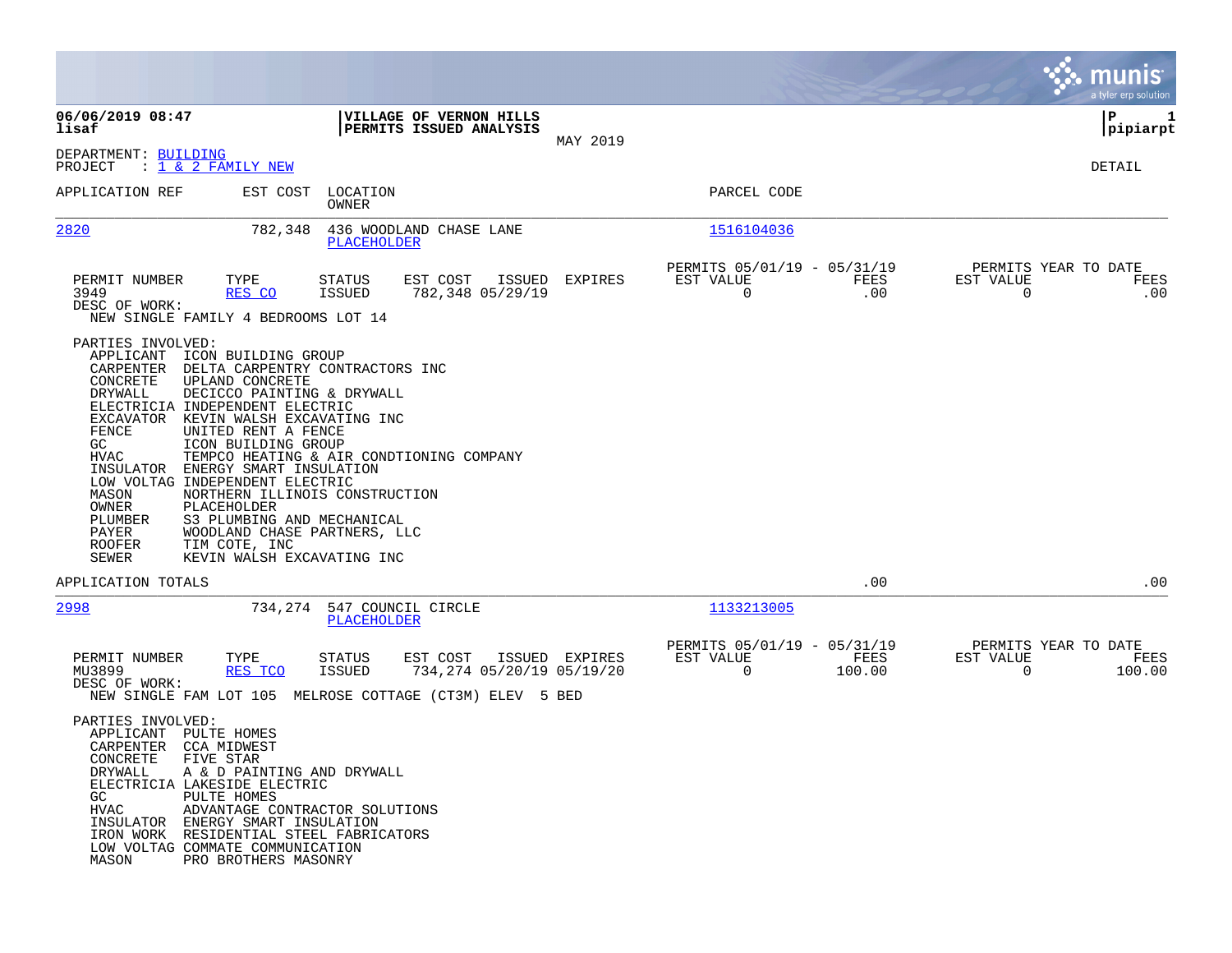**VILLAGE OF VERNON HILLS**
**PERMITS ISSUED ANALYSIS**

MAY 2019

06/06/2019 08:47
lisaf

P 1
pipiarpt

DEPARTMENT: BUILDING
PROJECT : 1 & 2 FAMILY NEW

DETAIL

| APPLICATION REF | EST COST | LOCATION / OWNER | PARCEL CODE |
|---|---|---|---|
| 2820 | 782,348 | 436 WOODLAND CHASE LANE / PLACEHOLDER | 1516104036 |

| PERMIT NUMBER | TYPE | STATUS | EST COST | ISSUED | EXPIRES | PERMITS 05/01/19 - 05/31/19 EST VALUE | FEES | PERMITS YEAR TO DATE EST VALUE | FEES |
|---|---|---|---|---|---|---|---|---|---|
| 3949 | RES CO | ISSUED | 782,348 | 05/29/19 | | 0 | .00 | 0 | .00 |

DESC OF WORK:
NEW SINGLE FAMILY 4 BEDROOMS LOT 14

PARTIES INVOLVED:

| Role | Party |
|---|---|
| APPLICANT | ICON BUILDING GROUP |
| CARPENTER | DELTA CARPENTRY CONTRACTORS INC |
| CONCRETE | UPLAND CONCRETE |
| DRYWALL | DECICCO PAINTING & DRYWALL |
| ELECTRICIA | INDEPENDENT ELECTRIC |
| EXCAVATOR | KEVIN WALSH EXCAVATING INC |
| FENCE | UNITED RENT A FENCE |
| GC | ICON BUILDING GROUP |
| HVAC | TEMPCO HEATING & AIR CONDTIONING COMPANY |
| INSULATOR | ENERGY SMART INSULATION |
| LOW VOLTAG | INDEPENDENT ELECTRIC |
| MASON | NORTHERN ILLINOIS CONSTRUCTION |
| OWNER | PLACEHOLDER |
| PLUMBER | S3 PLUMBING AND MECHANICAL |
| PAYER | WOODLAND CHASE PARTNERS, LLC |
| ROOFER | TIM COTE, INC |
| SEWER | KEVIN WALSH EXCAVATING INC |

APPLICATION TOTALS .00 .00

| APPLICATION REF | EST COST | LOCATION / OWNER | PARCEL CODE |
|---|---|---|---|
| 2998 | 734,274 | 547 COUNCIL CIRCLE / PLACEHOLDER | 1133213005 |

| PERMIT NUMBER | TYPE | STATUS | EST COST | ISSUED | EXPIRES | PERMITS 05/01/19 - 05/31/19 EST VALUE | FEES | PERMITS YEAR TO DATE EST VALUE | FEES |
|---|---|---|---|---|---|---|---|---|---|
| MU3899 | RES TCO | ISSUED | 734,274 | 05/20/19 | 05/19/20 | 0 | 100.00 | 0 | 100.00 |

DESC OF WORK:
NEW SINGLE FAM LOT 105 MELROSE COTTAGE (CT3M) ELEV 5 BED

PARTIES INVOLVED:

| Role | Party |
|---|---|
| APPLICANT | PULTE HOMES |
| CARPENTER | CCA MIDWEST |
| CONCRETE | FIVE STAR |
| DRYWALL | A & D PAINTING AND DRYWALL |
| ELECTRICIA | LAKESIDE ELECTRIC |
| GC | PULTE HOMES |
| HVAC | ADVANTAGE CONTRACTOR SOLUTIONS |
| INSULATOR | ENERGY SMART INSULATION |
| IRON WORK | RESIDENTIAL STEEL FABRICATORS |
| LOW VOLTAG | COMMATE COMMUNICATION |
| MASON | PRO BROTHERS MASONRY |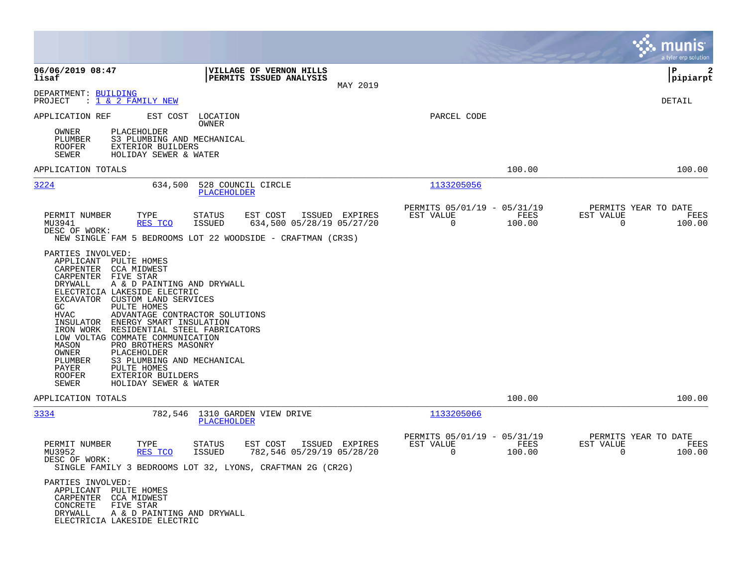06/06/2019 08:47 | VILLAGE OF VERNON HILLS | P 2
lisaf | PERMITS ISSUED ANALYSIS | pipiarpt

MAY 2019

DEPARTMENT: BUILDING
PROJECT : 1 & 2 FAMILY NEW

DETAIL

APPLICATION REF | EST COST | LOCATION OWNER | PARCEL CODE

OWNER PLACEHOLDER
PLUMBER S3 PLUMBING AND MECHANICAL
ROOFER EXTERIOR BUILDERS
SEWER HOLIDAY SEWER & WATER

APPLICATION TOTALS 100.00 100.00

---

**3224** 634,500 528 COUNCIL CIRCLE PLACEHOLDER 1133205056

| PERMIT NUMBER | TYPE | STATUS | EST COST | ISSUED | EXPIRES | PERMITS 05/01/19 - 05/31/19 EST VALUE | FEES | PERMITS YEAR TO DATE EST VALUE | FEES |
|---|---|---|---|---|---|---|---|---|---|
| MU3941 | RES TCO | ISSUED | 634,500 | 05/28/19 | 05/27/20 | 0 | 100.00 | 0 | 100.00 |

DESC OF WORK:
NEW SINGLE FAM 5 BEDROOMS LOT 22 WOODSIDE - CRAFTMAN (CR3S)

PARTIES INVOLVED:
APPLICANT PULTE HOMES
CARPENTER CCA MIDWEST
CARPENTER FIVE STAR
DRYWALL A & D PAINTING AND DRYWALL
ELECTRICIA LAKESIDE ELECTRIC
EXCAVATOR CUSTOM LAND SERVICES
GC PULTE HOMES
HVAC ADVANTAGE CONTRACTOR SOLUTIONS
INSULATOR ENERGY SMART INSULATION
IRON WORK RESIDENTIAL STEEL FABRICATORS
LOW VOLTAG COMMATE COMMUNICATION
MASON PRO BROTHERS MASONRY
OWNER PLACEHOLDER
PLUMBER S3 PLUMBING AND MECHANICAL
PAYER PULTE HOMES
ROOFER EXTERIOR BUILDERS
SEWER HOLIDAY SEWER & WATER

APPLICATION TOTALS 100.00 100.00

---

**3334** 782,546 1310 GARDEN VIEW DRIVE PLACEHOLDER 1133205066

| PERMIT NUMBER | TYPE | STATUS | EST COST | ISSUED | EXPIRES | PERMITS 05/01/19 - 05/31/19 EST VALUE | FEES | PERMITS YEAR TO DATE EST VALUE | FEES |
|---|---|---|---|---|---|---|---|---|---|
| MU3952 | RES TCO | ISSUED | 782,546 | 05/29/19 | 05/28/20 | 0 | 100.00 | 0 | 100.00 |

DESC OF WORK:
SINGLE FAMILY 3 BEDROOMS LOT 32, LYONS, CRAFTMAN 2G (CR2G)

PARTIES INVOLVED:
APPLICANT PULTE HOMES
CARPENTER CCA MIDWEST
CONCRETE FIVE STAR
DRYWALL A & D PAINTING AND DRYWALL
ELECTRICIA LAKESIDE ELECTRIC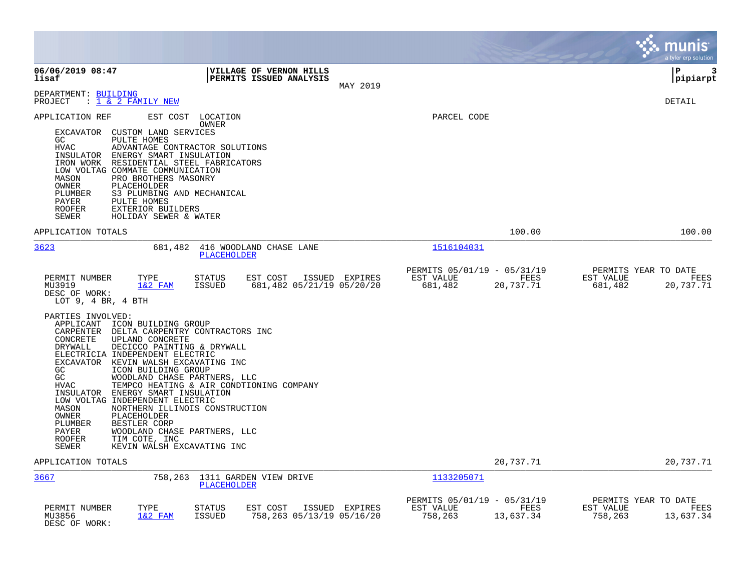**06/06/2019 08:47**
**lisaf**

**VILLAGE OF VERNON HILLS**
**PERMITS ISSUED ANALYSIS**
MAY 2019

**P 3**
**pipiarpt**

DEPARTMENT: BUILDING
PROJECT : 1 & 2 FAMILY NEW

DETAIL

APPLICATION REF | EST COST | LOCATION / OWNER | PARCEL CODE

EXCAVATOR CUSTOM LAND SERVICES
GC PULTE HOMES
HVAC ADVANTAGE CONTRACTOR SOLUTIONS
INSULATOR ENERGY SMART INSULATION
IRON WORK RESIDENTIAL STEEL FABRICATORS
LOW VOLTAG COMMATE COMMUNICATION
MASON PRO BROTHERS MASONRY
OWNER PLACEHOLDER
PLUMBER S3 PLUMBING AND MECHANICAL
PAYER PULTE HOMES
ROOFER EXTERIOR BUILDERS
SEWER HOLIDAY SEWER & WATER

APPLICATION TOTALS 100.00 100.00

---

**3623** 681,482 416 WOODLAND CHASE LANE
PLACEHOLDER
Parcel code: 1516104031

| PERMIT NUMBER | TYPE | STATUS | EST COST | ISSUED | EXPIRES | PERMITS 05/01/19 - 05/31/19 EST VALUE | FEES | PERMITS YEAR TO DATE EST VALUE | FEES |
|---|---|---|---|---|---|---|---|---|---|
| MU3919 | 1&2 FAM | ISSUED | 681,482 | 05/21/19 | 05/20/20 | 681,482 | 20,737.71 | 681,482 | 20,737.71 |

DESC OF WORK:
LOT 9, 4 BR, 4 BTH

PARTIES INVOLVED:
APPLICANT ICON BUILDING GROUP
CARPENTER DELTA CARPENTRY CONTRACTORS INC
CONCRETE UPLAND CONCRETE
DRYWALL DECICCO PAINTING & DRYWALL
ELECTRICIA INDEPENDENT ELECTRIC
EXCAVATOR KEVIN WALSH EXCAVATING INC
GC ICON BUILDING GROUP
GC WOODLAND CHASE PARTNERS, LLC
HVAC TEMPCO HEATING & AIR CONDTIONING COMPANY
INSULATOR ENERGY SMART INSULATION
LOW VOLTAG INDEPENDENT ELECTRIC
MASON NORTHERN ILLINOIS CONSTRUCTION
OWNER PLACEHOLDER
PLUMBER BESTLER CORP
PAYER WOODLAND CHASE PARTNERS, LLC
ROOFER TIM COTE, INC
SEWER KEVIN WALSH EXCAVATING INC

APPLICATION TOTALS 20,737.71 20,737.71

---

**3667** 758,263 1311 GARDEN VIEW DRIVE
PLACEHOLDER
Parcel code: 1133205071

| PERMIT NUMBER | TYPE | STATUS | EST COST | ISSUED | EXPIRES | PERMITS 05/01/19 - 05/31/19 EST VALUE | FEES | PERMITS YEAR TO DATE EST VALUE | FEES |
|---|---|---|---|---|---|---|---|---|---|
| MU3856 | 1&2 FAM | ISSUED | 758,263 | 05/13/19 | 05/16/20 | 758,263 | 13,637.34 | 758,263 | 13,637.34 |

DESC OF WORK: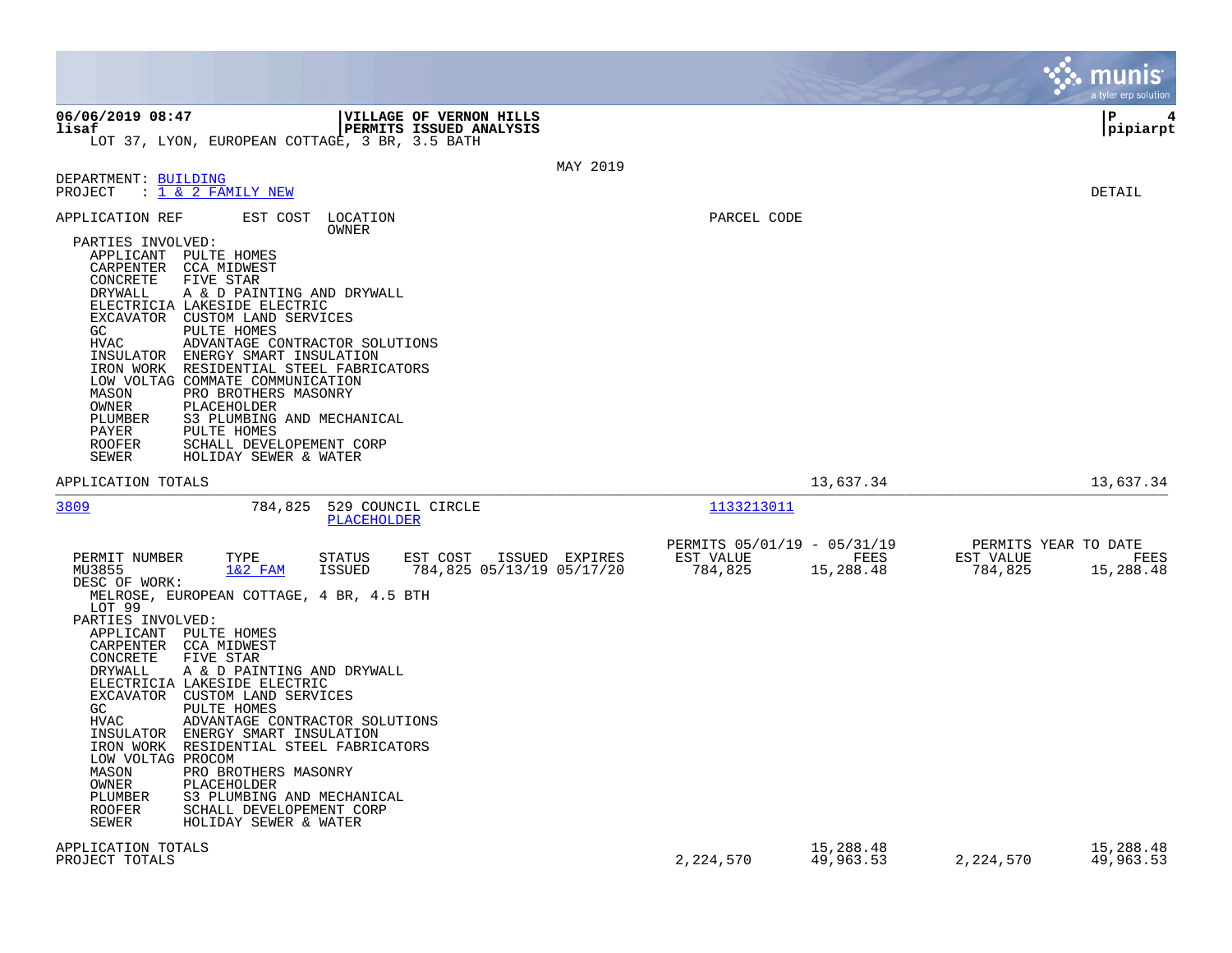**VILLAGE OF VERNON HILLS**
**PERMITS ISSUED ANALYSIS**

LOT 37, LYON, EUROPEAN COTTAGE, 3 BR, 3.5 BATH

MAY 2019

DEPARTMENT: BUILDING
PROJECT : 1 & 2 FAMILY NEW

DETAIL

APPLICATION REF | EST COST | LOCATION / OWNER | PARCEL CODE

PARTIES INVOLVED:

- APPLICANT PULTE HOMES
- CARPENTER CCA MIDWEST
- CONCRETE FIVE STAR
- DRYWALL A & D PAINTING AND DRYWALL
- ELECTRICIA LAKESIDE ELECTRIC
- EXCAVATOR CUSTOM LAND SERVICES
- GC PULTE HOMES
- HVAC ADVANTAGE CONTRACTOR SOLUTIONS
- INSULATOR ENERGY SMART INSULATION
- IRON WORK RESIDENTIAL STEEL FABRICATORS
- LOW VOLTAG COMMATE COMMUNICATION
- MASON PRO BROTHERS MASONRY
- OWNER PLACEHOLDER
- PLUMBER S3 PLUMBING AND MECHANICAL
- PAYER PULTE HOMES
- ROOFER SCHALL DEVELOPEMENT CORP
- SEWER HOLIDAY SEWER & WATER

APPLICATION TOTALS 13,637.34 13,637.34

---

**3809** 784,825 529 COUNCIL CIRCLE — PLACEHOLDER — Parcel 1133213011

| PERMIT NUMBER | TYPE | STATUS | EST COST | ISSUED | EXPIRES | PERMITS 05/01/19 - 05/31/19 EST VALUE | FEES | PERMITS YEAR TO DATE EST VALUE | FEES |
|---|---|---|---|---|---|---|---|---|---|
| MU3855 | 1&2 FAM | ISSUED | 784,825 | 05/13/19 | 05/17/20 | 784,825 | 15,288.48 | 784,825 | 15,288.48 |

DESC OF WORK:
MELROSE, EUROPEAN COTTAGE, 4 BR, 4.5 BTH
LOT 99

PARTIES INVOLVED:

- APPLICANT PULTE HOMES
- CARPENTER CCA MIDWEST
- CONCRETE FIVE STAR
- DRYWALL A & D PAINTING AND DRYWALL
- ELECTRICIA LAKESIDE ELECTRIC
- EXCAVATOR CUSTOM LAND SERVICES
- GC PULTE HOMES
- HVAC ADVANTAGE CONTRACTOR SOLUTIONS
- INSULATOR ENERGY SMART INSULATION
- IRON WORK RESIDENTIAL STEEL FABRICATORS
- LOW VOLTAG PROCOM
- MASON PRO BROTHERS MASONRY
- OWNER PLACEHOLDER
- PLUMBER S3 PLUMBING AND MECHANICAL
- ROOFER SCHALL DEVELOPEMENT CORP
- SEWER HOLIDAY SEWER & WATER

| | EST VALUE | FEES | YTD EST VALUE | YTD FEES |
|---|---|---|---|---|
| APPLICATION TOTALS | | 15,288.48 | | 15,288.48 |
| PROJECT TOTALS | 2,224,570 | 49,963.53 | 2,224,570 | 49,963.53 |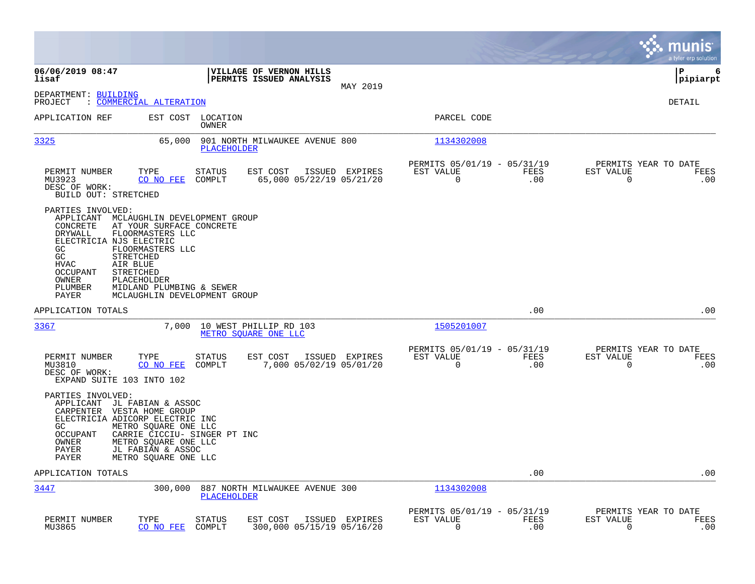**06/06/2019 08:47**
**lisaf**

**VILLAGE OF VERNON HILLS**
**PERMITS ISSUED ANALYSIS**
MAY 2019

**P 6**
**pipiarpt**

DEPARTMENT: BUILDING
PROJECT : COMMERCIAL ALTERATION

DETAIL

| APPLICATION REF | EST COST | LOCATION / OWNER | PARCEL CODE |
|---|---|---|---|
| 3325 | 65,000 | 901 NORTH MILWAUKEE AVENUE 800 / PLACEHOLDER | 1134302008 |

| PERMIT NUMBER | TYPE | STATUS | EST COST | ISSUED | EXPIRES | PERMITS 05/01/19 - 05/31/19 EST VALUE | FEES | PERMITS YEAR TO DATE EST VALUE | FEES |
|---|---|---|---|---|---|---|---|---|---|
| MU3923 | CO NO FEE | COMPLT | 65,000 | 05/22/19 | 05/21/20 | 0 | .00 | 0 | .00 |

DESC OF WORK:
BUILD OUT: STRETCHED

PARTIES INVOLVED:

| Role | Party |
|---|---|
| APPLICANT | MCLAUGHLIN DEVELOPMENT GROUP |
| CONCRETE | AT YOUR SURFACE CONCRETE |
| DRYWALL | FLOORMASTERS LLC |
| ELECTRICIA | NJS ELECTRIC |
| GC | FLOORMASTERS LLC |
| GC | STRETCHED |
| HVAC | AIR BLUE |
| OCCUPANT | STRETCHED |
| OWNER | PLACEHOLDER |
| PLUMBER | MIDLAND PLUMBING & SEWER |
| PAYER | MCLAUGHLIN DEVELOPMENT GROUP |

APPLICATION TOTALS .00 .00

| APPLICATION REF | EST COST | LOCATION / OWNER | PARCEL CODE |
|---|---|---|---|
| 3367 | 7,000 | 10 WEST PHILLIP RD 103 / METRO SQUARE ONE LLC | 1505201007 |

| PERMIT NUMBER | TYPE | STATUS | EST COST | ISSUED | EXPIRES | PERMITS 05/01/19 - 05/31/19 EST VALUE | FEES | PERMITS YEAR TO DATE EST VALUE | FEES |
|---|---|---|---|---|---|---|---|---|---|
| MU3810 | CO NO FEE | COMPLT | 7,000 | 05/02/19 | 05/01/20 | 0 | .00 | 0 | .00 |

DESC OF WORK:
EXPAND SUITE 103 INTO 102

PARTIES INVOLVED:

| Role | Party |
|---|---|
| APPLICANT | JL FABIAN & ASSOC |
| CARPENTER | VESTA HOME GROUP |
| ELECTRICIA | ADICORP ELECTRIC INC |
| GC | METRO SQUARE ONE LLC |
| OCCUPANT | CARRIE CICCIU- SINGER PT INC |
| OWNER | METRO SQUARE ONE LLC |
| PAYER | JL FABIAN & ASSOC |
| PAYER | METRO SQUARE ONE LLC |

APPLICATION TOTALS .00 .00

| APPLICATION REF | EST COST | LOCATION / OWNER | PARCEL CODE |
|---|---|---|---|
| 3447 | 300,000 | 887 NORTH MILWAUKEE AVENUE 300 / PLACEHOLDER | 1134302008 |

| PERMIT NUMBER | TYPE | STATUS | EST COST | ISSUED | EXPIRES | PERMITS 05/01/19 - 05/31/19 EST VALUE | FEES | PERMITS YEAR TO DATE EST VALUE | FEES |
|---|---|---|---|---|---|---|---|---|---|
| MU3865 | CO NO FEE | COMPLT | 300,000 | 05/15/19 | 05/16/20 | 0 | .00 | 0 | .00 |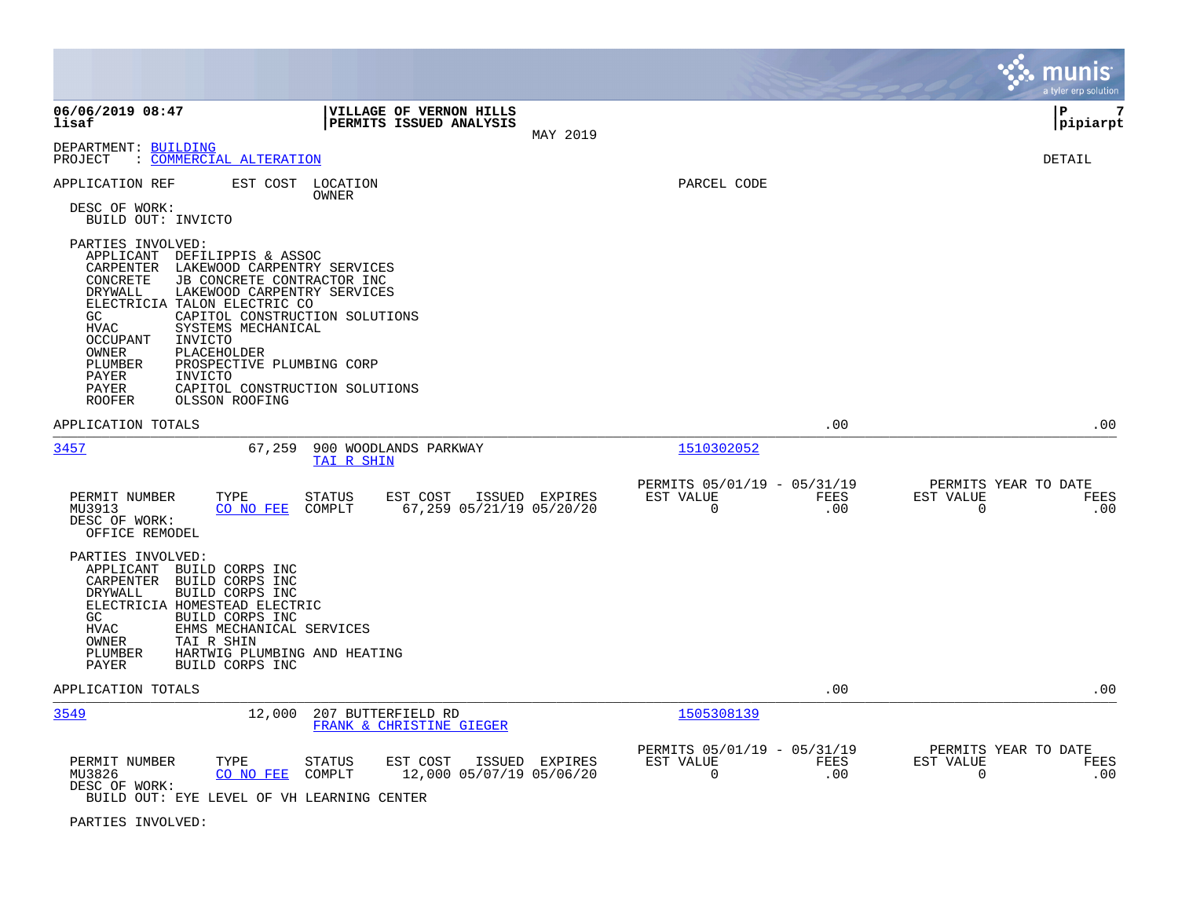**VILLAGE OF VERNON HILLS**
**PERMITS ISSUED ANALYSIS**

MAY 2019

06/06/2019 08:47
lisaf

DEPARTMENT: BUILDING
PROJECT : COMMERCIAL ALTERATION

DETAIL

APPLICATION REF | EST COST | LOCATION / OWNER | PARCEL CODE

DESC OF WORK:
BUILD OUT: INVICTO

PARTIES INVOLVED:

| Role | Party |
|---|---|
| APPLICANT | DEFILIPPIS & ASSOC |
| CARPENTER | LAKEWOOD CARPENTRY SERVICES |
| CONCRETE | JB CONCRETE CONTRACTOR INC |
| DRYWALL | LAKEWOOD CARPENTRY SERVICES |
| ELECTRICIA | TALON ELECTRIC CO |
| GC | CAPITOL CONSTRUCTION SOLUTIONS |
| HVAC | SYSTEMS MECHANICAL |
| OCCUPANT | INVICTO |
| OWNER | PLACEHOLDER |
| PLUMBER | PROSPECTIVE PLUMBING CORP |
| PAYER | INVICTO |
| PAYER | CAPITOL CONSTRUCTION SOLUTIONS |
| ROOFER | OLSSON ROOFING |

APPLICATION TOTALS .00 .00

---

**3457** | 67,259 | 900 WOODLANDS PARKWAY | 1510302052
TAI R SHIN

| PERMIT NUMBER | TYPE | STATUS | EST COST | ISSUED | EXPIRES | PERMITS 05/01/19 - 05/31/19 EST VALUE | FEES | PERMITS YEAR TO DATE EST VALUE | FEES |
|---|---|---|---|---|---|---|---|---|---|
| MU3913 | CO NO FEE | COMPLT | 67,259 | 05/21/19 | 05/20/20 | 0 | .00 | 0 | .00 |

DESC OF WORK:
OFFICE REMODEL

PARTIES INVOLVED:

| Role | Party |
|---|---|
| APPLICANT | BUILD CORPS INC |
| CARPENTER | BUILD CORPS INC |
| DRYWALL | BUILD CORPS INC |
| ELECTRICIA | HOMESTEAD ELECTRIC |
| GC | BUILD CORPS INC |
| HVAC | EHMS MECHANICAL SERVICES |
| OWNER | TAI R SHIN |
| PLUMBER | HARTWIG PLUMBING AND HEATING |
| PAYER | BUILD CORPS INC |

APPLICATION TOTALS .00 .00

---

**3549** | 12,000 | 207 BUTTERFIELD RD | 1505308139
FRANK & CHRISTINE GIEGER

| PERMIT NUMBER | TYPE | STATUS | EST COST | ISSUED | EXPIRES | PERMITS 05/01/19 - 05/31/19 EST VALUE | FEES | PERMITS YEAR TO DATE EST VALUE | FEES |
|---|---|---|---|---|---|---|---|---|---|
| MU3826 | CO NO FEE | COMPLT | 12,000 | 05/07/19 | 05/06/20 | 0 | .00 | 0 | .00 |

DESC OF WORK:
BUILD OUT: EYE LEVEL OF VH LEARNING CENTER

PARTIES INVOLVED: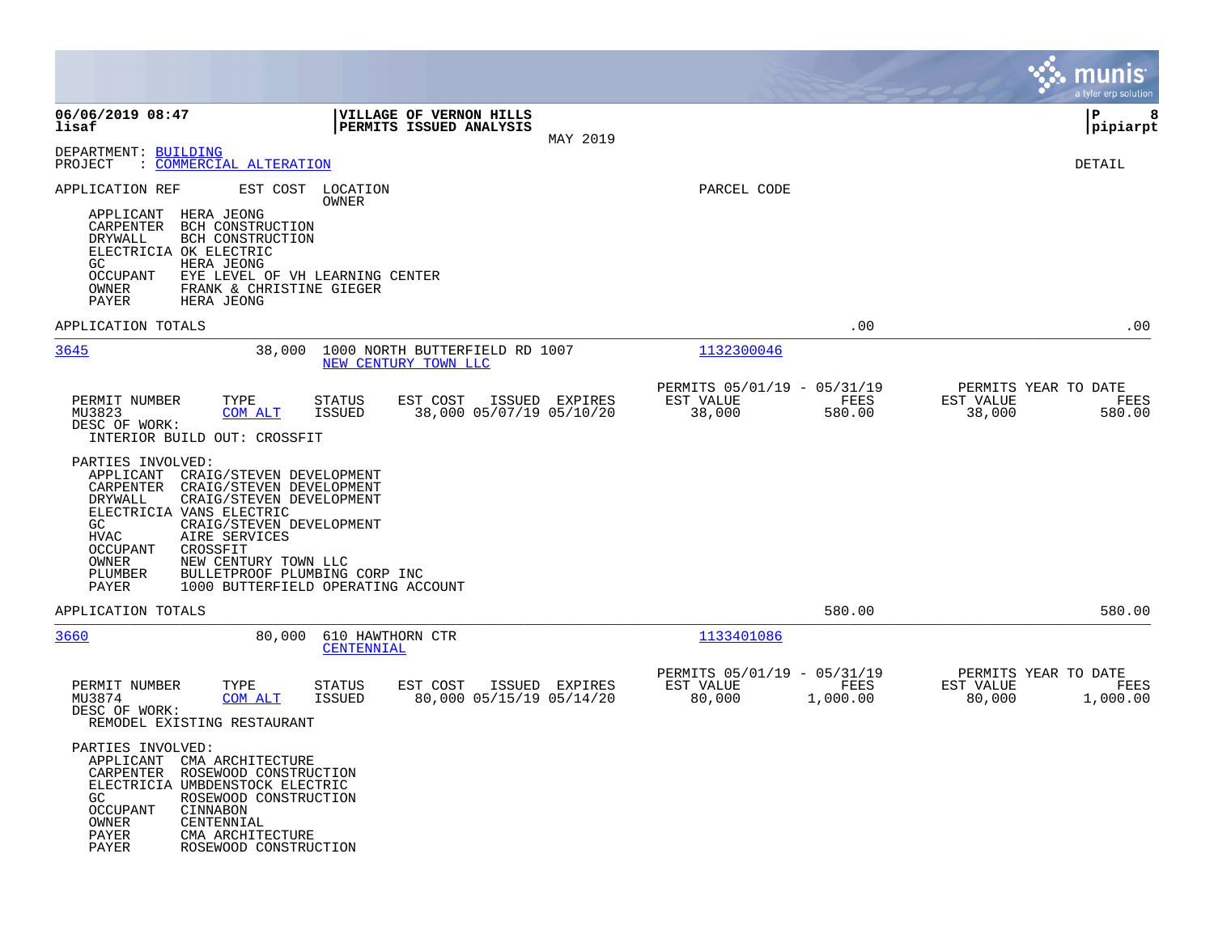**VILLAGE OF VERNON HILLS**
**PERMITS ISSUED ANALYSIS**
MAY 2019

06/06/2019 08:47
lisaf

pipiarpt

DEPARTMENT: BUILDING
PROJECT : COMMERCIAL ALTERATION

DETAIL

APPLICATION REF | EST COST | LOCATION / OWNER | PARCEL CODE

APPLICANT HERA JEONG
CARPENTER BCH CONSTRUCTION
DRYWALL BCH CONSTRUCTION
ELECTRICIA OK ELECTRIC
GC HERA JEONG
OCCUPANT EYE LEVEL OF VH LEARNING CENTER
OWNER FRANK & CHRISTINE GIEGER
PAYER HERA JEONG

APPLICATION TOTALS .00 .00

---

**3645** — 38,000 — 1000 NORTH BUTTERFIELD RD 1007 — NEW CENTURY TOWN LLC — 1132300046

| PERMIT NUMBER | TYPE | STATUS | EST COST | ISSUED | EXPIRES | PERMITS 05/01/19 - 05/31/19 EST VALUE | FEES | PERMITS YEAR TO DATE EST VALUE | FEES |
|---|---|---|---|---|---|---|---|---|---|
| MU3823 | COM ALT | ISSUED | 38,000 | 05/07/19 | 05/10/20 | 38,000 | 580.00 | 38,000 | 580.00 |

DESC OF WORK:
INTERIOR BUILD OUT: CROSSFIT

PARTIES INVOLVED:
APPLICANT CRAIG/STEVEN DEVELOPMENT
CARPENTER CRAIG/STEVEN DEVELOPMENT
DRYWALL CRAIG/STEVEN DEVELOPMENT
ELECTRICIA VANS ELECTRIC
GC CRAIG/STEVEN DEVELOPMENT
HVAC AIRE SERVICES
OCCUPANT CROSSFIT
OWNER NEW CENTURY TOWN LLC
PLUMBER BULLETPROOF PLUMBING CORP INC
PAYER 1000 BUTTERFIELD OPERATING ACCOUNT

APPLICATION TOTALS 580.00 580.00

---

**3660** — 80,000 — 610 HAWTHORN CTR — CENTENNIAL — 1133401086

| PERMIT NUMBER | TYPE | STATUS | EST COST | ISSUED | EXPIRES | PERMITS 05/01/19 - 05/31/19 EST VALUE | FEES | PERMITS YEAR TO DATE EST VALUE | FEES |
|---|---|---|---|---|---|---|---|---|---|
| MU3874 | COM ALT | ISSUED | 80,000 | 05/15/19 | 05/14/20 | 80,000 | 1,000.00 | 80,000 | 1,000.00 |

DESC OF WORK:
REMODEL EXISTING RESTAURANT

PARTIES INVOLVED:
APPLICANT CMA ARCHITECTURE
CARPENTER ROSEWOOD CONSTRUCTION
ELECTRICIA UMBDENSTOCK ELECTRIC
GC ROSEWOOD CONSTRUCTION
OCCUPANT CINNABON
OWNER CENTENNIAL
PAYER CMA ARCHITECTURE
PAYER ROSEWOOD CONSTRUCTION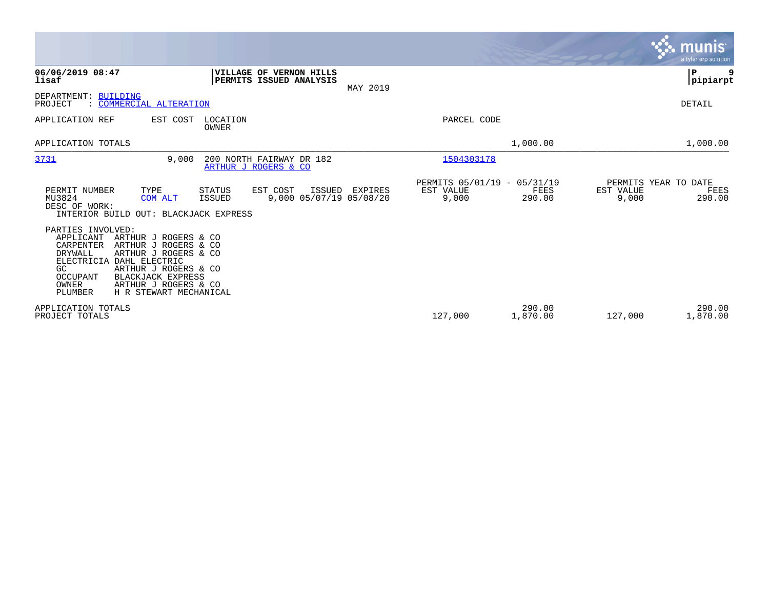**06/06/2019 08:47**
**lisaf**

**VILLAGE OF VERNON HILLS**
**PERMITS ISSUED ANALYSIS**

MAY 2019

**P 9**
**pipiarpt**

DEPARTMENT: BUILDING
PROJECT : COMMERCIAL ALTERATION

DETAIL

| APPLICATION REF | EST COST | LOCATION / OWNER | PARCEL CODE | | | |
|---|---|---|---|---|---|---|
| APPLICATION TOTALS | | | | 1,000.00 | | 1,000.00 |
| 3731 | 9,000 | 200 NORTH FAIRWAY DR 182 / ARTHUR J ROGERS & CO | 1504303178 | | | |

| PERMIT NUMBER | TYPE | STATUS | EST COST | ISSUED | EXPIRES | PERMITS 05/01/19 - 05/31/19 EST VALUE | FEES | PERMITS YEAR TO DATE EST VALUE | FEES |
|---|---|---|---|---|---|---|---|---|---|
| MU3824 | COM ALT | ISSUED | 9,000 | 05/07/19 | 05/08/20 | 9,000 | 290.00 | 9,000 | 290.00 |

DESC OF WORK:
INTERIOR BUILD OUT: BLACKJACK EXPRESS

PARTIES INVOLVED:

| | |
|---|---|
| APPLICANT | ARTHUR J ROGERS & CO |
| CARPENTER | ARTHUR J ROGERS & CO |
| DRYWALL | ARTHUR J ROGERS & CO |
| ELECTRICIA | DAHL ELECTRIC |
| GC | ARTHUR J ROGERS & CO |
| OCCUPANT | BLACKJACK EXPRESS |
| OWNER | ARTHUR J ROGERS & CO |
| PLUMBER | H R STEWART MECHANICAL |

| | EST VALUE | FEES | YTD EST VALUE | YTD FEES |
|---|---|---|---|---|
| APPLICATION TOTALS | | 290.00 | | 290.00 |
| PROJECT TOTALS | 127,000 | 1,870.00 | 127,000 | 1,870.00 |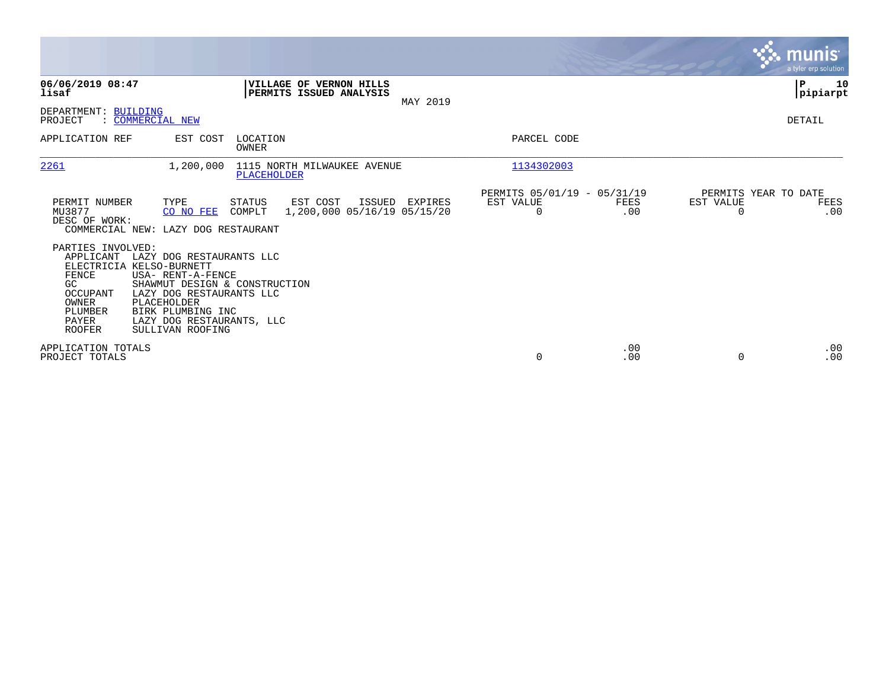**06/06/2019 08:47**
**lisaf**

**VILLAGE OF VERNON HILLS**
**PERMITS ISSUED ANALYSIS**
MAY 2019

**P 10**
**pipiarpt**

DEPARTMENT: BUILDING
PROJECT : COMMERCIAL NEW

DETAIL

| APPLICATION REF | EST COST | LOCATION / OWNER | PARCEL CODE |
|---|---|---|---|
| 2261 | 1,200,000 | 1115 NORTH MILWAUKEE AVENUE / PLACEHOLDER | 1134302003 |

| PERMIT NUMBER | TYPE | STATUS | EST COST | ISSUED | EXPIRES | PERMITS 05/01/19 - 05/31/19 EST VALUE | FEES | PERMITS YEAR TO DATE EST VALUE | FEES |
|---|---|---|---|---|---|---|---|---|---|
| MU3877 | CO NO FEE | COMPLT | 1,200,000 | 05/16/19 | 05/15/20 | 0 | .00 | 0 | .00 |

DESC OF WORK:
COMMERCIAL NEW: LAZY DOG RESTAURANT

PARTIES INVOLVED:

| ROLE | NAME |
|---|---|
| APPLICANT | LAZY DOG RESTAURANTS LLC |
| ELECTRICIA | KELSO-BURNETT |
| FENCE | USA- RENT-A-FENCE |
| GC | SHAWMUT DESIGN & CONSTRUCTION |
| OCCUPANT | LAZY DOG RESTAURANTS LLC |
| OWNER | PLACEHOLDER |
| PLUMBER | BIRK PLUMBING INC |
| PAYER | LAZY DOG RESTAURANTS, LLC |
| ROOFER | SULLIVAN ROOFING |

| | EST VALUE | FEES | EST VALUE | FEES |
|---|---|---|---|---|
| APPLICATION TOTALS | | .00 | | .00 |
| PROJECT TOTALS | 0 | .00 | 0 | .00 |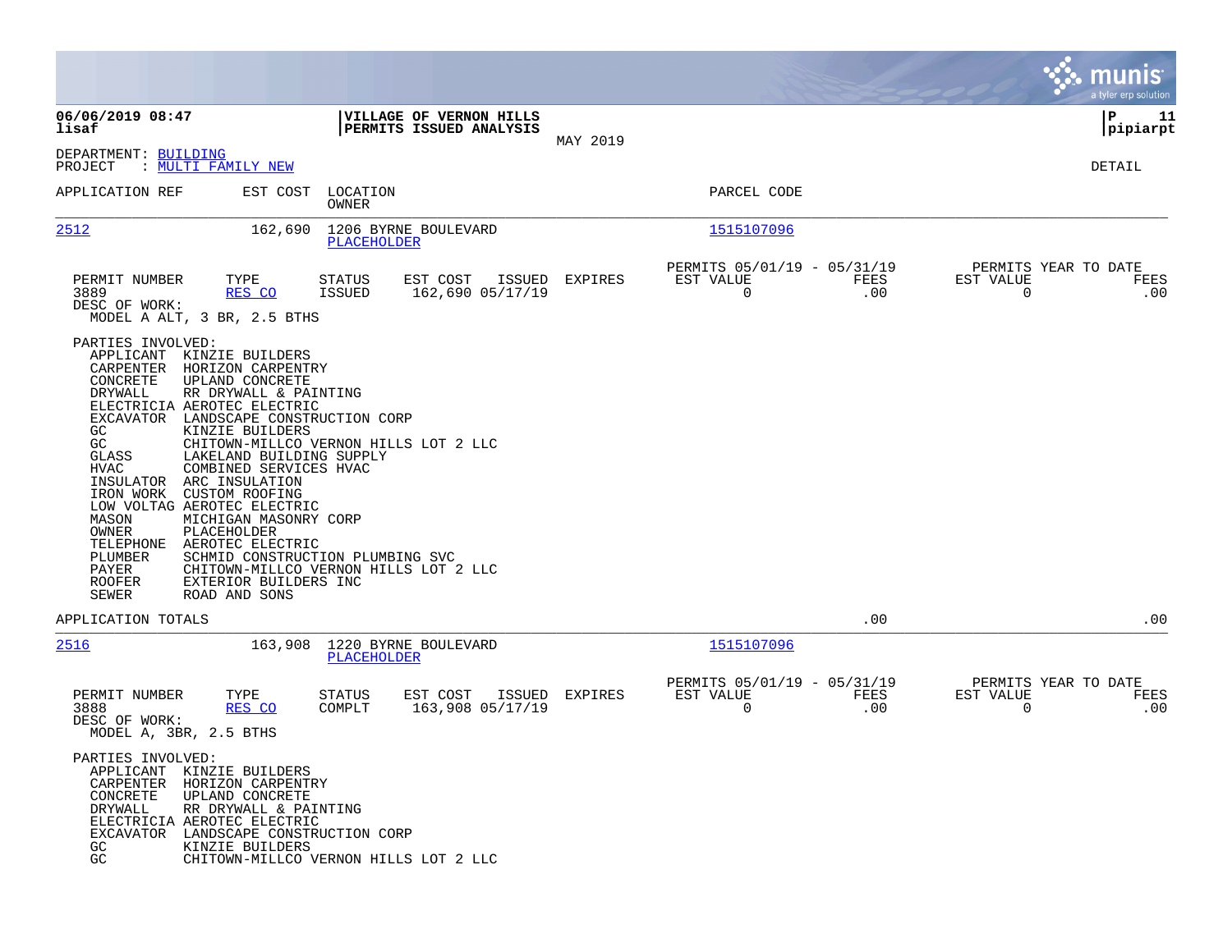06/06/2019 08:47
lisaf

**VILLAGE OF VERNON HILLS**
**PERMITS ISSUED ANALYSIS**

MAY 2019

P 11
pipiarpt

DEPARTMENT: BUILDING
PROJECT : MULTI FAMILY NEW

DETAIL

| APPLICATION REF | EST COST | LOCATION / OWNER | PARCEL CODE |
|---|---|---|---|
| 2512 | 162,690 | 1206 BYRNE BOULEVARD / PLACEHOLDER | 1515107096 |

| PERMIT NUMBER | TYPE | STATUS | EST COST | ISSUED | EXPIRES | PERMITS 05/01/19 - 05/31/19 EST VALUE | FEES | PERMITS YEAR TO DATE EST VALUE | FEES |
|---|---|---|---|---|---|---|---|---|---|
| 3889 | RES CO | ISSUED | 162,690 | 05/17/19 | | 0 | .00 | 0 | .00 |

DESC OF WORK:
MODEL A ALT, 3 BR, 2.5 BTHS

PARTIES INVOLVED:

| Role | Name |
|---|---|
| APPLICANT | KINZIE BUILDERS |
| CARPENTER | HORIZON CARPENTRY |
| CONCRETE | UPLAND CONCRETE |
| DRYWALL | RR DRYWALL & PAINTING |
| ELECTRICIA | AEROTEC ELECTRIC |
| EXCAVATOR | LANDSCAPE CONSTRUCTION CORP |
| GC | KINZIE BUILDERS |
| GC | CHITOWN-MILLCO VERNON HILLS LOT 2 LLC |
| GLASS | LAKELAND BUILDING SUPPLY |
| HVAC | COMBINED SERVICES HVAC |
| INSULATOR | ARC INSULATION |
| IRON WORK | CUSTOM ROOFING |
| LOW VOLTAG | AEROTEC ELECTRIC |
| MASON | MICHIGAN MASONRY CORP |
| OWNER | PLACEHOLDER |
| TELEPHONE | AEROTEC ELECTRIC |
| PLUMBER | SCHMID CONSTRUCTION PLUMBING SVC |
| PAYER | CHITOWN-MILLCO VERNON HILLS LOT 2 LLC |
| ROOFER | EXTERIOR BUILDERS INC |
| SEWER | ROAD AND SONS |

APPLICATION TOTALS .00 .00

| APPLICATION REF | EST COST | LOCATION / OWNER | PARCEL CODE |
|---|---|---|---|
| 2516 | 163,908 | 1220 BYRNE BOULEVARD / PLACEHOLDER | 1515107096 |

| PERMIT NUMBER | TYPE | STATUS | EST COST | ISSUED | EXPIRES | PERMITS 05/01/19 - 05/31/19 EST VALUE | FEES | PERMITS YEAR TO DATE EST VALUE | FEES |
|---|---|---|---|---|---|---|---|---|---|
| 3888 | RES CO | COMPLT | 163,908 | 05/17/19 | | 0 | .00 | 0 | .00 |

DESC OF WORK:
MODEL A, 3BR, 2.5 BTHS

PARTIES INVOLVED:

| Role | Name |
|---|---|
| APPLICANT | KINZIE BUILDERS |
| CARPENTER | HORIZON CARPENTRY |
| CONCRETE | UPLAND CONCRETE |
| DRYWALL | RR DRYWALL & PAINTING |
| ELECTRICIA | AEROTEC ELECTRIC |
| EXCAVATOR | LANDSCAPE CONSTRUCTION CORP |
| GC | KINZIE BUILDERS |
| GC | CHITOWN-MILLCO VERNON HILLS LOT 2 LLC |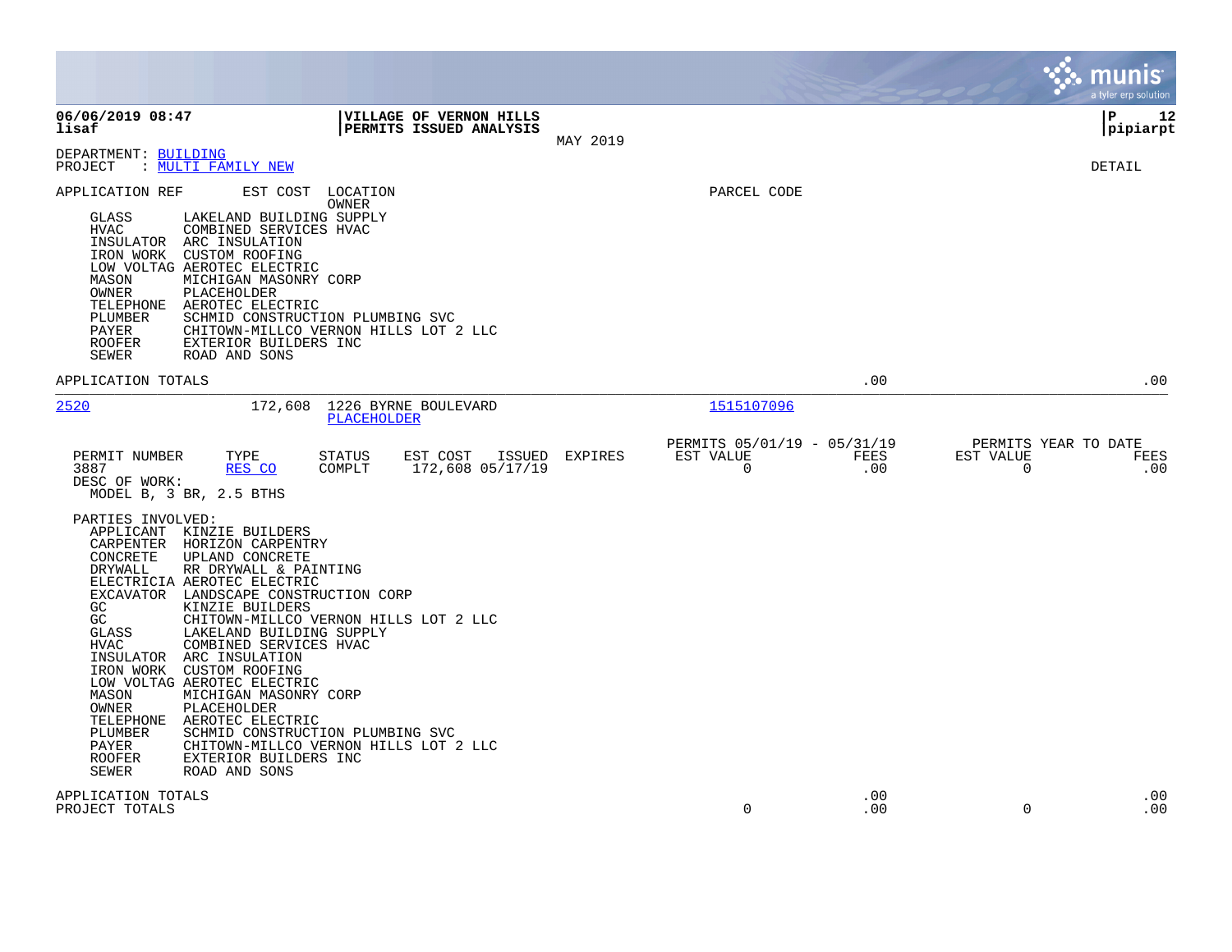**06/06/2019 08:47** | **VILLAGE OF VERNON HILLS**
**lisaf** | **PERMITS ISSUED ANALYSIS**
MAY 2019
**P 12** **pipiarpt**

DEPARTMENT: BUILDING
PROJECT : MULTI FAMILY NEW

DETAIL

APPLICATION REF    EST COST    LOCATION    PARCEL CODE
OWNER

| Role | Party |
|---|---|
| GLASS | LAKELAND BUILDING SUPPLY |
| HVAC | COMBINED SERVICES HVAC |
| INSULATOR | ARC INSULATION |
| IRON WORK | CUSTOM ROOFING |
| LOW VOLTAG | AEROTEC ELECTRIC |
| MASON | MICHIGAN MASONRY CORP |
| OWNER | PLACEHOLDER |
| TELEPHONE | AEROTEC ELECTRIC |
| PLUMBER | SCHMID CONSTRUCTION PLUMBING SVC |
| PAYER | CHITOWN-MILLCO VERNON HILLS LOT 2 LLC |
| ROOFER | EXTERIOR BUILDERS INC |
| SEWER | ROAD AND SONS |

APPLICATION TOTALS .00 .00

---

**2520**    172,608    1226 BYRNE BOULEVARD    1515107096
PLACEHOLDER

| PERMIT NUMBER | TYPE | STATUS | EST COST | ISSUED | EXPIRES | PERMITS 05/01/19 - 05/31/19 EST VALUE | FEES | PERMITS YEAR TO DATE EST VALUE | FEES |
|---|---|---|---|---|---|---|---|---|---|
| 3887 | RES CO | COMPLT | 172,608 | 05/17/19 | | 0 | .00 | 0 | .00 |

DESC OF WORK:
MODEL B, 3 BR, 2.5 BTHS

PARTIES INVOLVED:

| Role | Party |
|---|---|
| APPLICANT | KINZIE BUILDERS |
| CARPENTER | HORIZON CARPENTRY |
| CONCRETE | UPLAND CONCRETE |
| DRYWALL | RR DRYWALL & PAINTING |
| ELECTRICIA | AEROTEC ELECTRIC |
| EXCAVATOR | LANDSCAPE CONSTRUCTION CORP |
| GC | KINZIE BUILDERS |
| GC | CHITOWN-MILLCO VERNON HILLS LOT 2 LLC |
| GLASS | LAKELAND BUILDING SUPPLY |
| HVAC | COMBINED SERVICES HVAC |
| INSULATOR | ARC INSULATION |
| IRON WORK | CUSTOM ROOFING |
| LOW VOLTAG | AEROTEC ELECTRIC |
| MASON | MICHIGAN MASONRY CORP |
| OWNER | PLACEHOLDER |
| TELEPHONE | AEROTEC ELECTRIC |
| PLUMBER | SCHMID CONSTRUCTION PLUMBING SVC |
| PAYER | CHITOWN-MILLCO VERNON HILLS LOT 2 LLC |
| ROOFER | EXTERIOR BUILDERS INC |
| SEWER | ROAD AND SONS |

| | EST VALUE | FEES | EST VALUE | FEES |
|---|---|---|---|---|
| APPLICATION TOTALS | | .00 | | .00 |
| PROJECT TOTALS | 0 | .00 | 0 | .00 |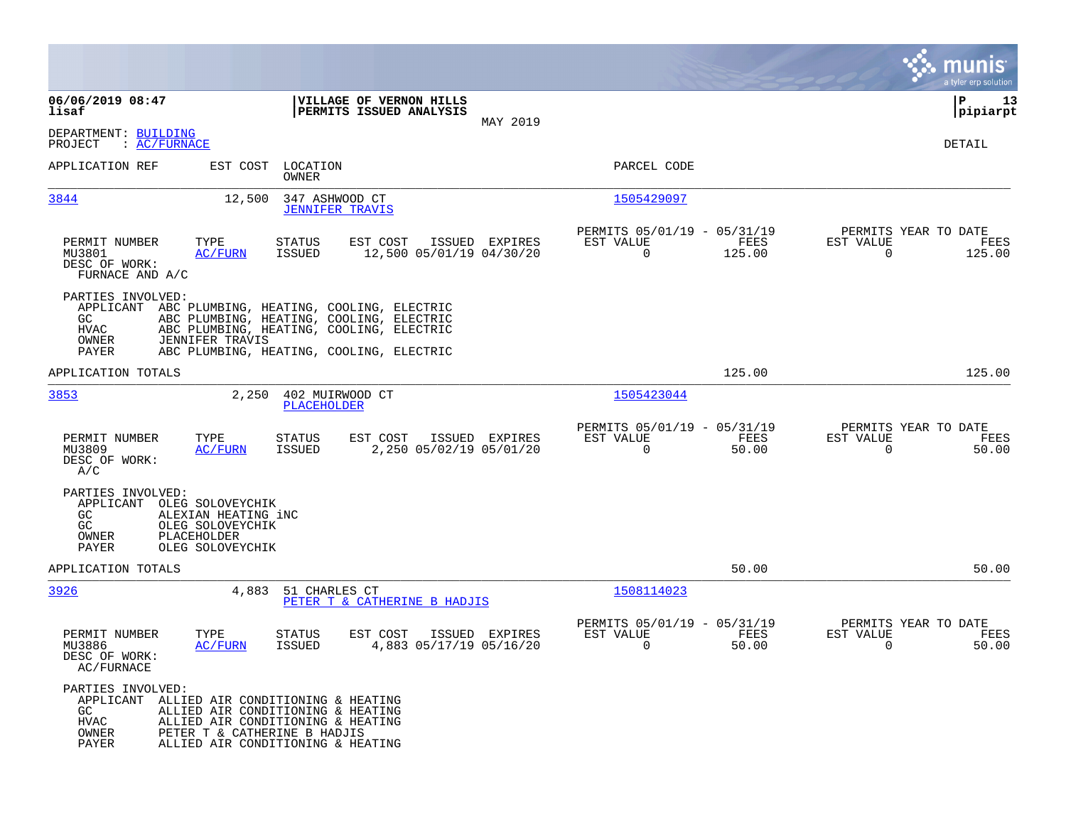06/06/2019 08:47
lisaf

**VILLAGE OF VERNON HILLS**
**PERMITS ISSUED ANALYSIS**

MAY 2019

P 13
pipiarpt

DEPARTMENT: BUILDING
PROJECT : AC/FURNACE

DETAIL

| APPLICATION REF | EST COST | LOCATION / OWNER | PARCEL CODE |
|---|---|---|---|
| 3844 | 12,500 | 347 ASHWOOD CT / JENNIFER TRAVIS | 1505429097 |

| PERMIT NUMBER | TYPE | STATUS | EST COST | ISSUED | EXPIRES | PERMITS 05/01/19 - 05/31/19 EST VALUE | FEES | PERMITS YEAR TO DATE EST VALUE | FEES |
|---|---|---|---|---|---|---|---|---|---|
| MU3801 | AC/FURN | ISSUED | 12,500 | 05/01/19 | 04/30/20 | 0 | 125.00 | 0 | 125.00 |

DESC OF WORK:
FURNACE AND A/C

PARTIES INVOLVED:
- APPLICANT ABC PLUMBING, HEATING, COOLING, ELECTRIC
- GC ABC PLUMBING, HEATING, COOLING, ELECTRIC
- HVAC ABC PLUMBING, HEATING, COOLING, ELECTRIC
- OWNER JENNIFER TRAVIS
- PAYER ABC PLUMBING, HEATING, COOLING, ELECTRIC

APPLICATION TOTALS: 125.00 | 125.00

| APPLICATION REF | EST COST | LOCATION / OWNER | PARCEL CODE |
|---|---|---|---|
| 3853 | 2,250 | 402 MUIRWOOD CT / PLACEHOLDER | 1505423044 |

| PERMIT NUMBER | TYPE | STATUS | EST COST | ISSUED | EXPIRES | PERMITS 05/01/19 - 05/31/19 EST VALUE | FEES | PERMITS YEAR TO DATE EST VALUE | FEES |
|---|---|---|---|---|---|---|---|---|---|
| MU3809 | AC/FURN | ISSUED | 2,250 | 05/02/19 | 05/01/20 | 0 | 50.00 | 0 | 50.00 |

DESC OF WORK:
A/C

PARTIES INVOLVED:
- APPLICANT OLEG SOLOVEYCHIK
- GC ALEXIAN HEATING iNC
- GC OLEG SOLOVEYCHIK
- OWNER PLACEHOLDER
- PAYER OLEG SOLOVEYCHIK

APPLICATION TOTALS: 50.00 | 50.00

| APPLICATION REF | EST COST | LOCATION / OWNER | PARCEL CODE |
|---|---|---|---|
| 3926 | 4,883 | 51 CHARLES CT / PETER T & CATHERINE B HADJIS | 1508114023 |

| PERMIT NUMBER | TYPE | STATUS | EST COST | ISSUED | EXPIRES | PERMITS 05/01/19 - 05/31/19 EST VALUE | FEES | PERMITS YEAR TO DATE EST VALUE | FEES |
|---|---|---|---|---|---|---|---|---|---|
| MU3886 | AC/FURN | ISSUED | 4,883 | 05/17/19 | 05/16/20 | 0 | 50.00 | 0 | 50.00 |

DESC OF WORK:
AC/FURNACE

PARTIES INVOLVED:
- APPLICANT ALLIED AIR CONDITIONING & HEATING
- GC ALLIED AIR CONDITIONING & HEATING
- HVAC ALLIED AIR CONDITIONING & HEATING
- OWNER PETER T & CATHERINE B HADJIS
- PAYER ALLIED AIR CONDITIONING & HEATING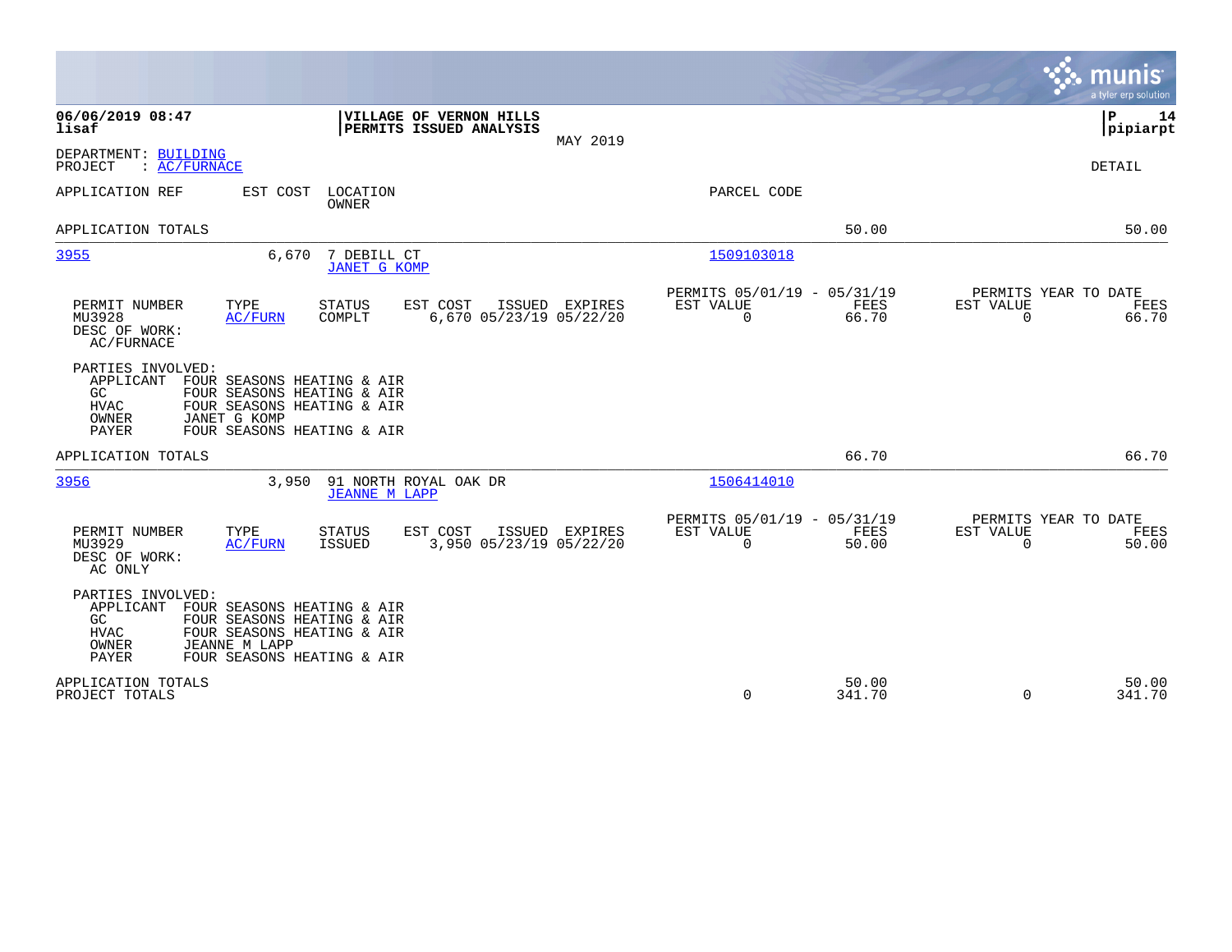**06/06/2019 08:47**
**lisaf**

**VILLAGE OF VERNON HILLS**
**PERMITS ISSUED ANALYSIS**

MAY 2019

**P 14**
**pipiarpt**

DEPARTMENT: BUILDING
PROJECT : AC/FURNACE

DETAIL

| APPLICATION REF | EST COST | LOCATION / OWNER | PARCEL CODE | | |
|---|---|---|---|---|---|
| APPLICATION TOTALS | | | | 50.00 | 50.00 |

---

**3955** — 6,670 — 7 DEBILL CT — JANET G KOMP — 1509103018

| PERMIT NUMBER | TYPE | STATUS | EST COST | ISSUED | EXPIRES | PERMITS 05/01/19 - 05/31/19 EST VALUE | FEES | PERMITS YEAR TO DATE EST VALUE | FEES |
|---|---|---|---|---|---|---|---|---|---|
| MU3928 | AC/FURN | COMPLT | 6,670 | 05/23/19 | 05/22/20 | 0 | 66.70 | 0 | 66.70 |

DESC OF WORK:
AC/FURNACE

PARTIES INVOLVED:
- APPLICANT FOUR SEASONS HEATING & AIR
- GC FOUR SEASONS HEATING & AIR
- HVAC FOUR SEASONS HEATING & AIR
- OWNER JANET G KOMP
- PAYER FOUR SEASONS HEATING & AIR

APPLICATION TOTALS 66.70 66.70

---

**3956** — 3,950 — 91 NORTH ROYAL OAK DR — JEANNE M LAPP — 1506414010

| PERMIT NUMBER | TYPE | STATUS | EST COST | ISSUED | EXPIRES | PERMITS 05/01/19 - 05/31/19 EST VALUE | FEES | PERMITS YEAR TO DATE EST VALUE | FEES |
|---|---|---|---|---|---|---|---|---|---|
| MU3929 | AC/FURN | ISSUED | 3,950 | 05/23/19 | 05/22/20 | 0 | 50.00 | 0 | 50.00 |

DESC OF WORK:
AC ONLY

PARTIES INVOLVED:
- APPLICANT FOUR SEASONS HEATING & AIR
- GC FOUR SEASONS HEATING & AIR
- HVAC FOUR SEASONS HEATING & AIR
- OWNER JEANNE M LAPP
- PAYER FOUR SEASONS HEATING & AIR

| | EST VALUE | FEES | EST VALUE | FEES |
|---|---|---|---|---|
| APPLICATION TOTALS | | 50.00 | | 50.00 |
| PROJECT TOTALS | 0 | 341.70 | 0 | 341.70 |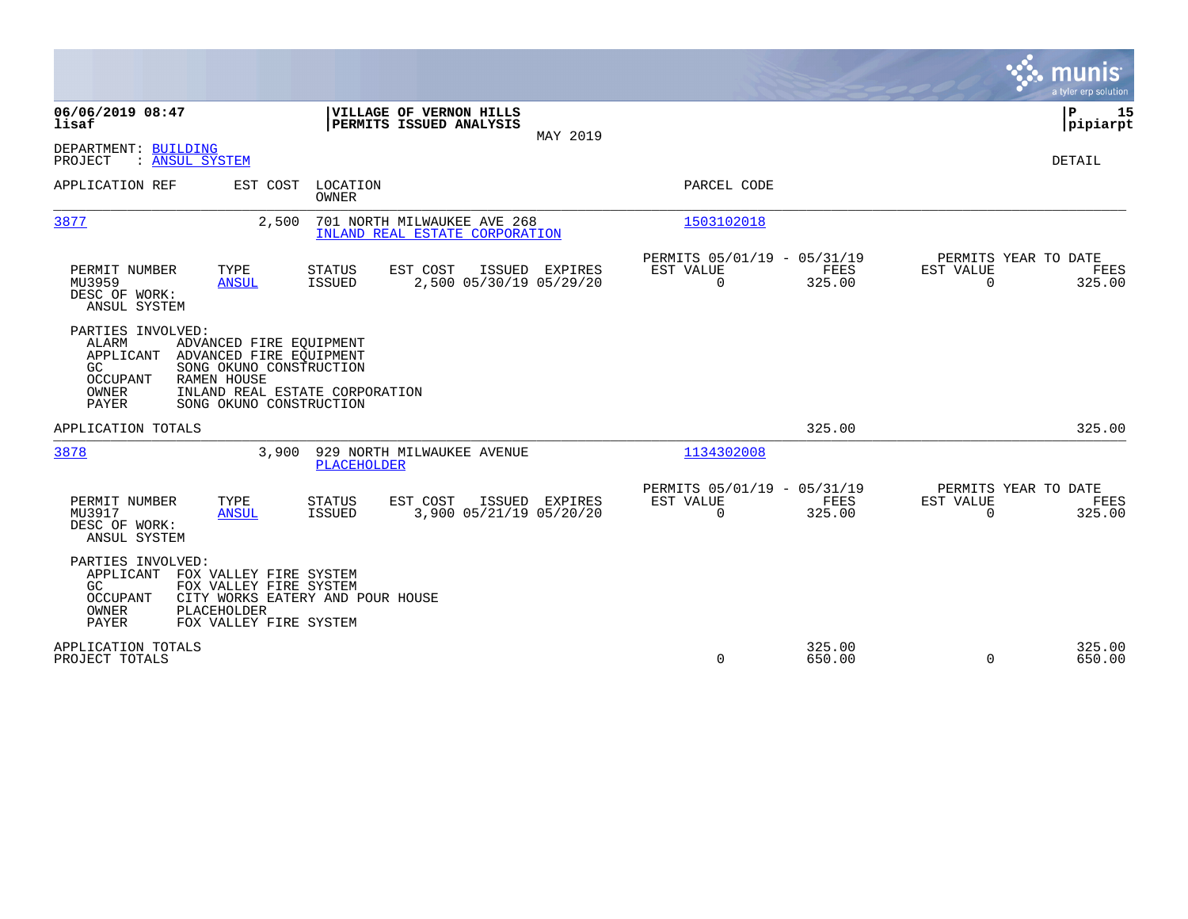**06/06/2019 08:47**
**lisaf**

**VILLAGE OF VERNON HILLS**
**PERMITS ISSUED ANALYSIS**
MAY 2019

**P 15**
**pipiarpt**

DEPARTMENT: BUILDING
PROJECT : ANSUL SYSTEM

DETAIL

| APPLICATION REF | EST COST | LOCATION / OWNER | PARCEL CODE |
|---|---|---|---|
| 3877 | 2,500 | 701 NORTH MILWAUKEE AVE 268 / INLAND REAL ESTATE CORPORATION | 1503102018 |

| PERMIT NUMBER | TYPE | STATUS | EST COST | ISSUED | EXPIRES | PERMITS 05/01/19 - 05/31/19 EST VALUE | FEES | PERMITS YEAR TO DATE EST VALUE | FEES |
|---|---|---|---|---|---|---|---|---|---|
| MU3959 | ANSUL | ISSUED | 2,500 | 05/30/19 | 05/29/20 | 0 | 325.00 | 0 | 325.00 |

DESC OF WORK:
ANSUL SYSTEM

PARTIES INVOLVED:

| | |
|---|---|
| ALARM | ADVANCED FIRE EQUIPMENT |
| APPLICANT | ADVANCED FIRE EQUIPMENT |
| GC | SONG OKUNO CONSTRUCTION |
| OCCUPANT | RAMEN HOUSE |
| OWNER | INLAND REAL ESTATE CORPORATION |
| PAYER | SONG OKUNO CONSTRUCTION |

APPLICATION TOTALS — 325.00 — 325.00

| APPLICATION REF | EST COST | LOCATION / OWNER | PARCEL CODE |
|---|---|---|---|
| 3878 | 3,900 | 929 NORTH MILWAUKEE AVENUE / PLACEHOLDER | 1134302008 |

| PERMIT NUMBER | TYPE | STATUS | EST COST | ISSUED | EXPIRES | PERMITS 05/01/19 - 05/31/19 EST VALUE | FEES | PERMITS YEAR TO DATE EST VALUE | FEES |
|---|---|---|---|---|---|---|---|---|---|
| MU3917 | ANSUL | ISSUED | 3,900 | 05/21/19 | 05/20/20 | 0 | 325.00 | 0 | 325.00 |

DESC OF WORK:
ANSUL SYSTEM

PARTIES INVOLVED:

| | |
|---|---|
| APPLICANT | FOX VALLEY FIRE SYSTEM |
| GC | FOX VALLEY FIRE SYSTEM |
| OCCUPANT | CITY WORKS EATERY AND POUR HOUSE |
| OWNER | PLACEHOLDER |
| PAYER | FOX VALLEY FIRE SYSTEM |

| | EST VALUE | FEES | YTD EST VALUE | YTD FEES |
|---|---|---|---|---|
| APPLICATION TOTALS | | 325.00 | | 325.00 |
| PROJECT TOTALS | 0 | 650.00 | 0 | 650.00 |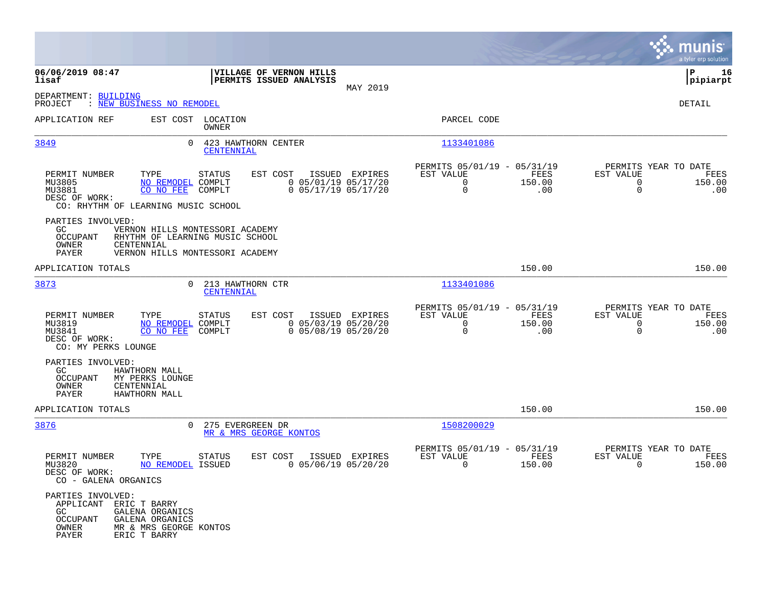**VILLAGE OF VERNON HILLS**
**PERMITS ISSUED ANALYSIS**

MAY 2019

DEPARTMENT: BUILDING
PROJECT : NEW BUSINESS NO REMODEL

DETAIL

| APPLICATION REF | EST COST | LOCATION / OWNER | PARCEL CODE |
|---|---|---|---|
| 3849 | 0 | 423 HAWTHORN CENTER / CENTENNIAL | 1133401086 |

| PERMIT NUMBER | TYPE | STATUS | EST COST | ISSUED | EXPIRES | PERMITS 05/01/19 - 05/31/19 EST VALUE | FEES | PERMITS YEAR TO DATE EST VALUE | FEES |
|---|---|---|---|---|---|---|---|---|---|
| MU3805 | NO REMODEL | COMPLT | 0 | 05/01/19 | 05/17/20 | 0 | 150.00 | 0 | 150.00 |
| MU3881 | CO NO FEE | COMPLT | 0 | 05/17/19 | 05/17/20 | 0 | .00 | 0 | .00 |

DESC OF WORK:
CO: RHYTHM OF LEARNING MUSIC SCHOOL

PARTIES INVOLVED:
- GC: VERNON HILLS MONTESSORI ACADEMY
- OCCUPANT: RHYTHM OF LEARNING MUSIC SCHOOL
- OWNER: CENTENNIAL
- PAYER: VERNON HILLS MONTESSORI ACADEMY

APPLICATION TOTALS: 150.00 | 150.00

| APPLICATION REF | EST COST | LOCATION / OWNER | PARCEL CODE |
|---|---|---|---|
| 3873 | 0 | 213 HAWTHORN CTR / CENTENNIAL | 1133401086 |

| PERMIT NUMBER | TYPE | STATUS | EST COST | ISSUED | EXPIRES | PERMITS 05/01/19 - 05/31/19 EST VALUE | FEES | PERMITS YEAR TO DATE EST VALUE | FEES |
|---|---|---|---|---|---|---|---|---|---|
| MU3819 | NO REMODEL | COMPLT | 0 | 05/03/19 | 05/20/20 | 0 | 150.00 | 0 | 150.00 |
| MU3841 | CO NO FEE | COMPLT | 0 | 05/08/19 | 05/20/20 | 0 | .00 | 0 | .00 |

DESC OF WORK:
CO: MY PERKS LOUNGE

PARTIES INVOLVED:
- GC: HAWTHORN MALL
- OCCUPANT: MY PERKS LOUNGE
- OWNER: CENTENNIAL
- PAYER: HAWTHORN MALL

APPLICATION TOTALS: 150.00 | 150.00

| APPLICATION REF | EST COST | LOCATION / OWNER | PARCEL CODE |
|---|---|---|---|
| 3876 | 0 | 275 EVERGREEN DR / MR & MRS GEORGE KONTOS | 1508200029 |

| PERMIT NUMBER | TYPE | STATUS | EST COST | ISSUED | EXPIRES | PERMITS 05/01/19 - 05/31/19 EST VALUE | FEES | PERMITS YEAR TO DATE EST VALUE | FEES |
|---|---|---|---|---|---|---|---|---|---|
| MU3820 | NO REMODEL | ISSUED | 0 | 05/06/19 | 05/20/20 | 0 | 150.00 | 0 | 150.00 |

DESC OF WORK:
CO - GALENA ORGANICS

PARTIES INVOLVED:
- APPLICANT: ERIC T BARRY
- GC: GALENA ORGANICS
- OCCUPANT: GALENA ORGANICS
- OWNER: MR & MRS GEORGE KONTOS
- PAYER: ERIC T BARRY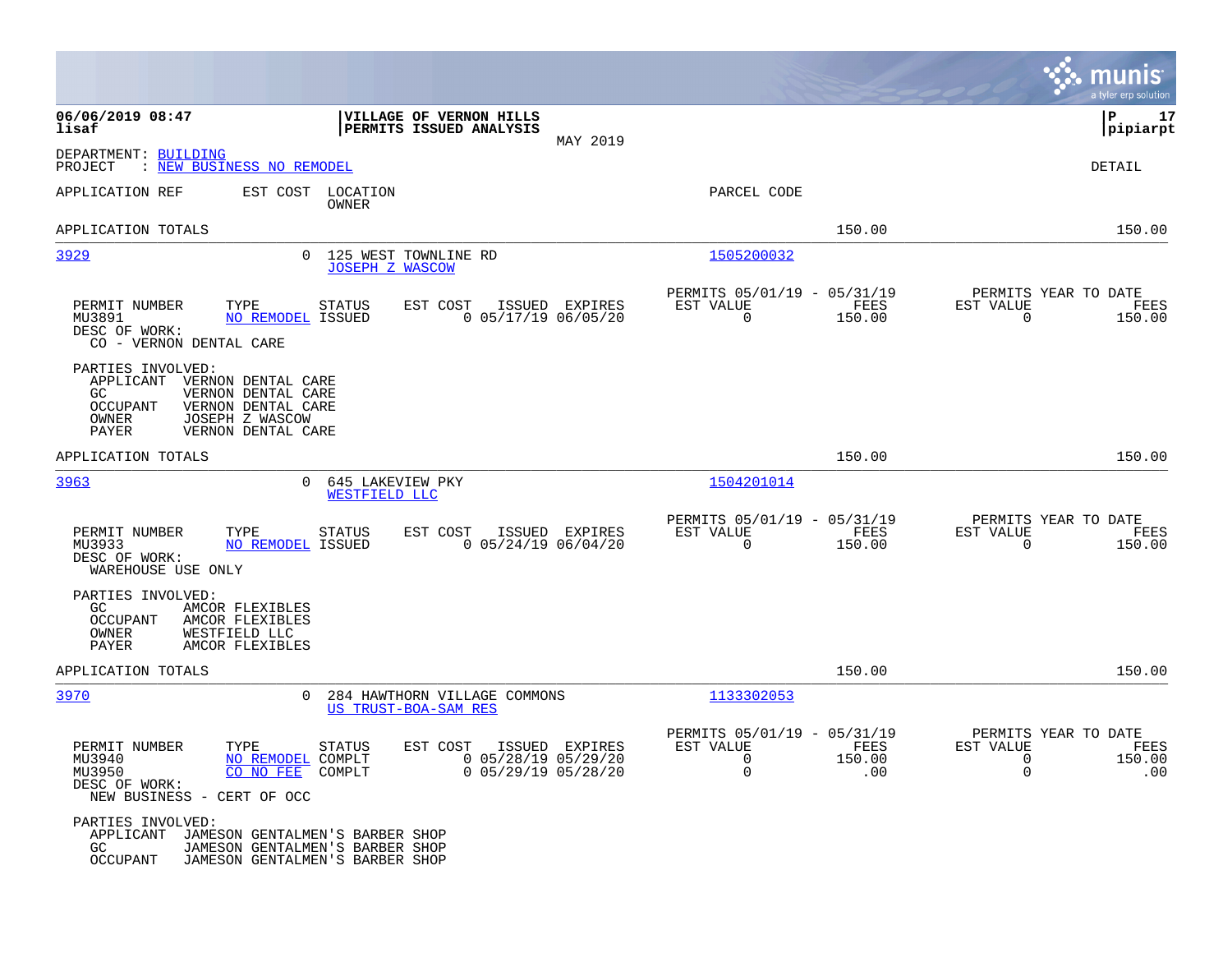06/06/2019 08:47 | VILLAGE OF VERNON HILLS | P 17
lisaf | PERMITS ISSUED ANALYSIS | pipiarpt

MAY 2019

DEPARTMENT: BUILDING
PROJECT : NEW BUSINESS NO REMODEL

DETAIL

| APPLICATION REF | EST COST | LOCATION / OWNER | PARCEL CODE | | |
|---|---|---|---|---|---|
| APPLICATION TOTALS | | | | 150.00 | 150.00 |

**3929** — 0 — 125 WEST TOWNLINE RD — JOSEPH Z WASCOW — 1505200032

| PERMIT NUMBER | TYPE | STATUS | EST COST | ISSUED | EXPIRES | PERMITS 05/01/19 - 05/31/19 EST VALUE | FEES | PERMITS YEAR TO DATE EST VALUE | FEES |
|---|---|---|---|---|---|---|---|---|---|
| MU3891 | NO REMODEL | ISSUED | 0 | 05/17/19 | 06/05/20 | 0 | 150.00 | 0 | 150.00 |

DESC OF WORK:
CO - VERNON DENTAL CARE

PARTIES INVOLVED:
- APPLICANT VERNON DENTAL CARE
- GC VERNON DENTAL CARE
- OCCUPANT VERNON DENTAL CARE
- OWNER JOSEPH Z WASCOW
- PAYER VERNON DENTAL CARE

APPLICATION TOTALS 150.00 150.00

**3963** — 0 — 645 LAKEVIEW PKY — WESTFIELD LLC — 1504201014

| PERMIT NUMBER | TYPE | STATUS | EST COST | ISSUED | EXPIRES | PERMITS 05/01/19 - 05/31/19 EST VALUE | FEES | PERMITS YEAR TO DATE EST VALUE | FEES |
|---|---|---|---|---|---|---|---|---|---|
| MU3933 | NO REMODEL | ISSUED | 0 | 05/24/19 | 06/04/20 | 0 | 150.00 | 0 | 150.00 |

DESC OF WORK:
WAREHOUSE USE ONLY

PARTIES INVOLVED:
- GC AMCOR FLEXIBLES
- OCCUPANT AMCOR FLEXIBLES
- OWNER WESTFIELD LLC
- PAYER AMCOR FLEXIBLES

APPLICATION TOTALS 150.00 150.00

**3970** — 0 — 284 HAWTHORN VILLAGE COMMONS — US TRUST-BOA-SAM RES — 1133302053

| PERMIT NUMBER | TYPE | STATUS | EST COST | ISSUED | EXPIRES | PERMITS 05/01/19 - 05/31/19 EST VALUE | FEES | PERMITS YEAR TO DATE EST VALUE | FEES |
|---|---|---|---|---|---|---|---|---|---|
| MU3940 | NO REMODEL | COMPLT | 0 | 05/28/19 | 05/29/20 | 0 | 150.00 | 0 | 150.00 |
| MU3950 | CO NO FEE | COMPLT | 0 | 05/29/19 | 05/28/20 | 0 | .00 | 0 | .00 |

DESC OF WORK:
NEW BUSINESS - CERT OF OCC

PARTIES INVOLVED:
- APPLICANT JAMESON GENTALMEN'S BARBER SHOP
- GC JAMESON GENTALMEN'S BARBER SHOP
- OCCUPANT JAMESON GENTALMEN'S BARBER SHOP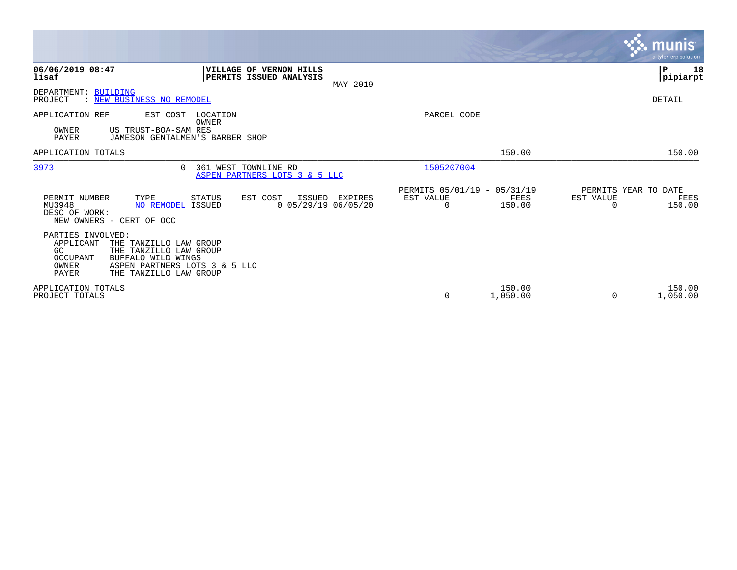06/06/2019 08:47 | VILLAGE OF VERNON HILLS | P 18
lisaf | PERMITS ISSUED ANALYSIS | pipiarpt

MAY 2019

DEPARTMENT: BUILDING
PROJECT : NEW BUSINESS NO REMODEL

DETAIL

| APPLICATION REF | EST COST | LOCATION / OWNER | PARCEL CODE | | | |
|---|---|---|---|---|---|---|
| OWNER | US TRUST-BOA-SAM RES | | | | | |
| PAYER | JAMESON GENTALMEN'S BARBER SHOP | | | | | |
| APPLICATION TOTALS | | | | 150.00 | | 150.00 |
| 3973 | 0 | 361 WEST TOWNLINE RD / ASPEN PARTNERS LOTS 3 & 5 LLC | 1505207004 | | | |

| PERMIT NUMBER | TYPE | STATUS | EST COST | ISSUED | EXPIRES | PERMITS 05/01/19 - 05/31/19 EST VALUE | FEES | PERMITS YEAR TO DATE EST VALUE | FEES |
|---|---|---|---|---|---|---|---|---|---|
| MU3948 | NO REMODEL | ISSUED | 0 | 05/29/19 | 06/05/20 | 0 | 150.00 | 0 | 150.00 |

DESC OF WORK:
NEW OWNERS - CERT OF OCC

PARTIES INVOLVED:

| | |
|---|---|
| APPLICANT | THE TANZILLO LAW GROUP |
| GC | THE TANZILLO LAW GROUP |
| OCCUPANT | BUFFALO WILD WINGS |
| OWNER | ASPEN PARTNERS LOTS 3 & 5 LLC |
| PAYER | THE TANZILLO LAW GROUP |

| | EST VALUE | FEES | EST VALUE | FEES |
|---|---|---|---|---|
| APPLICATION TOTALS | | 150.00 | | 150.00 |
| PROJECT TOTALS | 0 | 1,050.00 | 0 | 1,050.00 |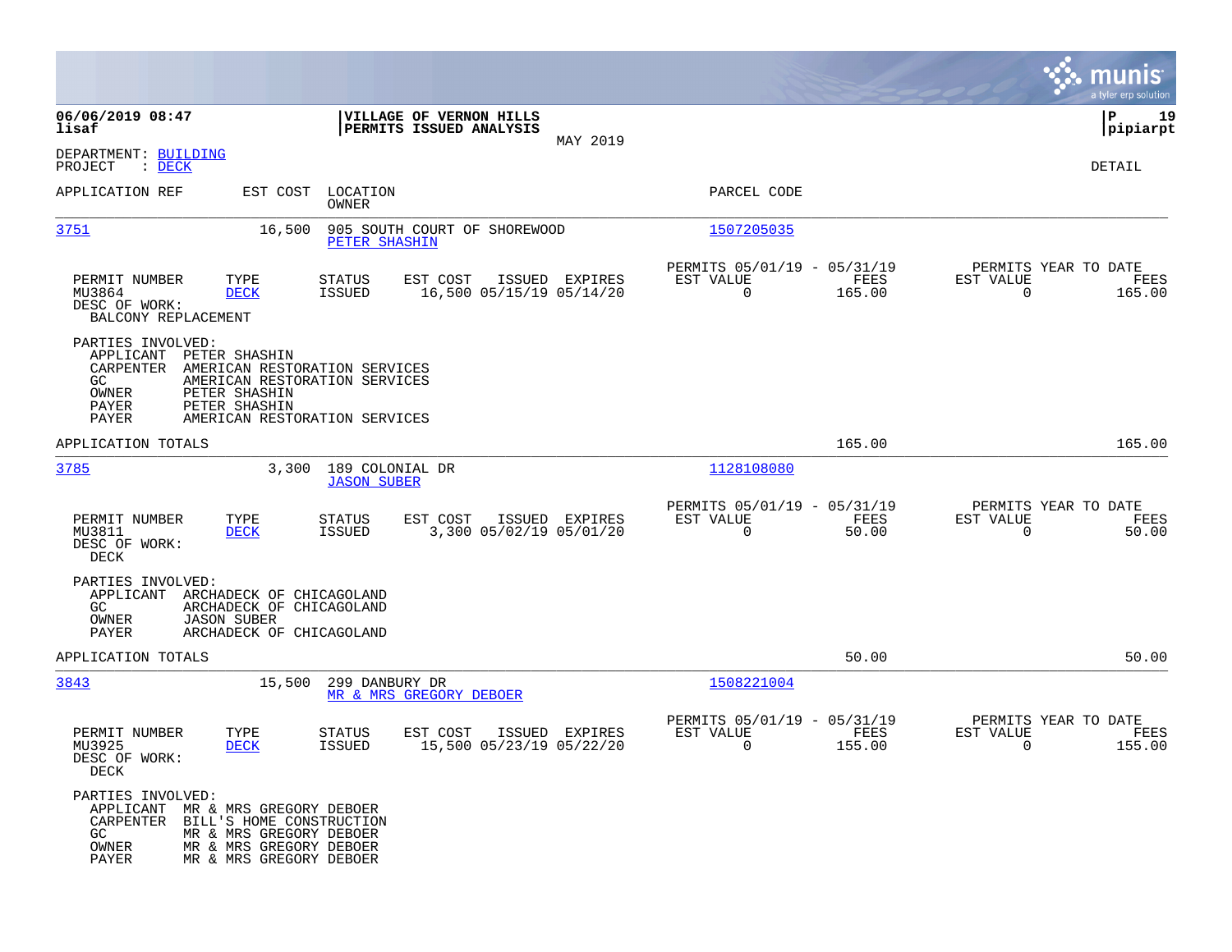**VILLAGE OF VERNON HILLS**
**PERMITS ISSUED ANALYSIS**

MAY 2019

06/06/2019 08:47 lisaf — P 19 pipiarpt

DEPARTMENT: BUILDING
PROJECT : DECK

DETAIL

| APPLICATION REF | EST COST | LOCATION / OWNER | PARCEL CODE |
|---|---|---|---|
| 3751 | 16,500 | 905 SOUTH COURT OF SHOREWOOD / PETER SHASHIN | 1507205035 |

| PERMIT NUMBER | TYPE | STATUS | EST COST | ISSUED | EXPIRES | PERMITS 05/01/19 - 05/31/19 EST VALUE | FEES | PERMITS YEAR TO DATE EST VALUE | FEES |
|---|---|---|---|---|---|---|---|---|---|
| MU3864 | DECK | ISSUED | 16,500 | 05/15/19 | 05/14/20 | 0 | 165.00 | 0 | 165.00 |

DESC OF WORK:
BALCONY REPLACEMENT

PARTIES INVOLVED:
- APPLICANT PETER SHASHIN
- CARPENTER AMERICAN RESTORATION SERVICES
- GC AMERICAN RESTORATION SERVICES
- OWNER PETER SHASHIN
- PAYER PETER SHASHIN
- PAYER AMERICAN RESTORATION SERVICES

APPLICATION TOTALS: 165.00 | 165.00

| APPLICATION REF | EST COST | LOCATION / OWNER | PARCEL CODE |
|---|---|---|---|
| 3785 | 3,300 | 189 COLONIAL DR / JASON SUBER | 1128108080 |

| PERMIT NUMBER | TYPE | STATUS | EST COST | ISSUED | EXPIRES | PERMITS 05/01/19 - 05/31/19 EST VALUE | FEES | PERMITS YEAR TO DATE EST VALUE | FEES |
|---|---|---|---|---|---|---|---|---|---|
| MU3811 | DECK | ISSUED | 3,300 | 05/02/19 | 05/01/20 | 0 | 50.00 | 0 | 50.00 |

DESC OF WORK:
DECK

PARTIES INVOLVED:
- APPLICANT ARCHADECK OF CHICAGOLAND
- GC ARCHADECK OF CHICAGOLAND
- OWNER JASON SUBER
- PAYER ARCHADECK OF CHICAGOLAND

APPLICATION TOTALS: 50.00 | 50.00

| APPLICATION REF | EST COST | LOCATION / OWNER | PARCEL CODE |
|---|---|---|---|
| 3843 | 15,500 | 299 DANBURY DR / MR & MRS GREGORY DEBOER | 1508221004 |

| PERMIT NUMBER | TYPE | STATUS | EST COST | ISSUED | EXPIRES | PERMITS 05/01/19 - 05/31/19 EST VALUE | FEES | PERMITS YEAR TO DATE EST VALUE | FEES |
|---|---|---|---|---|---|---|---|---|---|
| MU3925 | DECK | ISSUED | 15,500 | 05/23/19 | 05/22/20 | 0 | 155.00 | 0 | 155.00 |

DESC OF WORK:
DECK

PARTIES INVOLVED:
- APPLICANT MR & MRS GREGORY DEBOER
- CARPENTER BILL'S HOME CONSTRUCTION
- GC MR & MRS GREGORY DEBOER
- OWNER MR & MRS GREGORY DEBOER
- PAYER MR & MRS GREGORY DEBOER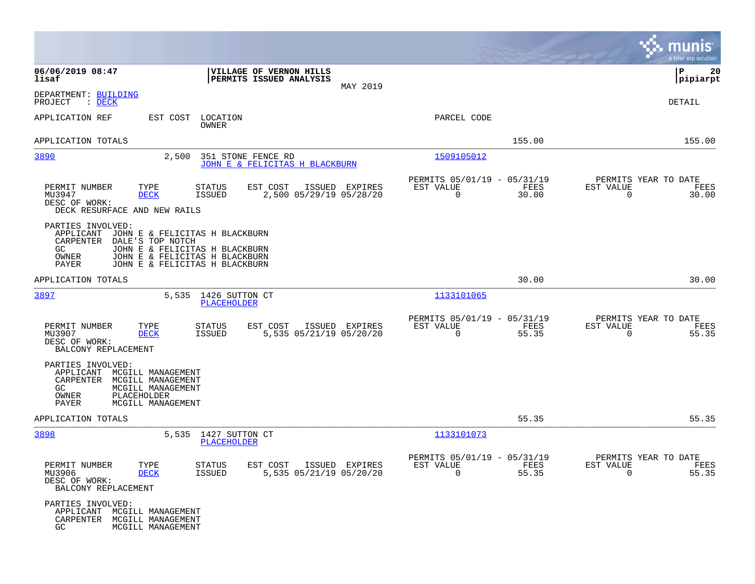**06/06/2019 08:47** | **VILLAGE OF VERNON HILLS** | **P 20**
**lisaf** | **PERMITS ISSUED ANALYSIS** | **pipiarpt**

MAY 2019

DEPARTMENT: BUILDING
PROJECT : DECK

DETAIL

| APPLICATION REF | EST COST | LOCATION / OWNER | PARCEL CODE | | |
|---|---|---|---|---|---|
| APPLICATION TOTALS | | | | 155.00 | 155.00 |

**3890** — 2,500 — 351 STONE FENCE RD — JOHN E & FELICITAS H BLACKBURN — 1509105012

| PERMIT NUMBER | TYPE | STATUS | EST COST | ISSUED | EXPIRES | PERMITS 05/01/19 - 05/31/19 EST VALUE | FEES | PERMITS YEAR TO DATE EST VALUE | FEES |
|---|---|---|---|---|---|---|---|---|---|
| MU3947 | DECK | ISSUED | 2,500 | 05/29/19 | 05/28/20 | 0 | 30.00 | 0 | 30.00 |

DESC OF WORK:
DECK RESURFACE AND NEW RAILS

PARTIES INVOLVED:
- APPLICANT JOHN E & FELICITAS H BLACKBURN
- CARPENTER DALE'S TOP NOTCH
- GC JOHN E & FELICITAS H BLACKBURN
- OWNER JOHN E & FELICITAS H BLACKBURN
- PAYER JOHN E & FELICITAS H BLACKBURN

APPLICATION TOTALS: 30.00 | 30.00

**3897** — 5,535 — 1426 SUTTON CT — PLACEHOLDER — 1133101065

| PERMIT NUMBER | TYPE | STATUS | EST COST | ISSUED | EXPIRES | PERMITS 05/01/19 - 05/31/19 EST VALUE | FEES | PERMITS YEAR TO DATE EST VALUE | FEES |
|---|---|---|---|---|---|---|---|---|---|
| MU3907 | DECK | ISSUED | 5,535 | 05/21/19 | 05/20/20 | 0 | 55.35 | 0 | 55.35 |

DESC OF WORK:
BALCONY REPLACEMENT

PARTIES INVOLVED:
- APPLICANT MCGILL MANAGEMENT
- CARPENTER MCGILL MANAGEMENT
- GC MCGILL MANAGEMENT
- OWNER PLACEHOLDER
- PAYER MCGILL MANAGEMENT

APPLICATION TOTALS: 55.35 | 55.35

**3898** — 5,535 — 1427 SUTTON CT — PLACEHOLDER — 1133101073

| PERMIT NUMBER | TYPE | STATUS | EST COST | ISSUED | EXPIRES | PERMITS 05/01/19 - 05/31/19 EST VALUE | FEES | PERMITS YEAR TO DATE EST VALUE | FEES |
|---|---|---|---|---|---|---|---|---|---|
| MU3906 | DECK | ISSUED | 5,535 | 05/21/19 | 05/20/20 | 0 | 55.35 | 0 | 55.35 |

DESC OF WORK:
BALCONY REPLACEMENT

PARTIES INVOLVED:
- APPLICANT MCGILL MANAGEMENT
- CARPENTER MCGILL MANAGEMENT
- GC MCGILL MANAGEMENT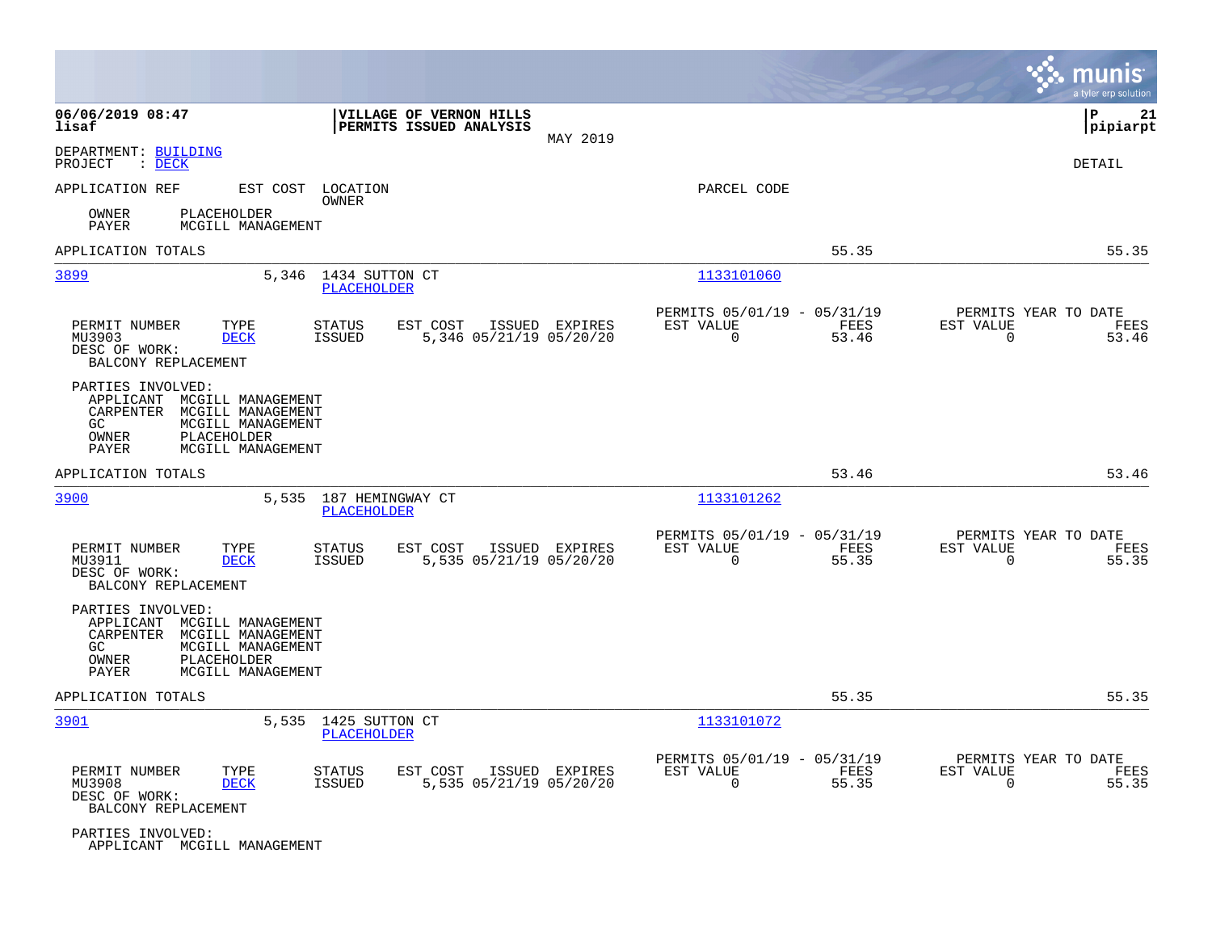06/06/2019 08:47 | VILLAGE OF VERNON HILLS | P 21
lisaf | PERMITS ISSUED ANALYSIS | pipiarpt

MAY 2019

DEPARTMENT: BUILDING
PROJECT : DECK

DETAIL

APPLICATION REF EST COST LOCATION PARCEL CODE
OWNER

OWNER PLACEHOLDER
PAYER MCGILL MANAGEMENT

APPLICATION TOTALS 55.35 55.35

---

**3899** 5,346 1434 SUTTON CT PLACEHOLDER 1133101060

| PERMIT NUMBER | TYPE | STATUS | EST COST | ISSUED | EXPIRES | PERMITS 05/01/19 - 05/31/19 EST VALUE | FEES | PERMITS YEAR TO DATE EST VALUE | FEES |
|---|---|---|---|---|---|---|---|---|---|
| MU3903 | DECK | ISSUED | 5,346 | 05/21/19 | 05/20/20 | 0 | 53.46 | 0 | 53.46 |

DESC OF WORK:
BALCONY REPLACEMENT

PARTIES INVOLVED:
APPLICANT MCGILL MANAGEMENT
CARPENTER MCGILL MANAGEMENT
GC MCGILL MANAGEMENT
OWNER PLACEHOLDER
PAYER MCGILL MANAGEMENT

APPLICATION TOTALS 53.46 53.46

---

**3900** 5,535 187 HEMINGWAY CT PLACEHOLDER 1133101262

| PERMIT NUMBER | TYPE | STATUS | EST COST | ISSUED | EXPIRES | PERMITS 05/01/19 - 05/31/19 EST VALUE | FEES | PERMITS YEAR TO DATE EST VALUE | FEES |
|---|---|---|---|---|---|---|---|---|---|
| MU3911 | DECK | ISSUED | 5,535 | 05/21/19 | 05/20/20 | 0 | 55.35 | 0 | 55.35 |

DESC OF WORK:
BALCONY REPLACEMENT

PARTIES INVOLVED:
APPLICANT MCGILL MANAGEMENT
CARPENTER MCGILL MANAGEMENT
GC MCGILL MANAGEMENT
OWNER PLACEHOLDER
PAYER MCGILL MANAGEMENT

APPLICATION TOTALS 55.35 55.35

---

**3901** 5,535 1425 SUTTON CT PLACEHOLDER 1133101072

| PERMIT NUMBER | TYPE | STATUS | EST COST | ISSUED | EXPIRES | PERMITS 05/01/19 - 05/31/19 EST VALUE | FEES | PERMITS YEAR TO DATE EST VALUE | FEES |
|---|---|---|---|---|---|---|---|---|---|
| MU3908 | DECK | ISSUED | 5,535 | 05/21/19 | 05/20/20 | 0 | 55.35 | 0 | 55.35 |

DESC OF WORK:
BALCONY REPLACEMENT

PARTIES INVOLVED:
APPLICANT MCGILL MANAGEMENT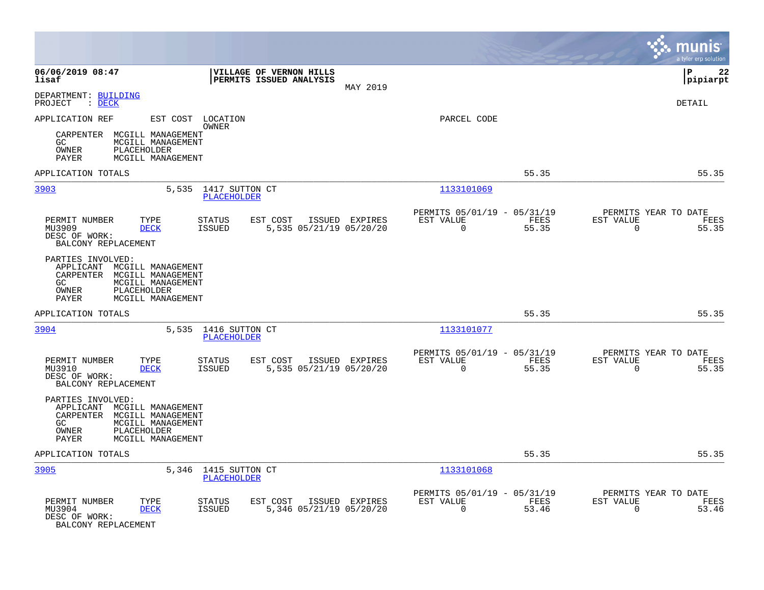**VILLAGE OF VERNON HILLS**
**PERMITS ISSUED ANALYSIS**
MAY 2019

06/06/2019 08:47
lisaf

pipiarpt

DEPARTMENT: BUILDING
PROJECT : DECK

DETAIL

APPLICATION REF | EST COST | LOCATION / OWNER | PARCEL CODE

CARPENTER MCGILL MANAGEMENT
GC MCGILL MANAGEMENT
OWNER PLACEHOLDER
PAYER MCGILL MANAGEMENT

APPLICATION TOTALS 55.35 55.35

---

**3903** 5,535 1417 SUTTON CT
PLACEHOLDER
1133101069

| PERMIT NUMBER | TYPE | STATUS | EST COST | ISSUED | EXPIRES | PERMITS 05/01/19 - 05/31/19 EST VALUE | FEES | PERMITS YEAR TO DATE EST VALUE | FEES |
|---|---|---|---|---|---|---|---|---|---|
| MU3909 | DECK | ISSUED | 5,535 | 05/21/19 | 05/20/20 | 0 | 55.35 | 0 | 55.35 |

DESC OF WORK:
BALCONY REPLACEMENT

PARTIES INVOLVED:
APPLICANT MCGILL MANAGEMENT
CARPENTER MCGILL MANAGEMENT
GC MCGILL MANAGEMENT
OWNER PLACEHOLDER
PAYER MCGILL MANAGEMENT

APPLICATION TOTALS 55.35 55.35

---

**3904** 5,535 1416 SUTTON CT
PLACEHOLDER
1133101077

| PERMIT NUMBER | TYPE | STATUS | EST COST | ISSUED | EXPIRES | PERMITS 05/01/19 - 05/31/19 EST VALUE | FEES | PERMITS YEAR TO DATE EST VALUE | FEES |
|---|---|---|---|---|---|---|---|---|---|
| MU3910 | DECK | ISSUED | 5,535 | 05/21/19 | 05/20/20 | 0 | 55.35 | 0 | 55.35 |

DESC OF WORK:
BALCONY REPLACEMENT

PARTIES INVOLVED:
APPLICANT MCGILL MANAGEMENT
CARPENTER MCGILL MANAGEMENT
GC MCGILL MANAGEMENT
OWNER PLACEHOLDER
PAYER MCGILL MANAGEMENT

APPLICATION TOTALS 55.35 55.35

---

**3905** 5,346 1415 SUTTON CT
PLACEHOLDER
1133101068

| PERMIT NUMBER | TYPE | STATUS | EST COST | ISSUED | EXPIRES | PERMITS 05/01/19 - 05/31/19 EST VALUE | FEES | PERMITS YEAR TO DATE EST VALUE | FEES |
|---|---|---|---|---|---|---|---|---|---|
| MU3904 | DECK | ISSUED | 5,346 | 05/21/19 | 05/20/20 | 0 | 53.46 | 0 | 53.46 |

DESC OF WORK:
BALCONY REPLACEMENT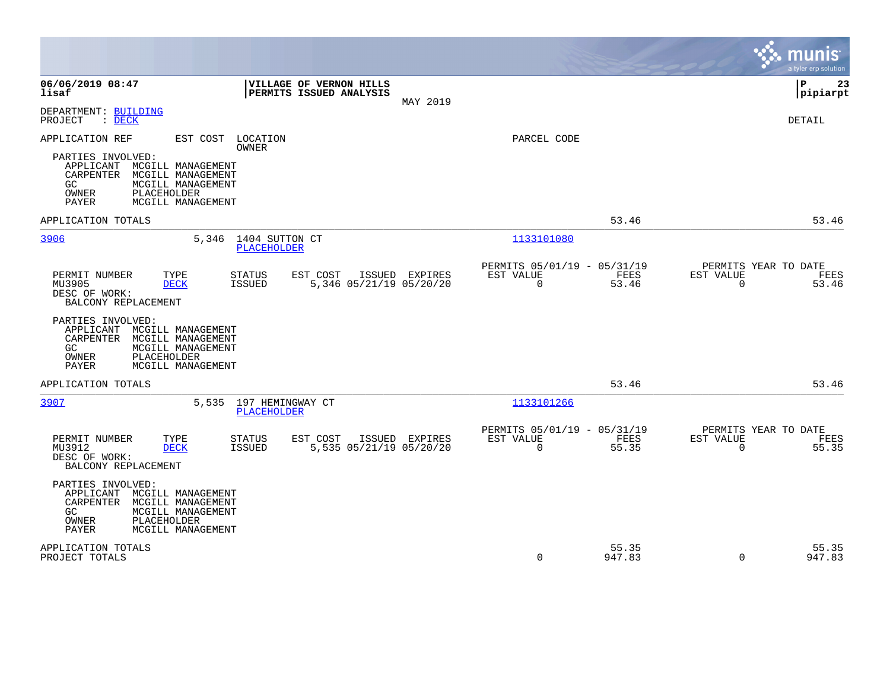06/06/2019 08:47
lisaf

**VILLAGE OF VERNON HILLS**
**PERMITS ISSUED ANALYSIS**

MAY 2019

P 23
pipiarpt

DEPARTMENT: BUILDING
PROJECT : DECK

DETAIL

APPLICATION REF    EST COST    LOCATION
OWNER
PARCEL CODE

PARTIES INVOLVED:
APPLICANT MCGILL MANAGEMENT
CARPENTER MCGILL MANAGEMENT
GC MCGILL MANAGEMENT
OWNER PLACEHOLDER
PAYER MCGILL MANAGEMENT

APPLICATION TOTALS    53.46    53.46

---

**3906**    5,346    1404 SUTTON CT
PLACEHOLDER
1133101080

| PERMIT NUMBER | TYPE | STATUS | EST COST | ISSUED | EXPIRES | PERMITS 05/01/19 - 05/31/19 EST VALUE | FEES | PERMITS YEAR TO DATE EST VALUE | FEES |
|---|---|---|---|---|---|---|---|---|---|
| MU3905 | DECK | ISSUED | 5,346 | 05/21/19 | 05/20/20 | 0 | 53.46 | 0 | 53.46 |

DESC OF WORK:
BALCONY REPLACEMENT

PARTIES INVOLVED:
APPLICANT MCGILL MANAGEMENT
CARPENTER MCGILL MANAGEMENT
GC MCGILL MANAGEMENT
OWNER PLACEHOLDER
PAYER MCGILL MANAGEMENT

APPLICATION TOTALS    53.46    53.46

---

**3907**    5,535    197 HEMINGWAY CT
PLACEHOLDER
1133101266

| PERMIT NUMBER | TYPE | STATUS | EST COST | ISSUED | EXPIRES | PERMITS 05/01/19 - 05/31/19 EST VALUE | FEES | PERMITS YEAR TO DATE EST VALUE | FEES |
|---|---|---|---|---|---|---|---|---|---|
| MU3912 | DECK | ISSUED | 5,535 | 05/21/19 | 05/20/20 | 0 | 55.35 | 0 | 55.35 |

DESC OF WORK:
BALCONY REPLACEMENT

PARTIES INVOLVED:
APPLICANT MCGILL MANAGEMENT
CARPENTER MCGILL MANAGEMENT
GC MCGILL MANAGEMENT
OWNER PLACEHOLDER
PAYER MCGILL MANAGEMENT

| | EST VALUE | FEES | EST VALUE | FEES |
|---|---|---|---|---|
| APPLICATION TOTALS | | 55.35 | | 55.35 |
| PROJECT TOTALS | 0 | 947.83 | 0 | 947.83 |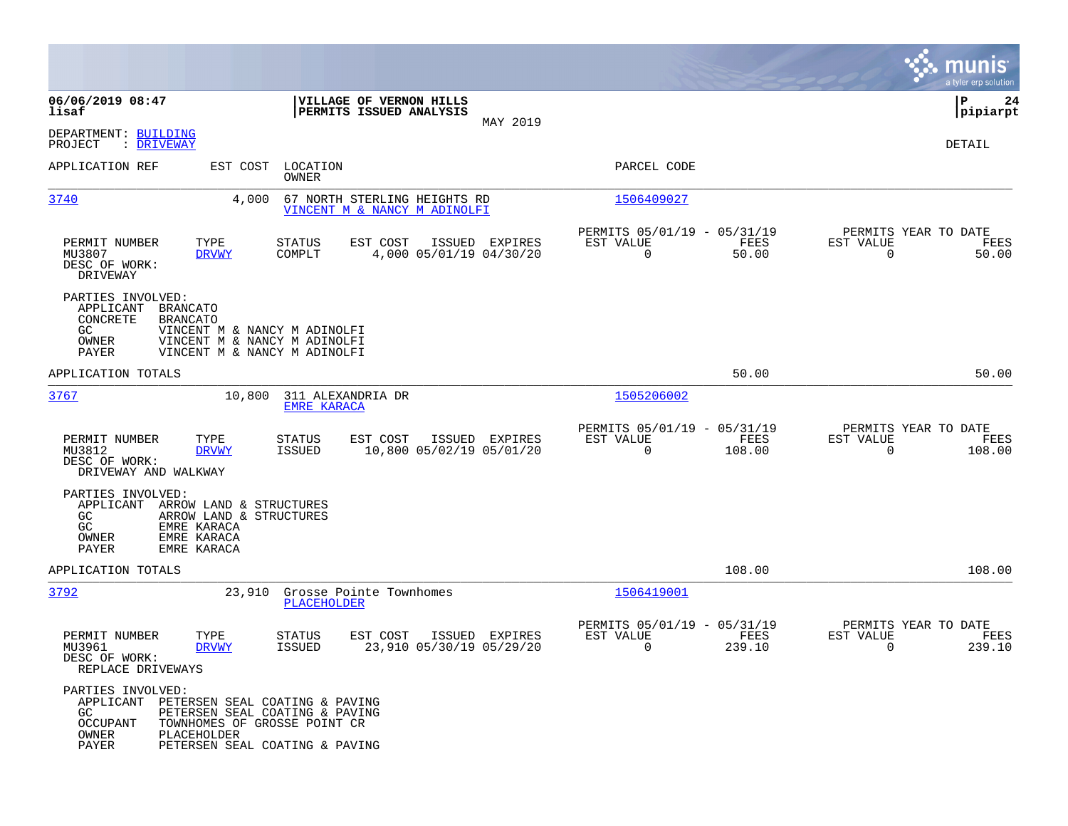**06/06/2019 08:47**
**lisaf**

**VILLAGE OF VERNON HILLS**
**PERMITS ISSUED ANALYSIS**

MAY 2019

**P 24**
**pipiarpt**

DEPARTMENT: BUILDING
PROJECT : DRIVEWAY

DETAIL

| APPLICATION REF | EST COST | LOCATION / OWNER | PARCEL CODE |
|---|---|---|---|
| 3740 | 4,000 | 67 NORTH STERLING HEIGHTS RD / VINCENT M & NANCY M ADINOLFI | 1506409027 |

| PERMIT NUMBER | TYPE | STATUS | EST COST | ISSUED | EXPIRES | PERMITS 05/01/19 - 05/31/19 EST VALUE | FEES | PERMITS YEAR TO DATE EST VALUE | FEES |
|---|---|---|---|---|---|---|---|---|---|
| MU3807 | DRVWY | COMPLT | 4,000 | 05/01/19 | 04/30/20 | 0 | 50.00 | 0 | 50.00 |

DESC OF WORK:
DRIVEWAY

PARTIES INVOLVED:
APPLICANT BRANCATO
CONCRETE BRANCATO
GC VINCENT M & NANCY M ADINOLFI
OWNER VINCENT M & NANCY M ADINOLFI
PAYER VINCENT M & NANCY M ADINOLFI

APPLICATION TOTALS 50.00 50.00

| APPLICATION REF | EST COST | LOCATION / OWNER | PARCEL CODE |
|---|---|---|---|
| 3767 | 10,800 | 311 ALEXANDRIA DR / EMRE KARACA | 1505206002 |

| PERMIT NUMBER | TYPE | STATUS | EST COST | ISSUED | EXPIRES | PERMITS 05/01/19 - 05/31/19 EST VALUE | FEES | PERMITS YEAR TO DATE EST VALUE | FEES |
|---|---|---|---|---|---|---|---|---|---|
| MU3812 | DRVWY | ISSUED | 10,800 | 05/02/19 | 05/01/20 | 0 | 108.00 | 0 | 108.00 |

DESC OF WORK:
DRIVEWAY AND WALKWAY

PARTIES INVOLVED:
APPLICANT ARROW LAND & STRUCTURES
GC ARROW LAND & STRUCTURES
GC EMRE KARACA
OWNER EMRE KARACA
PAYER EMRE KARACA

APPLICATION TOTALS 108.00 108.00

| APPLICATION REF | EST COST | LOCATION / OWNER | PARCEL CODE |
|---|---|---|---|
| 3792 | 23,910 | Grosse Pointe Townhomes / PLACEHOLDER | 1506419001 |

| PERMIT NUMBER | TYPE | STATUS | EST COST | ISSUED | EXPIRES | PERMITS 05/01/19 - 05/31/19 EST VALUE | FEES | PERMITS YEAR TO DATE EST VALUE | FEES |
|---|---|---|---|---|---|---|---|---|---|
| MU3961 | DRVWY | ISSUED | 23,910 | 05/30/19 | 05/29/20 | 0 | 239.10 | 0 | 239.10 |

DESC OF WORK:
REPLACE DRIVEWAYS

PARTIES INVOLVED:
APPLICANT PETERSEN SEAL COATING & PAVING
GC PETERSEN SEAL COATING & PAVING
OCCUPANT TOWNHOMES OF GROSSE POINT CR
OWNER PLACEHOLDER
PAYER PETERSEN SEAL COATING & PAVING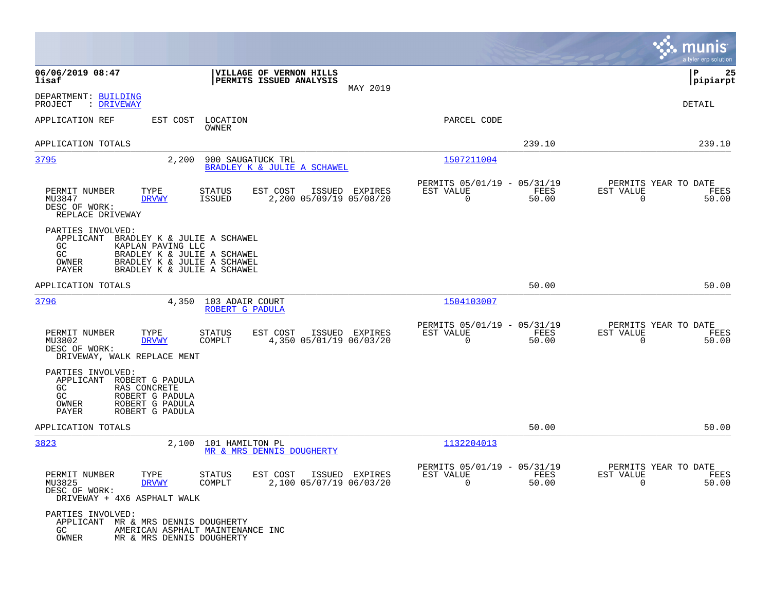**06/06/2019 08:47**
**lisaf**

**VILLAGE OF VERNON HILLS**
**PERMITS ISSUED ANALYSIS**
MAY 2019

**P 25**
**pipiarpt**

DEPARTMENT: BUILDING
PROJECT : DRIVEWAY

DETAIL

| APPLICATION REF | EST COST | LOCATION / OWNER | PARCEL CODE | | |
|---|---|---|---|---|---|
| APPLICATION TOTALS | | | | 239.10 | 239.10 |

---

**3795** — 2,200 — 900 SAUGATUCK TRL — BRADLEY K & JULIE A SCHAWEL — Parcel: 1507211004

| PERMIT NUMBER | TYPE | STATUS | EST COST | ISSUED | EXPIRES | PERMITS 05/01/19 - 05/31/19 EST VALUE | FEES | PERMITS YEAR TO DATE EST VALUE | FEES |
|---|---|---|---|---|---|---|---|---|---|
| MU3847 | DRVWY | ISSUED | 2,200 | 05/09/19 | 05/08/20 | 0 | 50.00 | 0 | 50.00 |

DESC OF WORK:
REPLACE DRIVEWAY

PARTIES INVOLVED:
- APPLICANT BRADLEY K & JULIE A SCHAWEL
- GC KAPLAN PAVING LLC
- GC BRADLEY K & JULIE A SCHAWEL
- OWNER BRADLEY K & JULIE A SCHAWEL
- PAYER BRADLEY K & JULIE A SCHAWEL

APPLICATION TOTALS 50.00 50.00

---

**3796** — 4,350 — 103 ADAIR COURT — ROBERT G PADULA — Parcel: 1504103007

| PERMIT NUMBER | TYPE | STATUS | EST COST | ISSUED | EXPIRES | PERMITS 05/01/19 - 05/31/19 EST VALUE | FEES | PERMITS YEAR TO DATE EST VALUE | FEES |
|---|---|---|---|---|---|---|---|---|---|
| MU3802 | DRVWY | COMPLT | 4,350 | 05/01/19 | 06/03/20 | 0 | 50.00 | 0 | 50.00 |

DESC OF WORK:
DRIVEWAY, WALK REPLACE MENT

PARTIES INVOLVED:
- APPLICANT ROBERT G PADULA
- GC RAS CONCRETE
- GC ROBERT G PADULA
- OWNER ROBERT G PADULA
- PAYER ROBERT G PADULA

APPLICATION TOTALS 50.00 50.00

---

**3823** — 2,100 — 101 HAMILTON PL — MR & MRS DENNIS DOUGHERTY — Parcel: 1132204013

| PERMIT NUMBER | TYPE | STATUS | EST COST | ISSUED | EXPIRES | PERMITS 05/01/19 - 05/31/19 EST VALUE | FEES | PERMITS YEAR TO DATE EST VALUE | FEES |
|---|---|---|---|---|---|---|---|---|---|
| MU3825 | DRVWY | COMPLT | 2,100 | 05/07/19 | 06/03/20 | 0 | 50.00 | 0 | 50.00 |

DESC OF WORK:
DRIVEWAY + 4X6 ASPHALT WALK

PARTIES INVOLVED:
- APPLICANT MR & MRS DENNIS DOUGHERTY
- GC AMERICAN ASPHALT MAINTENANCE INC
- OWNER MR & MRS DENNIS DOUGHERTY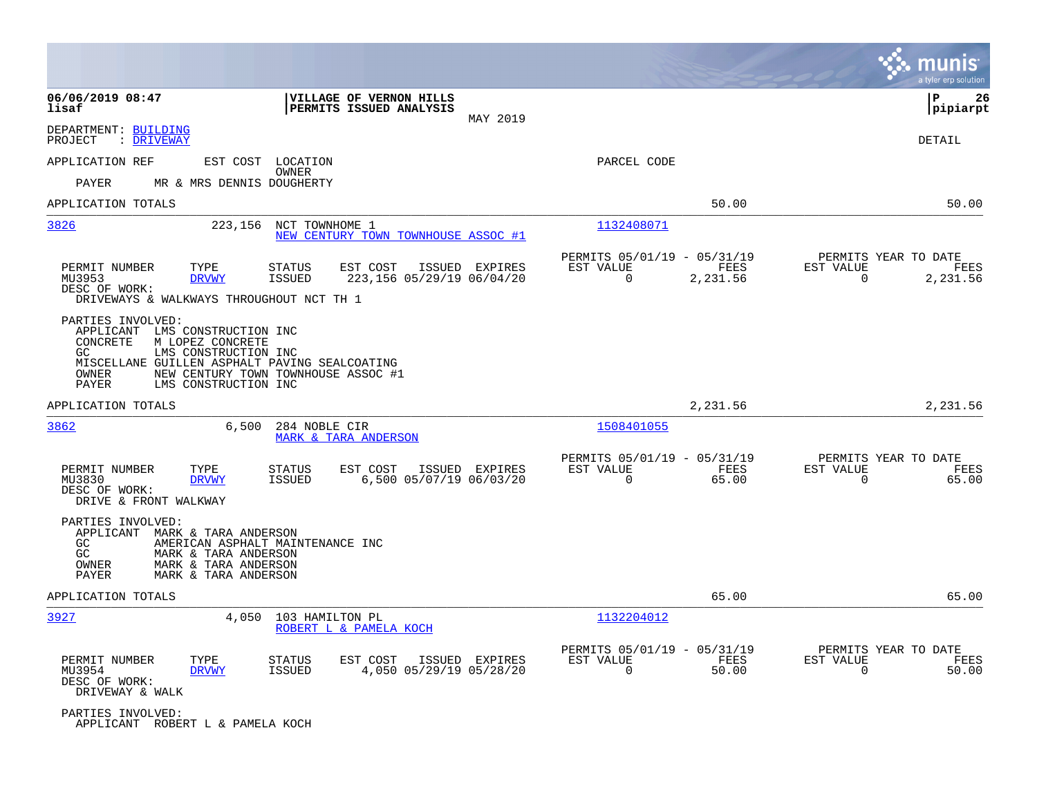**VILLAGE OF VERNON HILLS**
**PERMITS ISSUED ANALYSIS**

MAY 2019

06/06/2019 08:47
lisaf

P 26
pipiarpt

DEPARTMENT: BUILDING
PROJECT : DRIVEWAY

DETAIL

APPLICATION REF    EST COST    LOCATION
                               OWNER
PARCEL CODE

PAYER    MR & MRS DENNIS DOUGHERTY

APPLICATION TOTALS    50.00    50.00

---

**3826**    223,156    NCT TOWNHOME 1
NEW CENTURY TOWN TOWNHOUSE ASSOC #1
Parcel: 1132408071

| PERMIT NUMBER | TYPE | STATUS | EST COST | ISSUED | EXPIRES | PERMITS 05/01/19 - 05/31/19 EST VALUE | FEES | PERMITS YEAR TO DATE EST VALUE | FEES |
|---|---|---|---|---|---|---|---|---|---|
| MU3953 | DRVWY | ISSUED | 223,156 | 05/29/19 | 06/04/20 | 0 | 2,231.56 | 0 | 2,231.56 |

DESC OF WORK:
DRIVEWAYS & WALKWAYS THROUGHOUT NCT TH 1

PARTIES INVOLVED:
- APPLICANT LMS CONSTRUCTION INC
- CONCRETE M LOPEZ CONCRETE
- GC LMS CONSTRUCTION INC
- MISCELLANE GUILLEN ASPHALT PAVING SEALCOATING
- OWNER NEW CENTURY TOWN TOWNHOUSE ASSOC #1
- PAYER LMS CONSTRUCTION INC

APPLICATION TOTALS    2,231.56    2,231.56

---

**3862**    6,500    284 NOBLE CIR
MARK & TARA ANDERSON
Parcel: 1508401055

| PERMIT NUMBER | TYPE | STATUS | EST COST | ISSUED | EXPIRES | PERMITS 05/01/19 - 05/31/19 EST VALUE | FEES | PERMITS YEAR TO DATE EST VALUE | FEES |
|---|---|---|---|---|---|---|---|---|---|
| MU3830 | DRVWY | ISSUED | 6,500 | 05/07/19 | 06/03/20 | 0 | 65.00 | 0 | 65.00 |

DESC OF WORK:
DRIVE & FRONT WALKWAY

PARTIES INVOLVED:
- APPLICANT MARK & TARA ANDERSON
- GC AMERICAN ASPHALT MAINTENANCE INC
- GC MARK & TARA ANDERSON
- OWNER MARK & TARA ANDERSON
- PAYER MARK & TARA ANDERSON

APPLICATION TOTALS    65.00    65.00

---

**3927**    4,050    103 HAMILTON PL
ROBERT L & PAMELA KOCH
Parcel: 1132204012

| PERMIT NUMBER | TYPE | STATUS | EST COST | ISSUED | EXPIRES | PERMITS 05/01/19 - 05/31/19 EST VALUE | FEES | PERMITS YEAR TO DATE EST VALUE | FEES |
|---|---|---|---|---|---|---|---|---|---|
| MU3954 | DRVWY | ISSUED | 4,050 | 05/29/19 | 05/28/20 | 0 | 50.00 | 0 | 50.00 |

DESC OF WORK:
DRIVEWAY & WALK

PARTIES INVOLVED:
- APPLICANT ROBERT L & PAMELA KOCH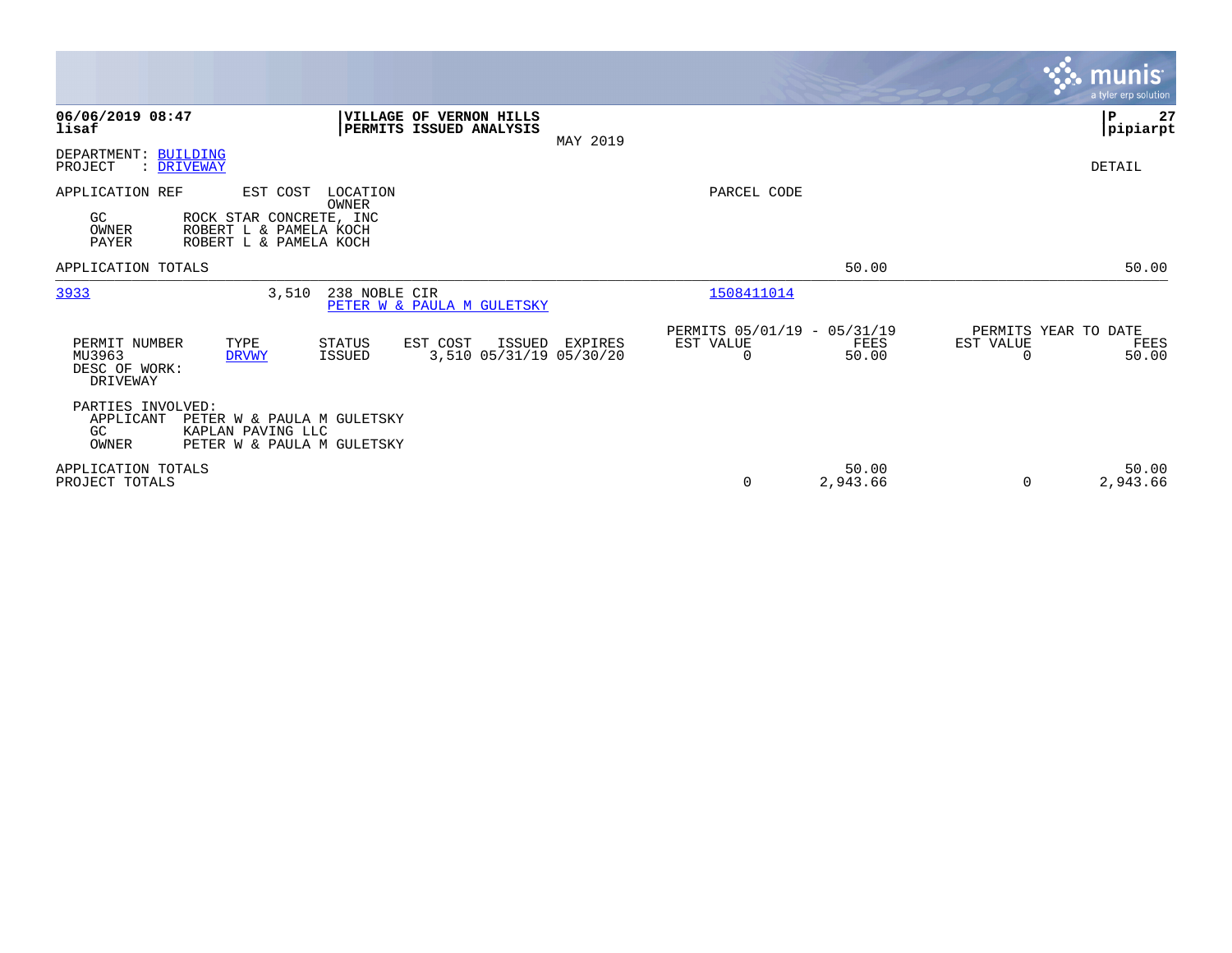**06/06/2019 08:47**
**lisaf**

**VILLAGE OF VERNON HILLS**
**PERMITS ISSUED ANALYSIS**

MAY 2019

**P 27**
**pipiarpt**

DEPARTMENT: BUILDING
PROJECT : DRIVEWAY

DETAIL

| APPLICATION REF | EST COST | LOCATION / OWNER | | PARCEL CODE | | |
|---|---|---|---|---|---|---|
| GC | ROCK STAR CONCRETE, INC | | | | | |
| OWNER | ROBERT L & PAMELA KOCH | | | | | |
| PAYER | ROBERT L & PAMELA KOCH | | | | | |
| APPLICATION TOTALS | | | | | 50.00 | 50.00 |

| APPLICATION REF | EST COST | LOCATION / OWNER | PARCEL CODE |
|---|---|---|---|
| 3933 | 3,510 | 238 NOBLE CIR / PETER W & PAULA M GULETSKY | 1508411014 |

| PERMIT NUMBER | TYPE | STATUS | EST COST | ISSUED | EXPIRES | PERMITS 05/01/19 - 05/31/19 EST VALUE | FEES | PERMITS YEAR TO DATE EST VALUE | FEES |
|---|---|---|---|---|---|---|---|---|---|
| MU3963 | DRVWY | ISSUED | 3,510 | 05/31/19 | 05/30/20 | 0 | 50.00 | 0 | 50.00 |

DESC OF WORK:
DRIVEWAY

PARTIES INVOLVED:

| | |
|---|---|
| APPLICANT | PETER W & PAULA M GULETSKY |
| GC | KAPLAN PAVING LLC |
| OWNER | PETER W & PAULA M GULETSKY |

| | EST VALUE | FEES | YTD EST VALUE | YTD FEES |
|---|---|---|---|---|
| APPLICATION TOTALS | | 50.00 | | 50.00 |
| PROJECT TOTALS | 0 | 2,943.66 | 0 | 2,943.66 |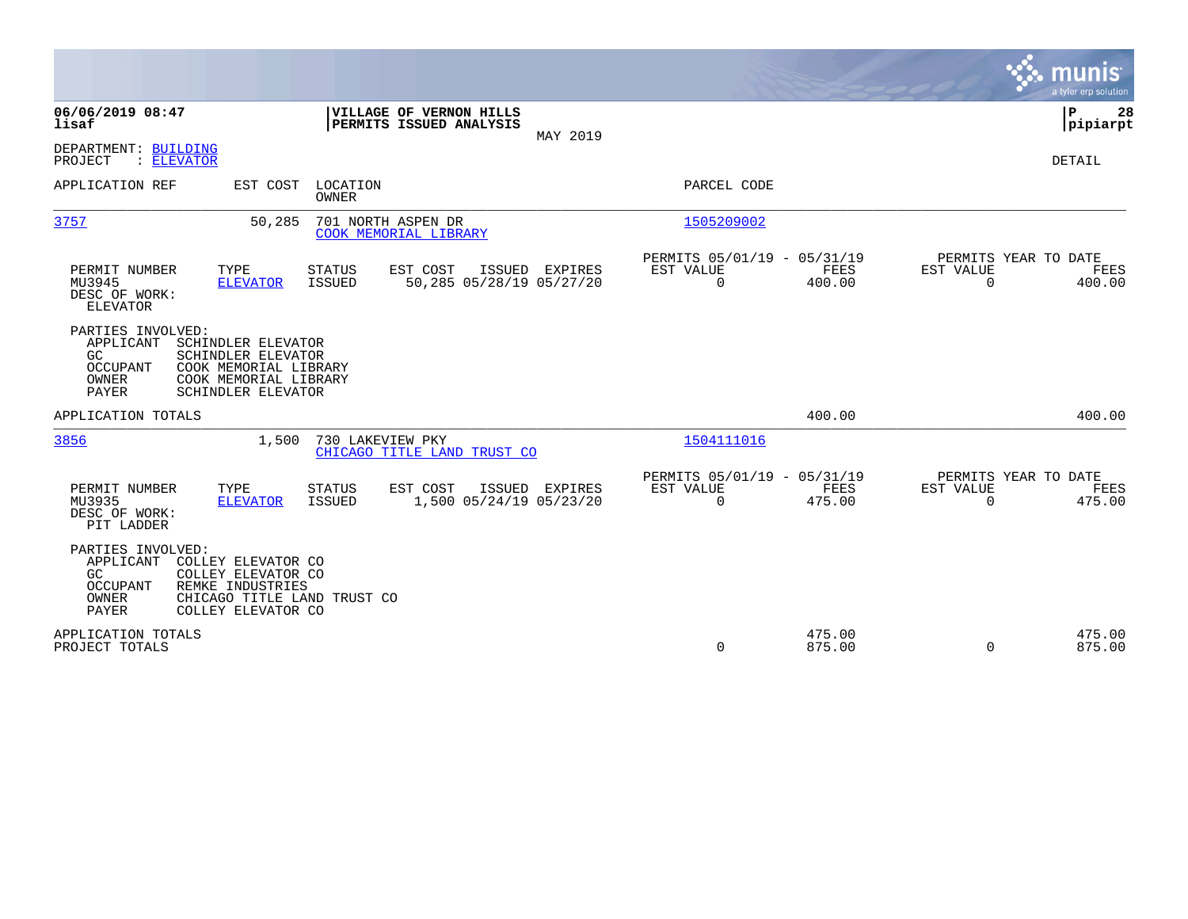**06/06/2019 08:47**
**lisaf**

**VILLAGE OF VERNON HILLS**
**PERMITS ISSUED ANALYSIS**
MAY 2019

**P 28**
**pipiarpt**

DEPARTMENT: BUILDING
PROJECT : ELEVATOR

DETAIL

| APPLICATION REF | EST COST | LOCATION / OWNER | PARCEL CODE |
|---|---|---|---|
| 3757 | 50,285 | 701 NORTH ASPEN DR / COOK MEMORIAL LIBRARY | 1505209002 |

| PERMIT NUMBER | TYPE | STATUS | EST COST | ISSUED | EXPIRES | PERMITS 05/01/19 - 05/31/19 EST VALUE | FEES | PERMITS YEAR TO DATE EST VALUE | FEES |
|---|---|---|---|---|---|---|---|---|---|
| MU3945 | ELEVATOR | ISSUED | 50,285 | 05/28/19 | 05/27/20 | 0 | 400.00 | 0 | 400.00 |

DESC OF WORK:
ELEVATOR

PARTIES INVOLVED:
- APPLICANT SCHINDLER ELEVATOR
- GC SCHINDLER ELEVATOR
- OCCUPANT COOK MEMORIAL LIBRARY
- OWNER COOK MEMORIAL LIBRARY
- PAYER SCHINDLER ELEVATOR

APPLICATION TOTALS — FEES 400.00 — YTD FEES 400.00

| APPLICATION REF | EST COST | LOCATION / OWNER | PARCEL CODE |
|---|---|---|---|
| 3856 | 1,500 | 730 LAKEVIEW PKY / CHICAGO TITLE LAND TRUST CO | 1504111016 |

| PERMIT NUMBER | TYPE | STATUS | EST COST | ISSUED | EXPIRES | PERMITS 05/01/19 - 05/31/19 EST VALUE | FEES | PERMITS YEAR TO DATE EST VALUE | FEES |
|---|---|---|---|---|---|---|---|---|---|
| MU3935 | ELEVATOR | ISSUED | 1,500 | 05/24/19 | 05/23/20 | 0 | 475.00 | 0 | 475.00 |

DESC OF WORK:
PIT LADDER

PARTIES INVOLVED:
- APPLICANT COLLEY ELEVATOR CO
- GC COLLEY ELEVATOR CO
- OCCUPANT REMKE INDUSTRIES
- OWNER CHICAGO TITLE LAND TRUST CO
- PAYER COLLEY ELEVATOR CO

| | EST VALUE | FEES | YTD EST VALUE | YTD FEES |
|---|---|---|---|---|
| APPLICATION TOTALS | | 475.00 | | 475.00 |
| PROJECT TOTALS | 0 | 875.00 | 0 | 875.00 |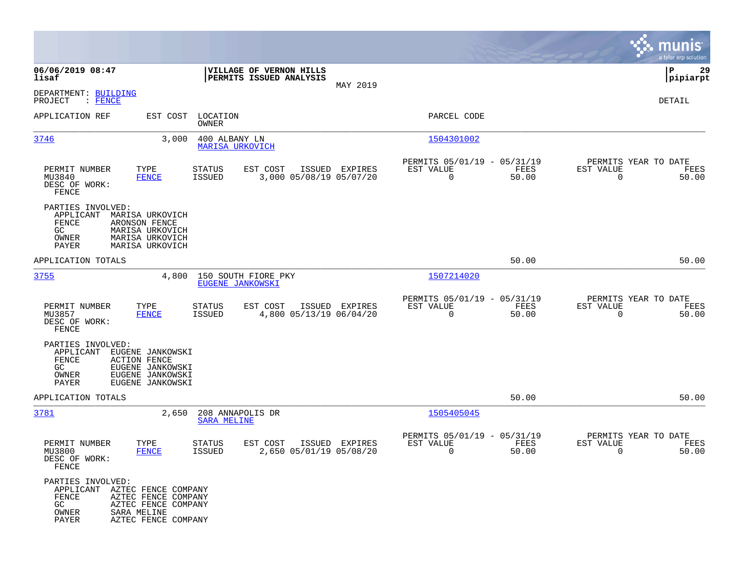06/06/2019 08:47
lisaf

**VILLAGE OF VERNON HILLS**
**PERMITS ISSUED ANALYSIS**
MAY 2019

P 29
pipiarpt

DEPARTMENT: BUILDING
PROJECT : FENCE

DETAIL

| APPLICATION REF | EST COST | LOCATION / OWNER | PARCEL CODE |
|---|---|---|---|
| 3746 | 3,000 | 400 ALBANY LN / MARISA URKOVICH | 1504301002 |

| PERMIT NUMBER | TYPE | STATUS | EST COST | ISSUED | EXPIRES | PERMITS 05/01/19 - 05/31/19 EST VALUE | FEES | PERMITS YEAR TO DATE EST VALUE | FEES |
|---|---|---|---|---|---|---|---|---|---|
| MU3840 | FENCE | ISSUED | 3,000 | 05/08/19 | 05/07/20 | 0 | 50.00 | 0 | 50.00 |

DESC OF WORK:
FENCE

PARTIES INVOLVED:
- APPLICANT MARISA URKOVICH
- FENCE ARONSON FENCE
- GC MARISA URKOVICH
- OWNER MARISA URKOVICH
- PAYER MARISA URKOVICH

APPLICATION TOTALS 50.00 50.00

| APPLICATION REF | EST COST | LOCATION / OWNER | PARCEL CODE |
|---|---|---|---|
| 3755 | 4,800 | 150 SOUTH FIORE PKY / EUGENE JANKOWSKI | 1507214020 |

| PERMIT NUMBER | TYPE | STATUS | EST COST | ISSUED | EXPIRES | PERMITS 05/01/19 - 05/31/19 EST VALUE | FEES | PERMITS YEAR TO DATE EST VALUE | FEES |
|---|---|---|---|---|---|---|---|---|---|
| MU3857 | FENCE | ISSUED | 4,800 | 05/13/19 | 06/04/20 | 0 | 50.00 | 0 | 50.00 |

DESC OF WORK:
FENCE

PARTIES INVOLVED:
- APPLICANT EUGENE JANKOWSKI
- FENCE ACTION FENCE
- GC EUGENE JANKOWSKI
- OWNER EUGENE JANKOWSKI
- PAYER EUGENE JANKOWSKI

APPLICATION TOTALS 50.00 50.00

| APPLICATION REF | EST COST | LOCATION / OWNER | PARCEL CODE |
|---|---|---|---|
| 3781 | 2,650 | 208 ANNAPOLIS DR / SARA MELINE | 1505405045 |

| PERMIT NUMBER | TYPE | STATUS | EST COST | ISSUED | EXPIRES | PERMITS 05/01/19 - 05/31/19 EST VALUE | FEES | PERMITS YEAR TO DATE EST VALUE | FEES |
|---|---|---|---|---|---|---|---|---|---|
| MU3800 | FENCE | ISSUED | 2,650 | 05/01/19 | 05/08/20 | 0 | 50.00 | 0 | 50.00 |

DESC OF WORK:
FENCE

PARTIES INVOLVED:
- APPLICANT AZTEC FENCE COMPANY
- FENCE AZTEC FENCE COMPANY
- GC AZTEC FENCE COMPANY
- OWNER SARA MELINE
- PAYER AZTEC FENCE COMPANY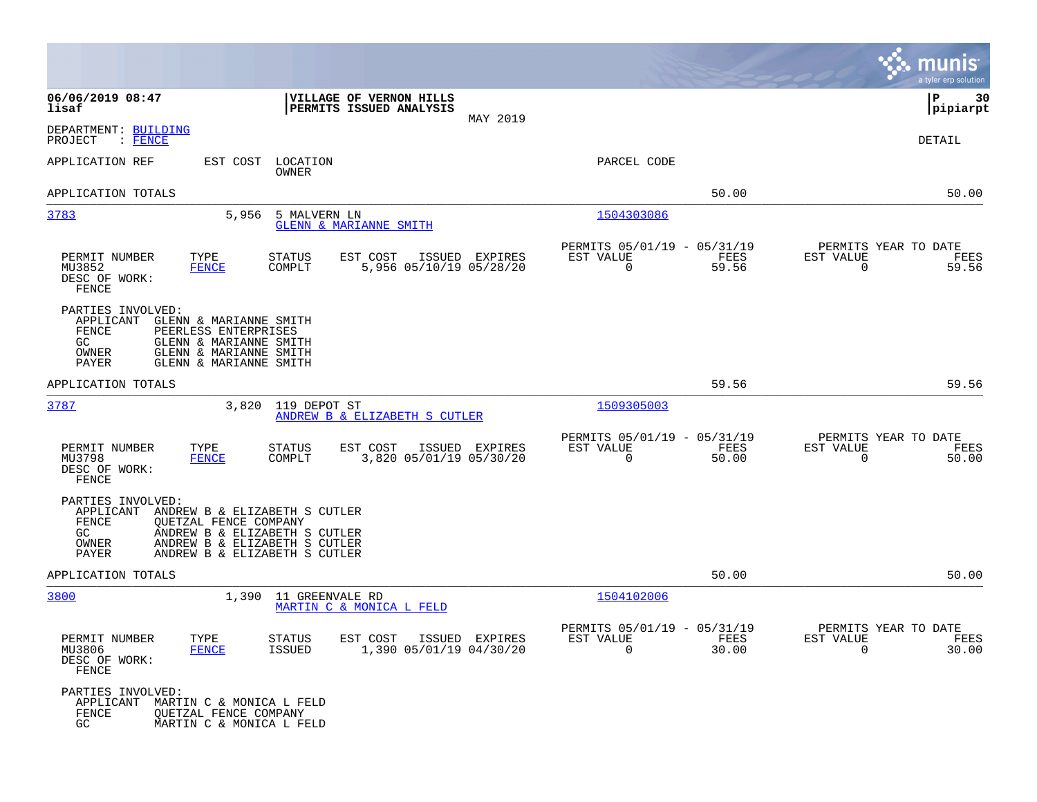**06/06/2019 08:47**
**lisaf**

**VILLAGE OF VERNON HILLS**
**PERMITS ISSUED ANALYSIS**

MAY 2019

**P 30**
**pipiarpt**

DEPARTMENT: BUILDING
PROJECT : FENCE

DETAIL

| APPLICATION REF | EST COST | LOCATION / OWNER | PARCEL CODE | | |
|---|---|---|---|---|---|
| APPLICATION TOTALS | | | | 50.00 | 50.00 |
| 3783 | 5,956 | 5 MALVERN LN / GLENN & MARIANNE SMITH | 1504303086 | | |

| PERMIT NUMBER | TYPE | STATUS | EST COST | ISSUED | EXPIRES | PERMITS 05/01/19 - 05/31/19 EST VALUE | FEES | PERMITS YEAR TO DATE EST VALUE | FEES |
|---|---|---|---|---|---|---|---|---|---|
| MU3852 | FENCE | COMPLT | 5,956 | 05/10/19 | 05/28/20 | 0 | 59.56 | 0 | 59.56 |

DESC OF WORK:
FENCE

PARTIES INVOLVED:
- APPLICANT GLENN & MARIANNE SMITH
- FENCE PEERLESS ENTERPRISES
- GC GLENN & MARIANNE SMITH
- OWNER GLENN & MARIANNE SMITH
- PAYER GLENN & MARIANNE SMITH

| APPLICATION TOTALS | | | | 59.56 | 59.56 |
|---|---|---|---|---|---|
| 3787 | 3,820 | 119 DEPOT ST / ANDREW B & ELIZABETH S CUTLER | 1509305003 | | |

| PERMIT NUMBER | TYPE | STATUS | EST COST | ISSUED | EXPIRES | PERMITS 05/01/19 - 05/31/19 EST VALUE | FEES | PERMITS YEAR TO DATE EST VALUE | FEES |
|---|---|---|---|---|---|---|---|---|---|
| MU3798 | FENCE | COMPLT | 3,820 | 05/01/19 | 05/30/20 | 0 | 50.00 | 0 | 50.00 |

DESC OF WORK:
FENCE

PARTIES INVOLVED:
- APPLICANT ANDREW B & ELIZABETH S CUTLER
- FENCE QUETZAL FENCE COMPANY
- GC ANDREW B & ELIZABETH S CUTLER
- OWNER ANDREW B & ELIZABETH S CUTLER
- PAYER ANDREW B & ELIZABETH S CUTLER

| APPLICATION TOTALS | | | | 50.00 | 50.00 |
|---|---|---|---|---|---|
| 3800 | 1,390 | 11 GREENVALE RD / MARTIN C & MONICA L FELD | 1504102006 | | |

| PERMIT NUMBER | TYPE | STATUS | EST COST | ISSUED | EXPIRES | PERMITS 05/01/19 - 05/31/19 EST VALUE | FEES | PERMITS YEAR TO DATE EST VALUE | FEES |
|---|---|---|---|---|---|---|---|---|---|
| MU3806 | FENCE | ISSUED | 1,390 | 05/01/19 | 04/30/20 | 0 | 30.00 | 0 | 30.00 |

DESC OF WORK:
FENCE

PARTIES INVOLVED:
- APPLICANT MARTIN C & MONICA L FELD
- FENCE QUETZAL FENCE COMPANY
- GC MARTIN C & MONICA L FELD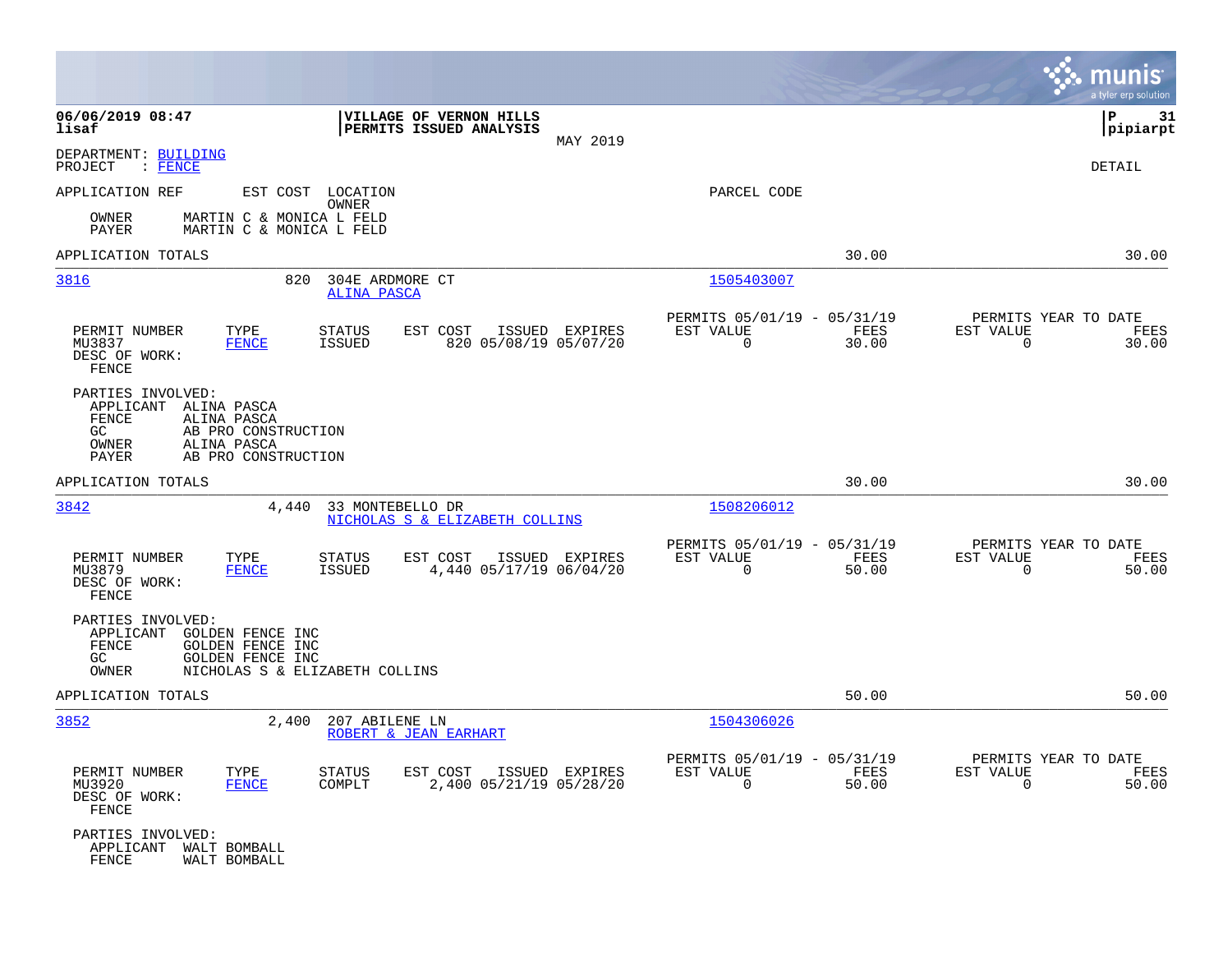**06/06/2019 08:47**
**lisaf**

**VILLAGE OF VERNON HILLS**
**PERMITS ISSUED ANALYSIS**

MAY 2019

**P 31**
**pipiarpt**

DEPARTMENT: BUILDING
PROJECT : FENCE

DETAIL

APPLICATION REF    EST COST    LOCATION / OWNER    PARCEL CODE

OWNER    MARTIN C & MONICA L FELD
PAYER    MARTIN C & MONICA L FELD

APPLICATION TOTALS    30.00    30.00

---

**3816**    820    304E ARDMORE CT
ALINA PASCA
1505403007

| PERMIT NUMBER | TYPE | STATUS | EST COST | ISSUED | EXPIRES | PERMITS 05/01/19 - 05/31/19 EST VALUE | FEES | PERMITS YEAR TO DATE EST VALUE | FEES |
|---|---|---|---|---|---|---|---|---|---|
| MU3837 | FENCE | ISSUED | 820 | 05/08/19 | 05/07/20 | 0 | 30.00 | 0 | 30.00 |

DESC OF WORK:
FENCE

PARTIES INVOLVED:
APPLICANT    ALINA PASCA
FENCE    ALINA PASCA
GC    AB PRO CONSTRUCTION
OWNER    ALINA PASCA
PAYER    AB PRO CONSTRUCTION

APPLICATION TOTALS    30.00    30.00

---

**3842**    4,440    33 MONTEBELLO DR
NICHOLAS S & ELIZABETH COLLINS
1508206012

| PERMIT NUMBER | TYPE | STATUS | EST COST | ISSUED | EXPIRES | PERMITS 05/01/19 - 05/31/19 EST VALUE | FEES | PERMITS YEAR TO DATE EST VALUE | FEES |
|---|---|---|---|---|---|---|---|---|---|
| MU3879 | FENCE | ISSUED | 4,440 | 05/17/19 | 06/04/20 | 0 | 50.00 | 0 | 50.00 |

DESC OF WORK:
FENCE

PARTIES INVOLVED:
APPLICANT    GOLDEN FENCE INC
FENCE    GOLDEN FENCE INC
GC    GOLDEN FENCE INC
OWNER    NICHOLAS S & ELIZABETH COLLINS

APPLICATION TOTALS    50.00    50.00

---

**3852**    2,400    207 ABILENE LN
ROBERT & JEAN EARHART
1504306026

| PERMIT NUMBER | TYPE | STATUS | EST COST | ISSUED | EXPIRES | PERMITS 05/01/19 - 05/31/19 EST VALUE | FEES | PERMITS YEAR TO DATE EST VALUE | FEES |
|---|---|---|---|---|---|---|---|---|---|
| MU3920 | FENCE | COMPLT | 2,400 | 05/21/19 | 05/28/20 | 0 | 50.00 | 0 | 50.00 |

DESC OF WORK:
FENCE

PARTIES INVOLVED:
APPLICANT    WALT BOMBALL
FENCE    WALT BOMBALL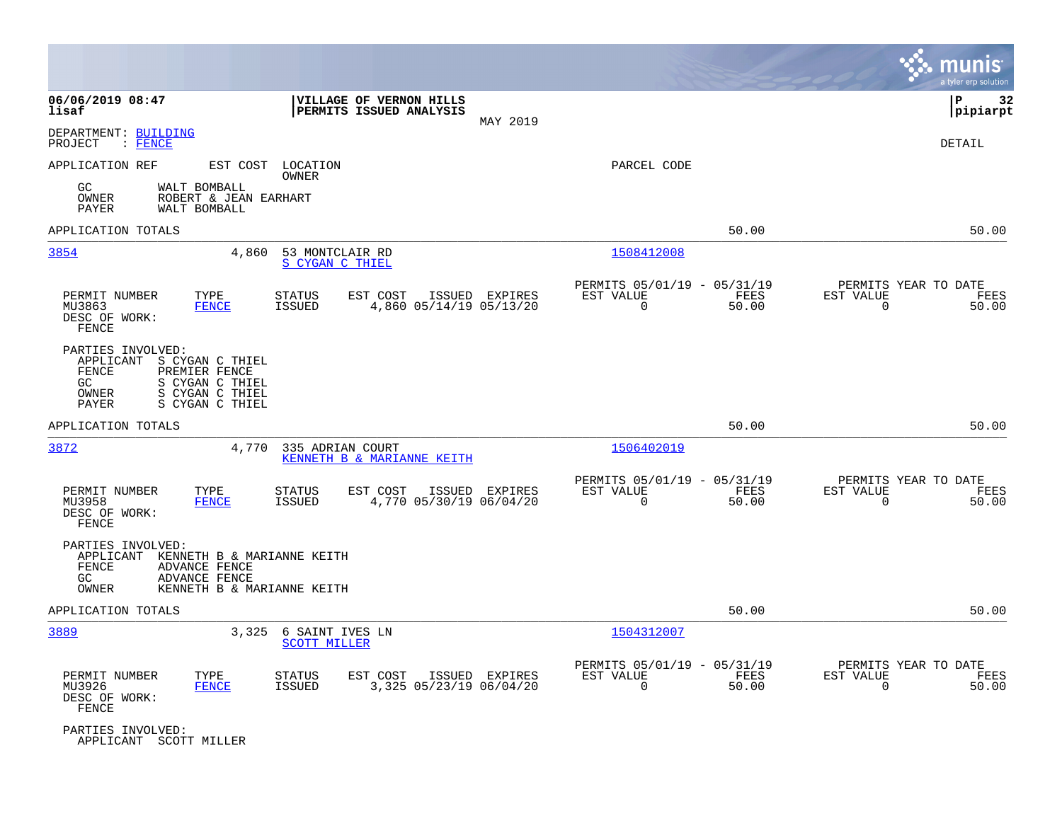06/06/2019 08:47
lisaf

**VILLAGE OF VERNON HILLS**
**PERMITS ISSUED ANALYSIS**

MAY 2019

pipiarpt

DEPARTMENT: BUILDING
PROJECT : FENCE

DETAIL

APPLICATION REF | EST COST | LOCATION / OWNER | PARCEL CODE

GC WALT BOMBALL
OWNER ROBERT & JEAN EARHART
PAYER WALT BOMBALL

APPLICATION TOTALS 50.00 50.00

---

**3854** 4,860 53 MONTCLAIR RD — S CYGAN C THIEL — 1508412008

| PERMIT NUMBER | TYPE | STATUS | EST COST | ISSUED | EXPIRES | PERMITS 05/01/19 - 05/31/19 EST VALUE | FEES | PERMITS YEAR TO DATE EST VALUE | FEES |
|---|---|---|---|---|---|---|---|---|---|
| MU3863 | FENCE | ISSUED | 4,860 | 05/14/19 | 05/13/20 | 0 | 50.00 | 0 | 50.00 |

DESC OF WORK:
FENCE

PARTIES INVOLVED:
APPLICANT S CYGAN C THIEL
FENCE PREMIER FENCE
GC S CYGAN C THIEL
OWNER S CYGAN C THIEL
PAYER S CYGAN C THIEL

APPLICATION TOTALS 50.00 50.00

---

**3872** 4,770 335 ADRIAN COURT — KENNETH B & MARIANNE KEITH — 1506402019

| PERMIT NUMBER | TYPE | STATUS | EST COST | ISSUED | EXPIRES | PERMITS 05/01/19 - 05/31/19 EST VALUE | FEES | PERMITS YEAR TO DATE EST VALUE | FEES |
|---|---|---|---|---|---|---|---|---|---|
| MU3958 | FENCE | ISSUED | 4,770 | 05/30/19 | 06/04/20 | 0 | 50.00 | 0 | 50.00 |

DESC OF WORK:
FENCE

PARTIES INVOLVED:
APPLICANT KENNETH B & MARIANNE KEITH
FENCE ADVANCE FENCE
GC ADVANCE FENCE
OWNER KENNETH B & MARIANNE KEITH

APPLICATION TOTALS 50.00 50.00

---

**3889** 3,325 6 SAINT IVES LN — SCOTT MILLER — 1504312007

| PERMIT NUMBER | TYPE | STATUS | EST COST | ISSUED | EXPIRES | PERMITS 05/01/19 - 05/31/19 EST VALUE | FEES | PERMITS YEAR TO DATE EST VALUE | FEES |
|---|---|---|---|---|---|---|---|---|---|
| MU3926 | FENCE | ISSUED | 3,325 | 05/23/19 | 06/04/20 | 0 | 50.00 | 0 | 50.00 |

DESC OF WORK:
FENCE

PARTIES INVOLVED:
APPLICANT SCOTT MILLER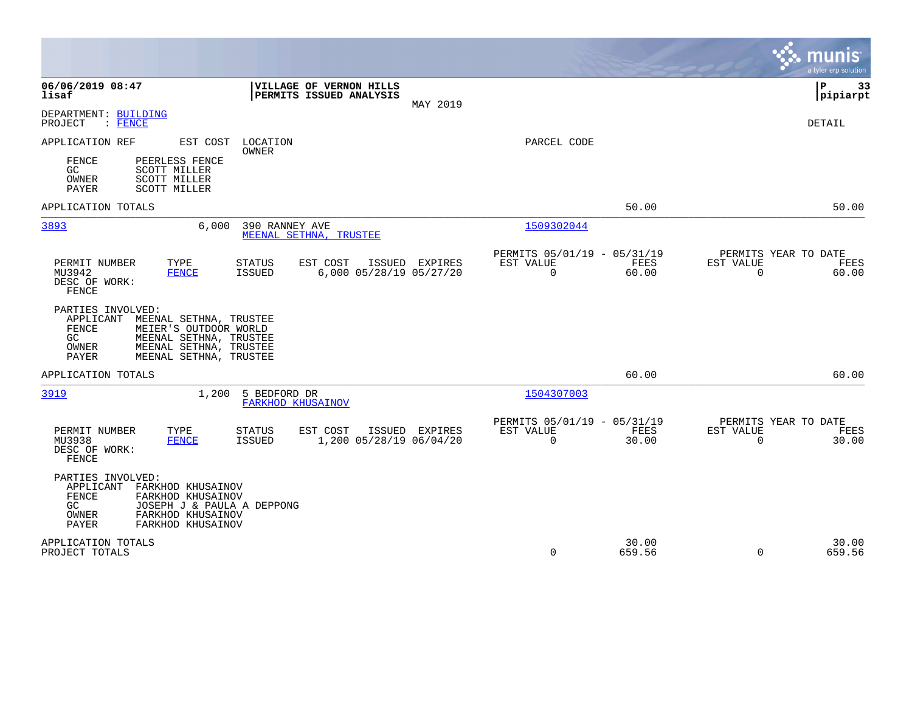06/06/2019 08:47 — lisaf

**VILLAGE OF VERNON HILLS**
**PERMITS ISSUED ANALYSIS**
MAY 2019

pipiarpt

DEPARTMENT: BUILDING
PROJECT : FENCE

DETAIL

| APPLICATION REF | EST COST | LOCATION / OWNER | PARCEL CODE |
|---|---|---|---|

| Role | Name |
|---|---|
| FENCE | PEERLESS FENCE |
| GC | SCOTT MILLER |
| OWNER | SCOTT MILLER |
| PAYER | SCOTT MILLER |

APPLICATION TOTALS — 50.00 — 50.00

---

**3893** — 6,000 — 390 RANNEY AVE — MEENAL SETHNA, TRUSTEE — 1509302044

| PERMIT NUMBER | TYPE | STATUS | EST COST | ISSUED | EXPIRES | PERMITS 05/01/19 - 05/31/19 EST VALUE | FEES | PERMITS YEAR TO DATE EST VALUE | FEES |
|---|---|---|---|---|---|---|---|---|---|
| MU3942 | FENCE | ISSUED | 6,000 | 05/28/19 | 05/27/20 | 0 | 60.00 | 0 | 60.00 |

DESC OF WORK:
FENCE

PARTIES INVOLVED:

| Role | Name |
|---|---|
| APPLICANT | MEENAL SETHNA, TRUSTEE |
| FENCE | MEIER'S OUTDOOR WORLD |
| GC | MEENAL SETHNA, TRUSTEE |
| OWNER | MEENAL SETHNA, TRUSTEE |
| PAYER | MEENAL SETHNA, TRUSTEE |

APPLICATION TOTALS — 60.00 — 60.00

---

**3919** — 1,200 — 5 BEDFORD DR — FARKHOD KHUSAINOV — 1504307003

| PERMIT NUMBER | TYPE | STATUS | EST COST | ISSUED | EXPIRES | PERMITS 05/01/19 - 05/31/19 EST VALUE | FEES | PERMITS YEAR TO DATE EST VALUE | FEES |
|---|---|---|---|---|---|---|---|---|---|
| MU3938 | FENCE | ISSUED | 1,200 | 05/28/19 | 06/04/20 | 0 | 30.00 | 0 | 30.00 |

DESC OF WORK:
FENCE

PARTIES INVOLVED:

| Role | Name |
|---|---|
| APPLICANT | FARKHOD KHUSAINOV |
| FENCE | FARKHOD KHUSAINOV |
| GC | JOSEPH J & PAULA A DEPPONG |
| OWNER | FARKHOD KHUSAINOV |
| PAYER | FARKHOD KHUSAINOV |

| | EST VALUE | FEES | EST VALUE | FEES |
|---|---|---|---|---|
| APPLICATION TOTALS | | 30.00 | | 30.00 |
| PROJECT TOTALS | 0 | 659.56 | 0 | 659.56 |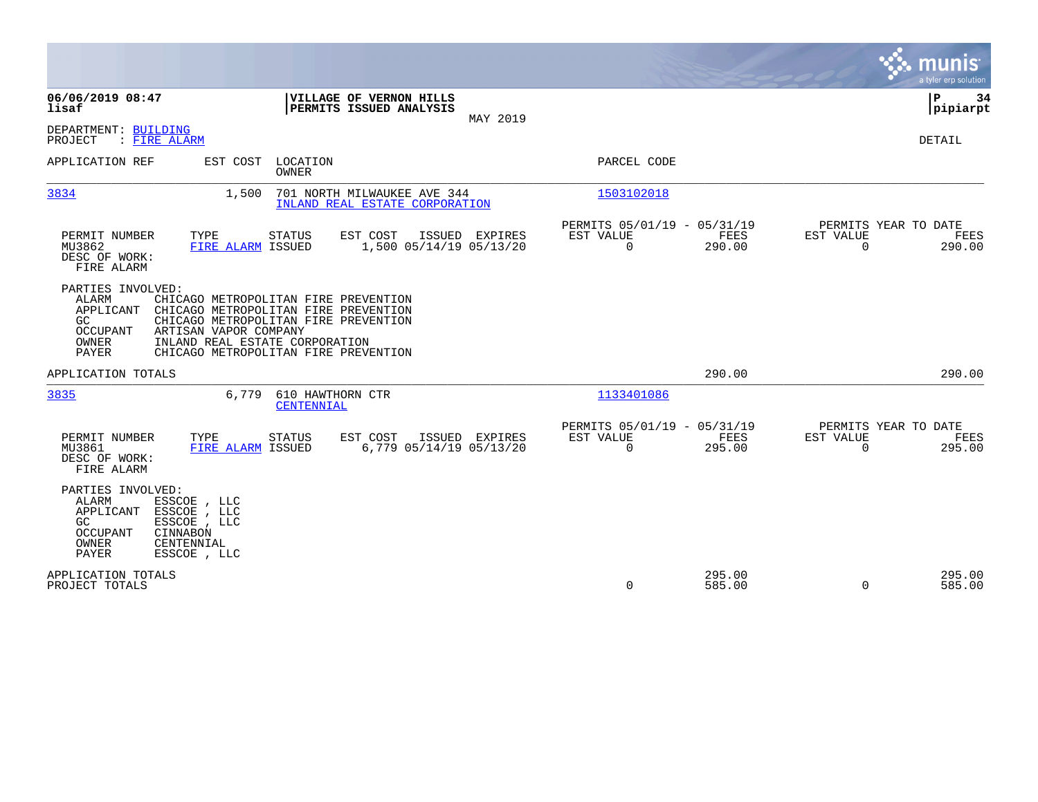**06/06/2019 08:47**
**lisaf**

**VILLAGE OF VERNON HILLS**
**PERMITS ISSUED ANALYSIS**
MAY 2019

**P 34**
**pipiarpt**

DEPARTMENT: BUILDING
PROJECT : FIRE ALARM

DETAIL

| APPLICATION REF | EST COST | LOCATION / OWNER | PARCEL CODE |
|---|---|---|---|
| 3834 | 1,500 | 701 NORTH MILWAUKEE AVE 344 / INLAND REAL ESTATE CORPORATION | 1503102018 |

| PERMIT NUMBER | TYPE | STATUS | EST COST | ISSUED | EXPIRES | PERMITS 05/01/19 - 05/31/19 EST VALUE | FEES | PERMITS YEAR TO DATE EST VALUE | FEES |
|---|---|---|---|---|---|---|---|---|---|
| MU3862 | FIRE ALARM | ISSUED | 1,500 | 05/14/19 | 05/13/20 | 0 | 290.00 | 0 | 290.00 |

DESC OF WORK:
FIRE ALARM

PARTIES INVOLVED:

| Role | Party |
|---|---|
| ALARM | CHICAGO METROPOLITAN FIRE PREVENTION |
| APPLICANT | CHICAGO METROPOLITAN FIRE PREVENTION |
| GC | CHICAGO METROPOLITAN FIRE PREVENTION |
| OCCUPANT | ARTISAN VAPOR COMPANY |
| OWNER | INLAND REAL ESTATE CORPORATION |
| PAYER | CHICAGO METROPOLITAN FIRE PREVENTION |

APPLICATION TOTALS — 290.00 — 290.00

| APPLICATION REF | EST COST | LOCATION / OWNER | PARCEL CODE |
|---|---|---|---|
| 3835 | 6,779 | 610 HAWTHORN CTR / CENTENNIAL | 1133401086 |

| PERMIT NUMBER | TYPE | STATUS | EST COST | ISSUED | EXPIRES | PERMITS 05/01/19 - 05/31/19 EST VALUE | FEES | PERMITS YEAR TO DATE EST VALUE | FEES |
|---|---|---|---|---|---|---|---|---|---|
| MU3861 | FIRE ALARM | ISSUED | 6,779 | 05/14/19 | 05/13/20 | 0 | 295.00 | 0 | 295.00 |

DESC OF WORK:
FIRE ALARM

PARTIES INVOLVED:

| Role | Party |
|---|---|
| ALARM | ESSCOE , LLC |
| APPLICANT | ESSCOE , LLC |
| GC | ESSCOE , LLC |
| OCCUPANT | CINNABON |
| OWNER | CENTENNIAL |
| PAYER | ESSCOE , LLC |

| | EST VALUE | FEES | YTD EST VALUE | YTD FEES |
|---|---|---|---|---|
| APPLICATION TOTALS | | 295.00 | | 295.00 |
| PROJECT TOTALS | 0 | 585.00 | 0 | 585.00 |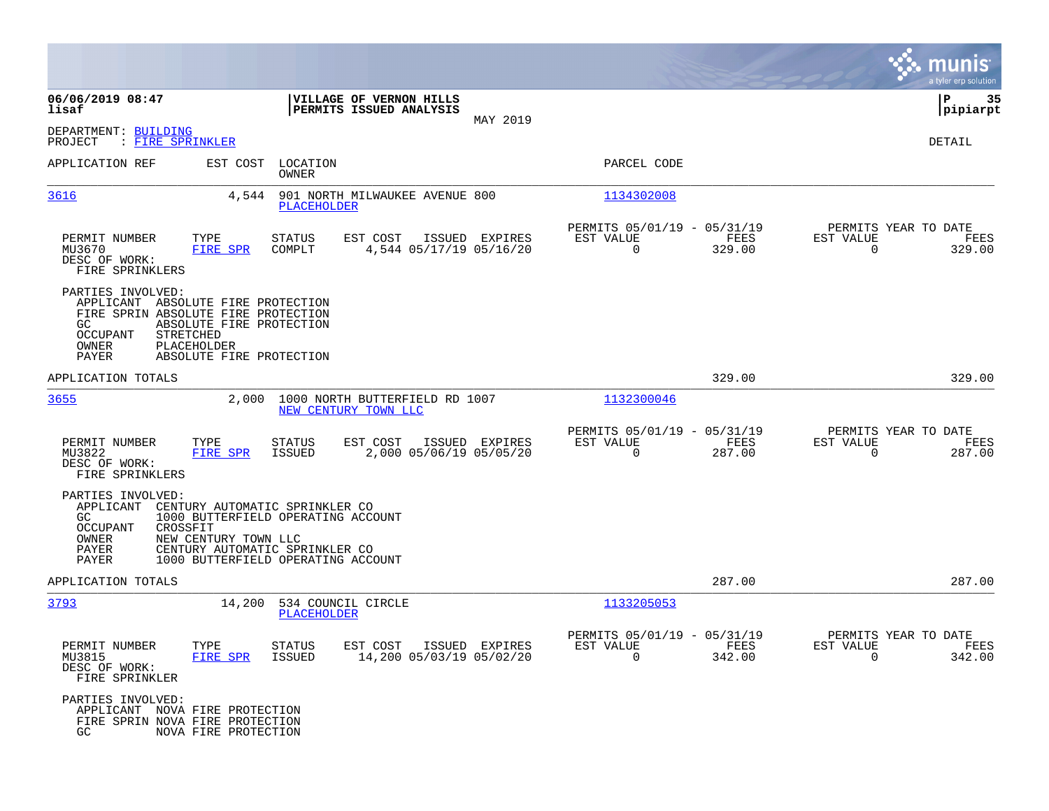06/06/2019 08:47
lisaf

**VILLAGE OF VERNON HILLS**
**PERMITS ISSUED ANALYSIS**

MAY 2019

P 35
pipiarpt

DEPARTMENT: BUILDING
PROJECT : FIRE SPRINKLER

DETAIL

| APPLICATION REF | EST COST | LOCATION / OWNER | PARCEL CODE |
|---|---|---|---|
| 3616 | 4,544 | 901 NORTH MILWAUKEE AVENUE 800 / PLACEHOLDER | 1134302008 |

| PERMIT NUMBER | TYPE | STATUS | EST COST | ISSUED | EXPIRES | PERMITS 05/01/19 - 05/31/19 EST VALUE | FEES | PERMITS YEAR TO DATE EST VALUE | FEES |
|---|---|---|---|---|---|---|---|---|---|
| MU3670 | FIRE SPR | COMPLT | 4,544 | 05/17/19 | 05/16/20 | 0 | 329.00 | 0 | 329.00 |

DESC OF WORK:
FIRE SPRINKLERS

PARTIES INVOLVED:
- APPLICANT ABSOLUTE FIRE PROTECTION
- FIRE SPRIN ABSOLUTE FIRE PROTECTION
- GC ABSOLUTE FIRE PROTECTION
- OCCUPANT STRETCHED
- OWNER PLACEHOLDER
- PAYER ABSOLUTE FIRE PROTECTION

APPLICATION TOTALS 329.00 329.00

| APPLICATION REF | EST COST | LOCATION / OWNER | PARCEL CODE |
|---|---|---|---|
| 3655 | 2,000 | 1000 NORTH BUTTERFIELD RD 1007 / NEW CENTURY TOWN LLC | 1132300046 |

| PERMIT NUMBER | TYPE | STATUS | EST COST | ISSUED | EXPIRES | PERMITS 05/01/19 - 05/31/19 EST VALUE | FEES | PERMITS YEAR TO DATE EST VALUE | FEES |
|---|---|---|---|---|---|---|---|---|---|
| MU3822 | FIRE SPR | ISSUED | 2,000 | 05/06/19 | 05/05/20 | 0 | 287.00 | 0 | 287.00 |

DESC OF WORK:
FIRE SPRINKLERS

PARTIES INVOLVED:
- APPLICANT CENTURY AUTOMATIC SPRINKLER CO
- GC 1000 BUTTERFIELD OPERATING ACCOUNT
- OCCUPANT CROSSFIT
- OWNER NEW CENTURY TOWN LLC
- PAYER CENTURY AUTOMATIC SPRINKLER CO
- PAYER 1000 BUTTERFIELD OPERATING ACCOUNT

APPLICATION TOTALS 287.00 287.00

| APPLICATION REF | EST COST | LOCATION / OWNER | PARCEL CODE |
|---|---|---|---|
| 3793 | 14,200 | 534 COUNCIL CIRCLE / PLACEHOLDER | 1133205053 |

| PERMIT NUMBER | TYPE | STATUS | EST COST | ISSUED | EXPIRES | PERMITS 05/01/19 - 05/31/19 EST VALUE | FEES | PERMITS YEAR TO DATE EST VALUE | FEES |
|---|---|---|---|---|---|---|---|---|---|
| MU3815 | FIRE SPR | ISSUED | 14,200 | 05/03/19 | 05/02/20 | 0 | 342.00 | 0 | 342.00 |

DESC OF WORK:
FIRE SPRINKLER

PARTIES INVOLVED:
- APPLICANT NOVA FIRE PROTECTION
- FIRE SPRIN NOVA FIRE PROTECTION
- GC NOVA FIRE PROTECTION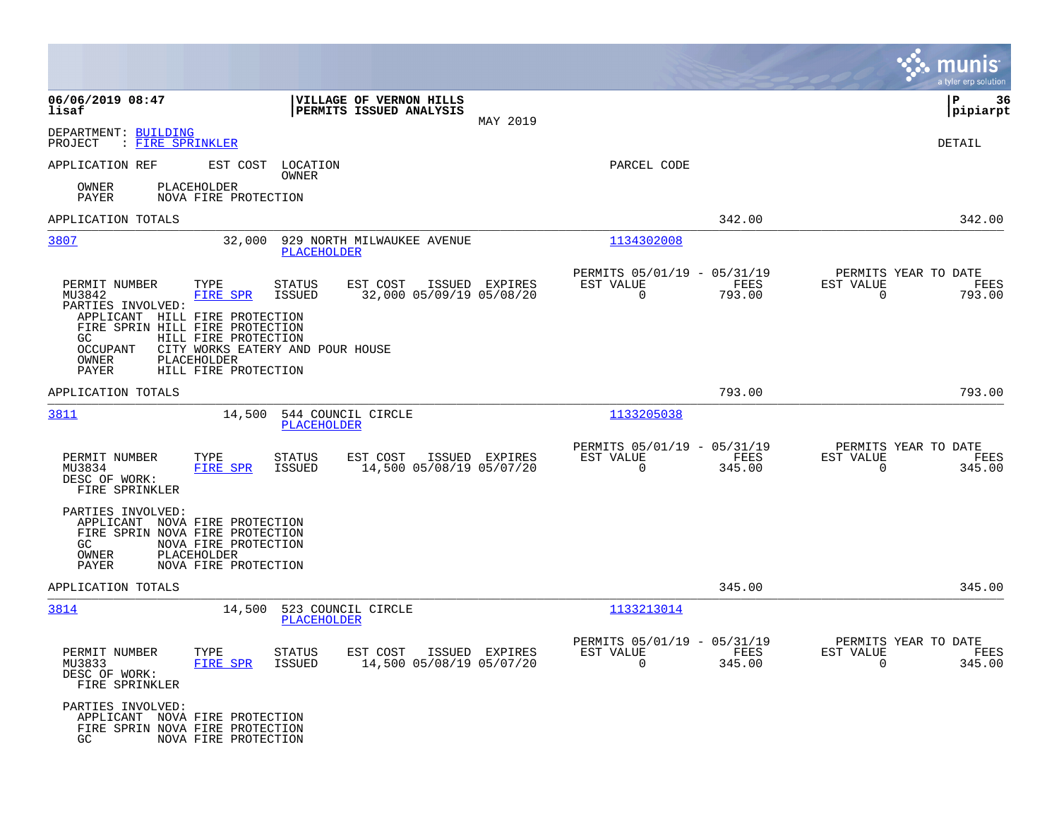06/06/2019 08:47 | VILLAGE OF VERNON HILLS | P 36
lisaf | PERMITS ISSUED ANALYSIS | pipiarpt

MAY 2019

DEPARTMENT: BUILDING
PROJECT : FIRE SPRINKLER

DETAIL

APPLICATION REF EST COST LOCATION PARCEL CODE
OWNER

OWNER PLACEHOLDER
PAYER NOVA FIRE PROTECTION

APPLICATION TOTALS 342.00 342.00

---

**3807** 32,000 929 NORTH MILWAUKEE AVENUE 1134302008
PLACEHOLDER

| PERMIT NUMBER | TYPE | STATUS | EST COST | ISSUED | EXPIRES | PERMITS 05/01/19 - 05/31/19 EST VALUE | FEES | PERMITS YEAR TO DATE EST VALUE | FEES |
|---|---|---|---|---|---|---|---|---|---|
| MU3842 | FIRE SPR | ISSUED | 32,000 | 05/09/19 | 05/08/20 | 0 | 793.00 | 0 | 793.00 |

PARTIES INVOLVED:
- APPLICANT HILL FIRE PROTECTION
- FIRE SPRIN HILL FIRE PROTECTION
- GC HILL FIRE PROTECTION
- OCCUPANT CITY WORKS EATERY AND POUR HOUSE
- OWNER PLACEHOLDER
- PAYER HILL FIRE PROTECTION

APPLICATION TOTALS 793.00 793.00

---

**3811** 14,500 544 COUNCIL CIRCLE 1133205038
PLACEHOLDER

| PERMIT NUMBER | TYPE | STATUS | EST COST | ISSUED | EXPIRES | PERMITS 05/01/19 - 05/31/19 EST VALUE | FEES | PERMITS YEAR TO DATE EST VALUE | FEES |
|---|---|---|---|---|---|---|---|---|---|
| MU3834 | FIRE SPR | ISSUED | 14,500 | 05/08/19 | 05/07/20 | 0 | 345.00 | 0 | 345.00 |

DESC OF WORK:
FIRE SPRINKLER

PARTIES INVOLVED:
- APPLICANT NOVA FIRE PROTECTION
- FIRE SPRIN NOVA FIRE PROTECTION
- GC NOVA FIRE PROTECTION
- OWNER PLACEHOLDER
- PAYER NOVA FIRE PROTECTION

APPLICATION TOTALS 345.00 345.00

---

**3814** 14,500 523 COUNCIL CIRCLE 1133213014
PLACEHOLDER

| PERMIT NUMBER | TYPE | STATUS | EST COST | ISSUED | EXPIRES | PERMITS 05/01/19 - 05/31/19 EST VALUE | FEES | PERMITS YEAR TO DATE EST VALUE | FEES |
|---|---|---|---|---|---|---|---|---|---|
| MU3833 | FIRE SPR | ISSUED | 14,500 | 05/08/19 | 05/07/20 | 0 | 345.00 | 0 | 345.00 |

DESC OF WORK:
FIRE SPRINKLER

PARTIES INVOLVED:
- APPLICANT NOVA FIRE PROTECTION
- FIRE SPRIN NOVA FIRE PROTECTION
- GC NOVA FIRE PROTECTION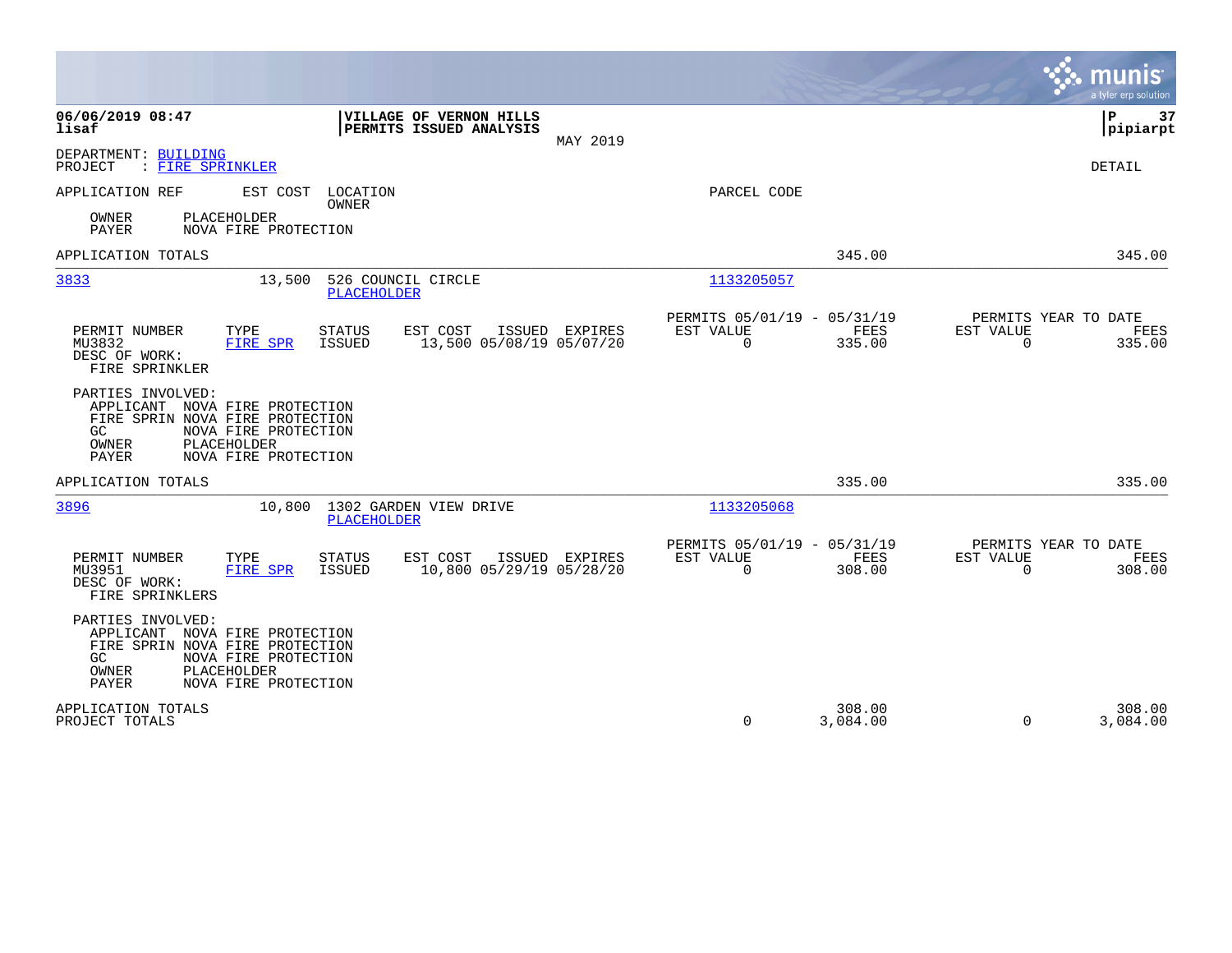06/06/2019 08:47
lisaf

**VILLAGE OF VERNON HILLS**
**PERMITS ISSUED ANALYSIS**

MAY 2019

P 37
pipiarpt

DEPARTMENT: BUILDING
PROJECT : FIRE SPRINKLER

DETAIL

APPLICATION REF | EST COST | LOCATION / OWNER | PARCEL CODE

OWNER PLACEHOLDER
PAYER NOVA FIRE PROTECTION

APPLICATION TOTALS 345.00 345.00

---

**3833** 13,500 526 COUNCIL CIRCLE
PLACEHOLDER
Parcel: 1133205057

| PERMIT NUMBER | TYPE | STATUS | EST COST | ISSUED | EXPIRES | PERMITS 05/01/19 - 05/31/19 EST VALUE | FEES | PERMITS YEAR TO DATE EST VALUE | FEES |
|---|---|---|---|---|---|---|---|---|---|
| MU3832 | FIRE SPR | ISSUED | 13,500 | 05/08/19 | 05/07/20 | 0 | 335.00 | 0 | 335.00 |

DESC OF WORK:
FIRE SPRINKLER

PARTIES INVOLVED:
APPLICANT NOVA FIRE PROTECTION
FIRE SPRIN NOVA FIRE PROTECTION
GC NOVA FIRE PROTECTION
OWNER PLACEHOLDER
PAYER NOVA FIRE PROTECTION

APPLICATION TOTALS 335.00 335.00

---

**3896** 10,800 1302 GARDEN VIEW DRIVE
PLACEHOLDER
Parcel: 1133205068

| PERMIT NUMBER | TYPE | STATUS | EST COST | ISSUED | EXPIRES | PERMITS 05/01/19 - 05/31/19 EST VALUE | FEES | PERMITS YEAR TO DATE EST VALUE | FEES |
|---|---|---|---|---|---|---|---|---|---|
| MU3951 | FIRE SPR | ISSUED | 10,800 | 05/29/19 | 05/28/20 | 0 | 308.00 | 0 | 308.00 |

DESC OF WORK:
FIRE SPRINKLERS

PARTIES INVOLVED:
APPLICANT NOVA FIRE PROTECTION
FIRE SPRIN NOVA FIRE PROTECTION
GC NOVA FIRE PROTECTION
OWNER PLACEHOLDER
PAYER NOVA FIRE PROTECTION

| | EST VALUE | FEES | YTD EST VALUE | YTD FEES |
|---|---|---|---|---|
| APPLICATION TOTALS | | 308.00 | | 308.00 |
| PROJECT TOTALS | 0 | 3,084.00 | 0 | 3,084.00 |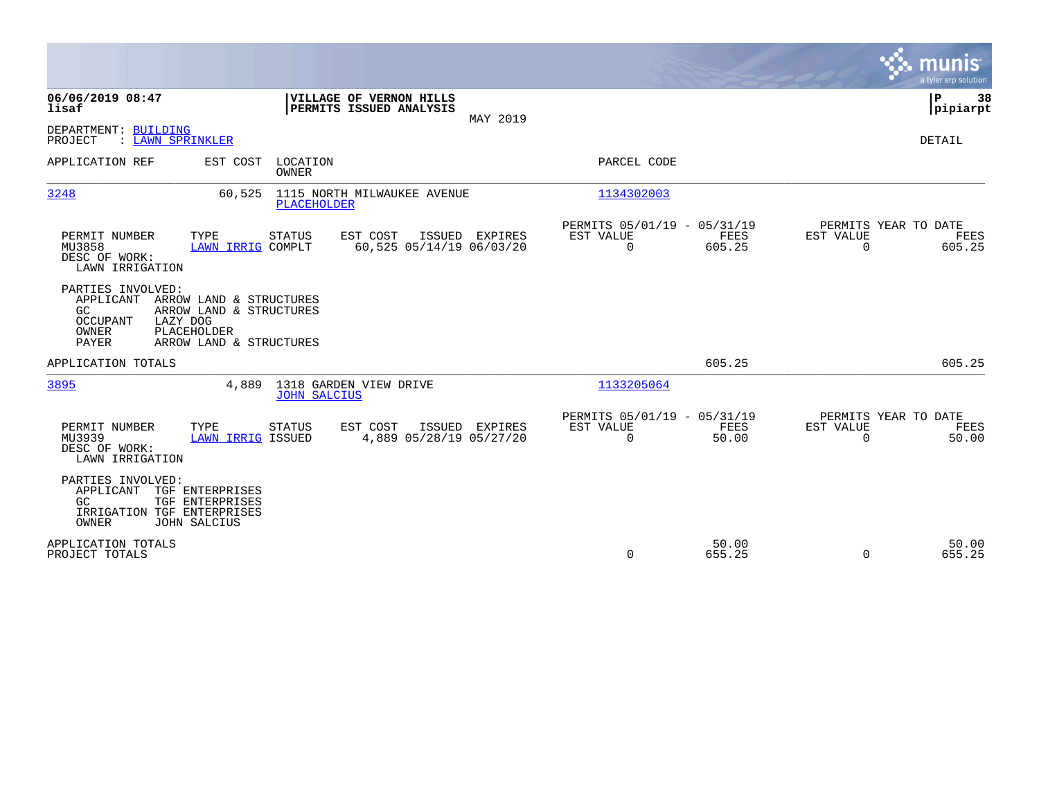**06/06/2019 08:47**
**lisaf**

**VILLAGE OF VERNON HILLS**
**PERMITS ISSUED ANALYSIS**

MAY 2019

**P 38**
**pipiarpt**

DEPARTMENT: BUILDING
PROJECT : LAWN SPRINKLER

DETAIL

| APPLICATION REF | EST COST | LOCATION / OWNER | PARCEL CODE |
|---|---|---|---|
| 3248 | 60,525 | 1115 NORTH MILWAUKEE AVENUE / PLACEHOLDER | 1134302003 |

| PERMIT NUMBER | TYPE | STATUS | EST COST | ISSUED | EXPIRES | PERMITS 05/01/19 - 05/31/19 EST VALUE | FEES | PERMITS YEAR TO DATE EST VALUE | FEES |
|---|---|---|---|---|---|---|---|---|---|
| MU3858 | LAWN IRRIG | COMPLT | 60,525 | 05/14/19 | 06/03/20 | 0 | 605.25 | 0 | 605.25 |

DESC OF WORK:
LAWN IRRIGATION

PARTIES INVOLVED:
- APPLICANT ARROW LAND & STRUCTURES
- GC ARROW LAND & STRUCTURES
- OCCUPANT LAZY DOG
- OWNER PLACEHOLDER
- PAYER ARROW LAND & STRUCTURES

APPLICATION TOTALS 605.25 605.25

| APPLICATION REF | EST COST | LOCATION / OWNER | PARCEL CODE |
|---|---|---|---|
| 3895 | 4,889 | 1318 GARDEN VIEW DRIVE / JOHN SALCIUS | 1133205064 |

| PERMIT NUMBER | TYPE | STATUS | EST COST | ISSUED | EXPIRES | PERMITS 05/01/19 - 05/31/19 EST VALUE | FEES | PERMITS YEAR TO DATE EST VALUE | FEES |
|---|---|---|---|---|---|---|---|---|---|
| MU3939 | LAWN IRRIG | ISSUED | 4,889 | 05/28/19 | 05/27/20 | 0 | 50.00 | 0 | 50.00 |

DESC OF WORK:
LAWN IRRIGATION

PARTIES INVOLVED:
- APPLICANT TGF ENTERPRISES
- GC TGF ENTERPRISES
- IRRIGATION TGF ENTERPRISES
- OWNER JOHN SALCIUS

| | EST VALUE | FEES | EST VALUE | FEES |
|---|---|---|---|---|
| APPLICATION TOTALS | | 50.00 | | 50.00 |
| PROJECT TOTALS | 0 | 655.25 | 0 | 655.25 |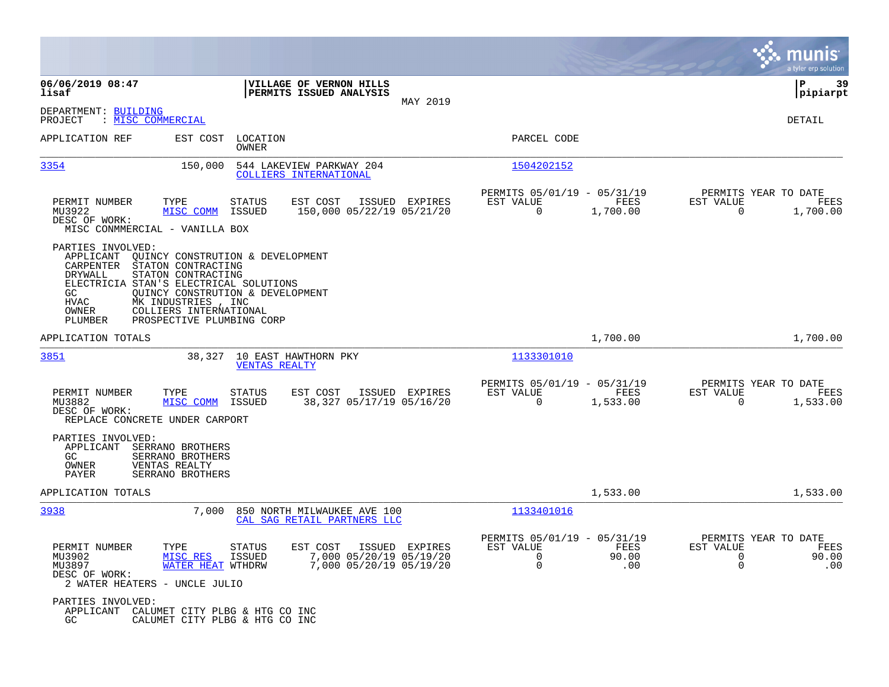06/06/2019 08:47 | VILLAGE OF VERNON HILLS | P 39
lisaf | PERMITS ISSUED ANALYSIS | pipiarpt

MAY 2019

DEPARTMENT: BUILDING
PROJECT : MISC COMMERCIAL

DETAIL

| APPLICATION REF | EST COST | LOCATION / OWNER | PARCEL CODE |
|---|---|---|---|
| 3354 | 150,000 | 544 LAKEVIEW PARKWAY 204 / COLLIERS INTERNATIONAL | 1504202152 |

| PERMIT NUMBER | TYPE | STATUS | EST COST | ISSUED | EXPIRES | PERMITS 05/01/19 - 05/31/19 EST VALUE | FEES | PERMITS YEAR TO DATE EST VALUE | FEES |
|---|---|---|---|---|---|---|---|---|---|
| MU3922 | MISC COMM | ISSUED | 150,000 | 05/22/19 | 05/21/20 | 0 | 1,700.00 | 0 | 1,700.00 |

DESC OF WORK:
MISC CONMMERCIAL - VANILLA BOX

PARTIES INVOLVED:

| Role | Name |
|---|---|
| APPLICANT | QUINCY CONSTRUTION & DEVELOPMENT |
| CARPENTER | STATON CONTRACTING |
| DRYWALL | STATON CONTRACTING |
| ELECTRICIA | STAN'S ELECTRICAL SOLUTIONS |
| GC | QUINCY CONSTRUTION & DEVELOPMENT |
| HVAC | MK INDUSTRIES , INC |
| OWNER | COLLIERS INTERNATIONAL |
| PLUMBER | PROSPECTIVE PLUMBING CORP |

APPLICATION TOTALS — 1,700.00 — 1,700.00

| APPLICATION REF | EST COST | LOCATION / OWNER | PARCEL CODE |
|---|---|---|---|
| 3851 | 38,327 | 10 EAST HAWTHORN PKY / VENTAS REALTY | 1133301010 |

| PERMIT NUMBER | TYPE | STATUS | EST COST | ISSUED | EXPIRES | PERMITS 05/01/19 - 05/31/19 EST VALUE | FEES | PERMITS YEAR TO DATE EST VALUE | FEES |
|---|---|---|---|---|---|---|---|---|---|
| MU3882 | MISC COMM | ISSUED | 38,327 | 05/17/19 | 05/16/20 | 0 | 1,533.00 | 0 | 1,533.00 |

DESC OF WORK:
REPLACE CONCRETE UNDER CARPORT

PARTIES INVOLVED:

| Role | Name |
|---|---|
| APPLICANT | SERRANO BROTHERS |
| GC | SERRANO BROTHERS |
| OWNER | VENTAS REALTY |
| PAYER | SERRANO BROTHERS |

APPLICATION TOTALS — 1,533.00 — 1,533.00

| APPLICATION REF | EST COST | LOCATION / OWNER | PARCEL CODE |
|---|---|---|---|
| 3938 | 7,000 | 850 NORTH MILWAUKEE AVE 100 / CAL SAG RETAIL PARTNERS LLC | 1133401016 |

| PERMIT NUMBER | TYPE | STATUS | EST COST | ISSUED | EXPIRES | PERMITS 05/01/19 - 05/31/19 EST VALUE | FEES | PERMITS YEAR TO DATE EST VALUE | FEES |
|---|---|---|---|---|---|---|---|---|---|
| MU3902 | MISC RES | ISSUED | 7,000 | 05/20/19 | 05/19/20 | 0 | 90.00 | 0 | 90.00 |
| MU3897 | WATER HEAT | WTHDRW | 7,000 | 05/20/19 | 05/19/20 | 0 | .00 | 0 | .00 |

DESC OF WORK:
2 WATER HEATERS - UNCLE JULIO

PARTIES INVOLVED:

| Role | Name |
|---|---|
| APPLICANT | CALUMET CITY PLBG & HTG CO INC |
| GC | CALUMET CITY PLBG & HTG CO INC |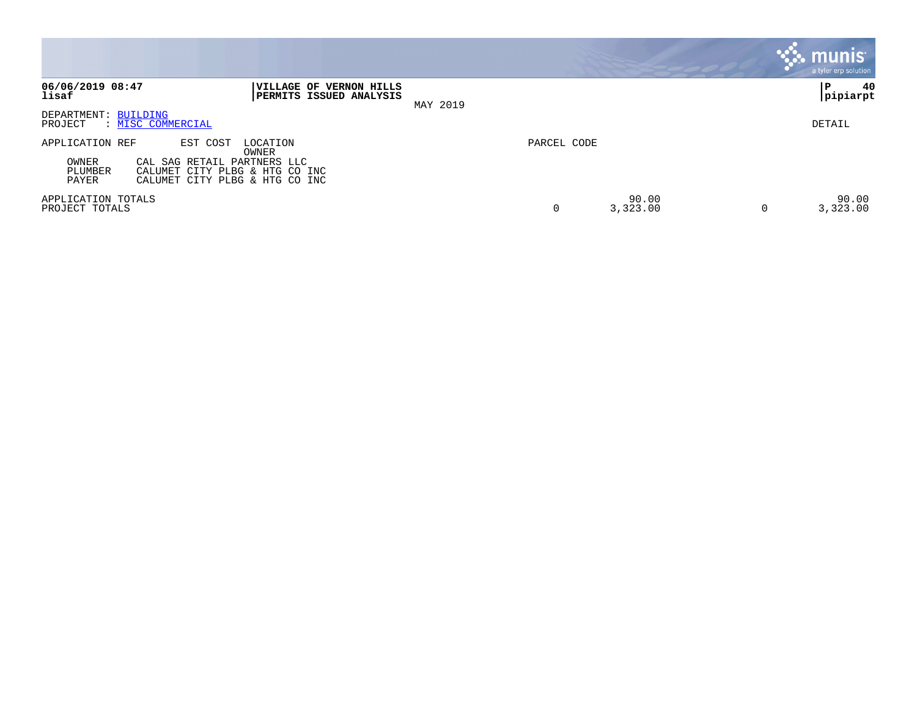**06/06/2019 08:47**
**lisaf**

**VILLAGE OF VERNON HILLS**
**PERMITS ISSUED ANALYSIS**

MAY 2019

**P 40**
**pipiarpt**

DEPARTMENT: BUILDING
PROJECT : MISC COMMERCIAL

DETAIL

| APPLICATION REF | EST COST | LOCATION / OWNER | PARCEL CODE | | | |
|---|---|---|---|---|---|---|
| OWNER | CAL SAG RETAIL PARTNERS LLC | | | | | |
| PLUMBER | CALUMET CITY PLBG & HTG CO INC | | | | | |
| PAYER | CALUMET CITY PLBG & HTG CO INC | | | | | |
| APPLICATION TOTALS | | | | 90.00 | | 90.00 |
| PROJECT TOTALS | | | 0 | 3,323.00 | 0 | 3,323.00 |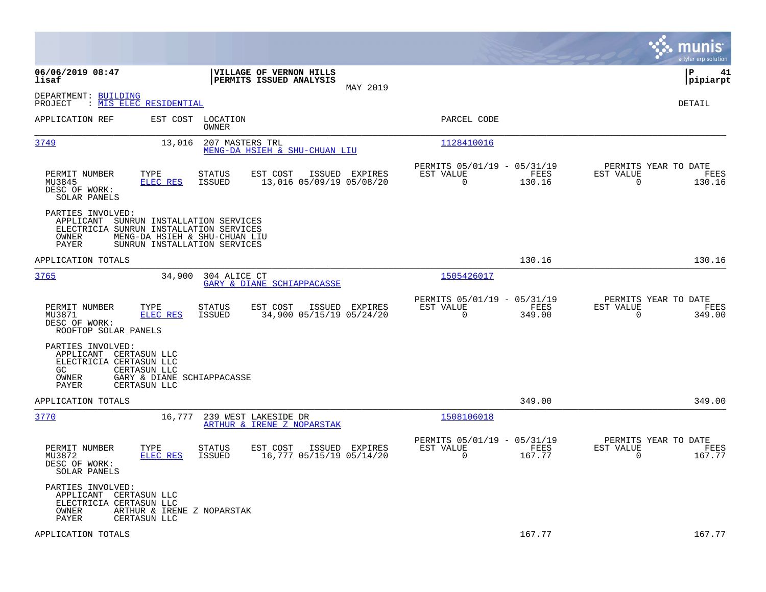**06/06/2019 08:47**
**lisaf**

**VILLAGE OF VERNON HILLS**
**PERMITS ISSUED ANALYSIS**

MAY 2019

**pipiarpt**

DEPARTMENT: BUILDING
PROJECT : MIS ELEC RESIDENTIAL

DETAIL

| APPLICATION REF | EST COST | LOCATION / OWNER | PARCEL CODE |
|---|---|---|---|
| 3749 | 13,016 | 207 MASTERS TRL / MENG-DA HSIEH & SHU-CHUAN LIU | 1128410016 |

| PERMIT NUMBER | TYPE | STATUS | EST COST | ISSUED | EXPIRES | PERMITS 05/01/19 - 05/31/19 EST VALUE | FEES | PERMITS YEAR TO DATE EST VALUE | FEES |
|---|---|---|---|---|---|---|---|---|---|
| MU3845 | ELEC RES | ISSUED | 13,016 | 05/09/19 | 05/08/20 | 0 | 130.16 | 0 | 130.16 |

DESC OF WORK:
SOLAR PANELS

PARTIES INVOLVED:
APPLICANT SUNRUN INSTALLATION SERVICES
ELECTRICIA SUNRUN INSTALLATION SERVICES
OWNER MENG-DA HSIEH & SHU-CHUAN LIU
PAYER SUNRUN INSTALLATION SERVICES

APPLICATION TOTALS 130.16 130.16

| APPLICATION REF | EST COST | LOCATION / OWNER | PARCEL CODE |
|---|---|---|---|
| 3765 | 34,900 | 304 ALICE CT / GARY & DIANE SCHIAPPACASSE | 1505426017 |

| PERMIT NUMBER | TYPE | STATUS | EST COST | ISSUED | EXPIRES | PERMITS 05/01/19 - 05/31/19 EST VALUE | FEES | PERMITS YEAR TO DATE EST VALUE | FEES |
|---|---|---|---|---|---|---|---|---|---|
| MU3871 | ELEC RES | ISSUED | 34,900 | 05/15/19 | 05/24/20 | 0 | 349.00 | 0 | 349.00 |

DESC OF WORK:
ROOFTOP SOLAR PANELS

PARTIES INVOLVED:
APPLICANT CERTASUN LLC
ELECTRICIA CERTASUN LLC
GC CERTASUN LLC
OWNER GARY & DIANE SCHIAPPACASSE
PAYER CERTASUN LLC

APPLICATION TOTALS 349.00 349.00

| APPLICATION REF | EST COST | LOCATION / OWNER | PARCEL CODE |
|---|---|---|---|
| 3770 | 16,777 | 239 WEST LAKESIDE DR / ARTHUR & IRENE Z NOPARSTAK | 1508106018 |

| PERMIT NUMBER | TYPE | STATUS | EST COST | ISSUED | EXPIRES | PERMITS 05/01/19 - 05/31/19 EST VALUE | FEES | PERMITS YEAR TO DATE EST VALUE | FEES |
|---|---|---|---|---|---|---|---|---|---|
| MU3872 | ELEC RES | ISSUED | 16,777 | 05/15/19 | 05/14/20 | 0 | 167.77 | 0 | 167.77 |

DESC OF WORK:
SOLAR PANELS

PARTIES INVOLVED:
APPLICANT CERTASUN LLC
ELECTRICIA CERTASUN LLC
OWNER ARTHUR & IRENE Z NOPARSTAK
PAYER CERTASUN LLC

APPLICATION TOTALS 167.77 167.77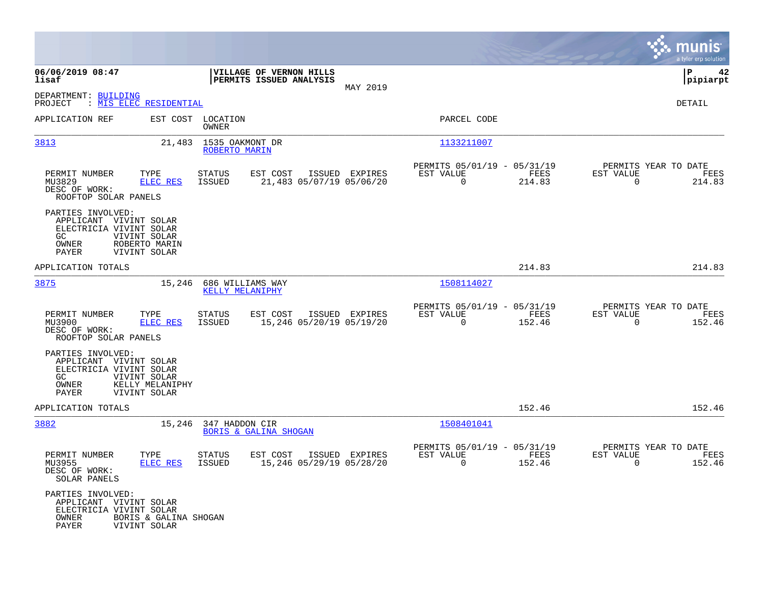06/06/2019 08:47 lisaf

**VILLAGE OF VERNON HILLS**
**PERMITS ISSUED ANALYSIS**
MAY 2019

P 42
pipiarpt

DEPARTMENT: BUILDING
PROJECT : MIS ELEC RESIDENTIAL

DETAIL

| APPLICATION REF | EST COST | LOCATION / OWNER | PARCEL CODE |
|---|---|---|---|
| 3813 | 21,483 | 1535 OAKMONT DR / ROBERTO MARIN | 1133211007 |

| PERMIT NUMBER | TYPE | STATUS | EST COST | ISSUED | EXPIRES | PERMITS 05/01/19 - 05/31/19 EST VALUE | FEES | PERMITS YEAR TO DATE EST VALUE | FEES |
|---|---|---|---|---|---|---|---|---|---|
| MU3829 | ELEC RES | ISSUED | 21,483 | 05/07/19 | 05/06/20 | 0 | 214.83 | 0 | 214.83 |

DESC OF WORK:
ROOFTOP SOLAR PANELS

PARTIES INVOLVED:
APPLICANT VIVINT SOLAR
ELECTRICIA VIVINT SOLAR
GC VIVINT SOLAR
OWNER ROBERTO MARIN
PAYER VIVINT SOLAR

APPLICATION TOTALS 214.83 214.83

| APPLICATION REF | EST COST | LOCATION / OWNER | PARCEL CODE |
|---|---|---|---|
| 3875 | 15,246 | 686 WILLIAMS WAY / KELLY MELANIPHY | 1508114027 |

| PERMIT NUMBER | TYPE | STATUS | EST COST | ISSUED | EXPIRES | PERMITS 05/01/19 - 05/31/19 EST VALUE | FEES | PERMITS YEAR TO DATE EST VALUE | FEES |
|---|---|---|---|---|---|---|---|---|---|
| MU3900 | ELEC RES | ISSUED | 15,246 | 05/20/19 | 05/19/20 | 0 | 152.46 | 0 | 152.46 |

DESC OF WORK:
ROOFTOP SOLAR PANELS

PARTIES INVOLVED:
APPLICANT VIVINT SOLAR
ELECTRICIA VIVINT SOLAR
GC VIVINT SOLAR
OWNER KELLY MELANIPHY
PAYER VIVINT SOLAR

APPLICATION TOTALS 152.46 152.46

| APPLICATION REF | EST COST | LOCATION / OWNER | PARCEL CODE |
|---|---|---|---|
| 3882 | 15,246 | 347 HADDON CIR / BORIS & GALINA SHOGAN | 1508401041 |

| PERMIT NUMBER | TYPE | STATUS | EST COST | ISSUED | EXPIRES | PERMITS 05/01/19 - 05/31/19 EST VALUE | FEES | PERMITS YEAR TO DATE EST VALUE | FEES |
|---|---|---|---|---|---|---|---|---|---|
| MU3955 | ELEC RES | ISSUED | 15,246 | 05/29/19 | 05/28/20 | 0 | 152.46 | 0 | 152.46 |

DESC OF WORK:
SOLAR PANELS

PARTIES INVOLVED:
APPLICANT VIVINT SOLAR
ELECTRICIA VIVINT SOLAR
OWNER BORIS & GALINA SHOGAN
PAYER VIVINT SOLAR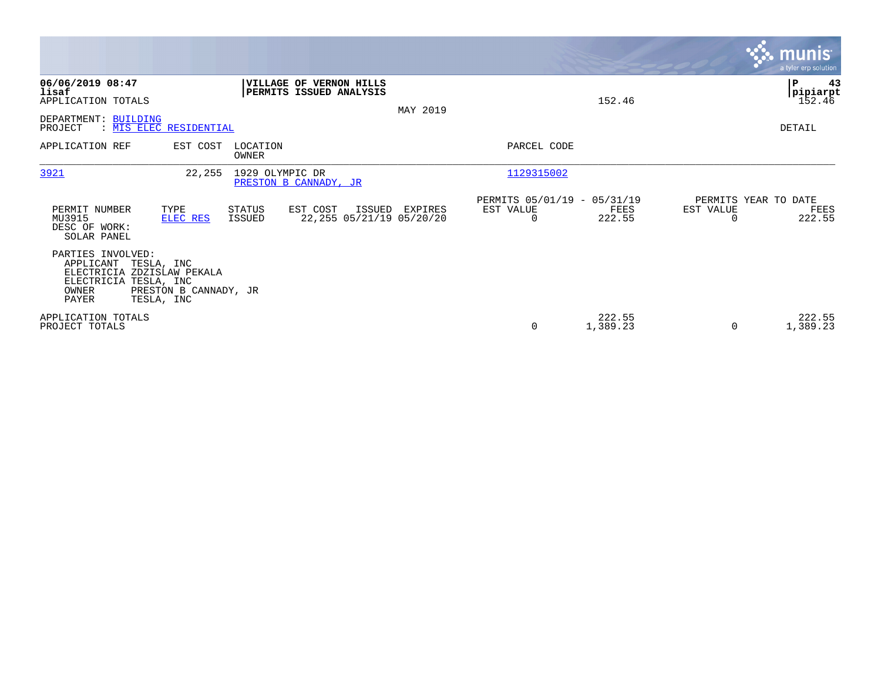**06/06/2019 08:47**
**lisaf**
APPLICATION TOTALS

**VILLAGE OF VERNON HILLS**
**PERMITS ISSUED ANALYSIS**

MAY 2019

152.46

**P 43**
**pipiarpt**
152.46

DEPARTMENT: BUILDING
PROJECT : MIS ELEC RESIDENTIAL

DETAIL

| APPLICATION REF | EST COST | LOCATION / OWNER | PARCEL CODE |
|---|---|---|---|
| 3921 | 22,255 | 1929 OLYMPIC DR / PRESTON B CANNADY, JR | 1129315002 |

| PERMIT NUMBER | TYPE | STATUS | EST COST | ISSUED | EXPIRES | PERMITS 05/01/19 - 05/31/19 EST VALUE | FEES | PERMITS YEAR TO DATE EST VALUE | FEES |
|---|---|---|---|---|---|---|---|---|---|
| MU3915 | ELEC RES | ISSUED | 22,255 | 05/21/19 | 05/20/20 | 0 | 222.55 | 0 | 222.55 |

DESC OF WORK:
SOLAR PANEL

PARTIES INVOLVED:
APPLICANT TESLA, INC
ELECTRICIA ZDZISLAW PEKALA
ELECTRICIA TESLA, INC
OWNER PRESTON B CANNADY, JR
PAYER TESLA, INC

| | EST VALUE | FEES | YTD EST VALUE | YTD FEES |
|---|---|---|---|---|
| APPLICATION TOTALS | | 222.55 | | 222.55 |
| PROJECT TOTALS | 0 | 1,389.23 | 0 | 1,389.23 |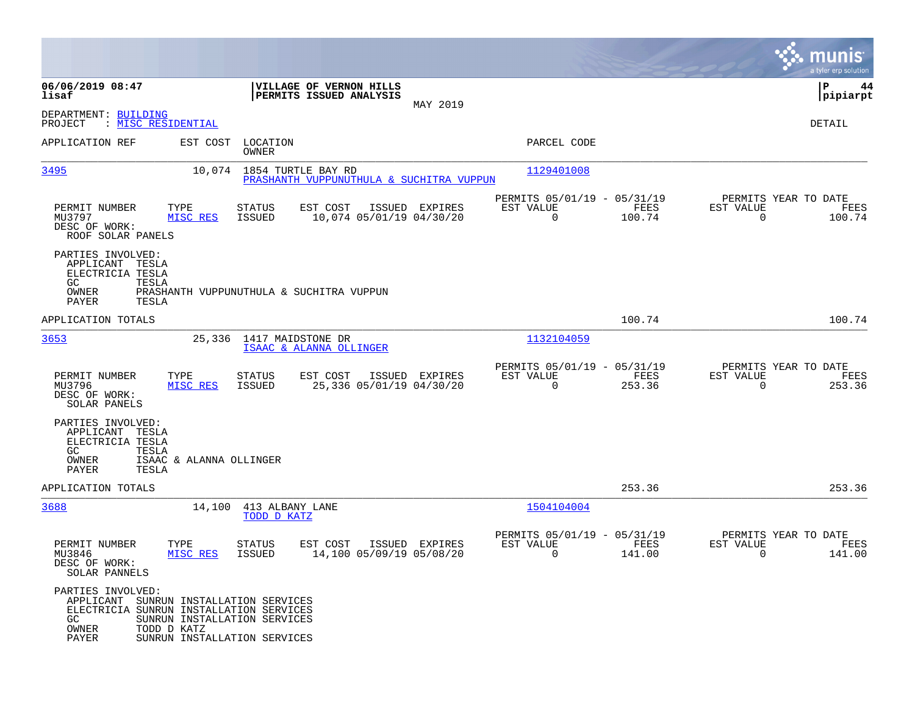**VILLAGE OF VERNON HILLS**
**PERMITS ISSUED ANALYSIS**
MAY 2019

06/06/2019 08:47
lisaf

P 44
pipiarpt

DEPARTMENT: BUILDING
PROJECT : MISC RESIDENTIAL

DETAIL

| APPLICATION REF | EST COST | LOCATION / OWNER | PARCEL CODE |
|---|---|---|---|
| 3495 | 10,074 | 1854 TURTLE BAY RD / PRASHANTH VUPPUNUTHULA & SUCHITRA VUPPUN | 1129401008 |

| PERMIT NUMBER | TYPE | STATUS | EST COST | ISSUED | EXPIRES | PERMITS 05/01/19 - 05/31/19 EST VALUE | FEES | PERMITS YEAR TO DATE EST VALUE | FEES |
|---|---|---|---|---|---|---|---|---|---|
| MU3797 | MISC RES | ISSUED | 10,074 | 05/01/19 | 04/30/20 | 0 | 100.74 | 0 | 100.74 |

DESC OF WORK:
ROOF SOLAR PANELS

PARTIES INVOLVED:
APPLICANT TESLA
ELECTRICIA TESLA
GC TESLA
OWNER PRASHANTH VUPPUNUTHULA & SUCHITRA VUPPUN
PAYER TESLA

APPLICATION TOTALS 100.74 100.74

| APPLICATION REF | EST COST | LOCATION / OWNER | PARCEL CODE |
|---|---|---|---|
| 3653 | 25,336 | 1417 MAIDSTONE DR / ISAAC & ALANNA OLLINGER | 1132104059 |

| PERMIT NUMBER | TYPE | STATUS | EST COST | ISSUED | EXPIRES | PERMITS 05/01/19 - 05/31/19 EST VALUE | FEES | PERMITS YEAR TO DATE EST VALUE | FEES |
|---|---|---|---|---|---|---|---|---|---|
| MU3796 | MISC RES | ISSUED | 25,336 | 05/01/19 | 04/30/20 | 0 | 253.36 | 0 | 253.36 |

DESC OF WORK:
SOLAR PANELS

PARTIES INVOLVED:
APPLICANT TESLA
ELECTRICIA TESLA
GC TESLA
OWNER ISAAC & ALANNA OLLINGER
PAYER TESLA

APPLICATION TOTALS 253.36 253.36

| APPLICATION REF | EST COST | LOCATION / OWNER | PARCEL CODE |
|---|---|---|---|
| 3688 | 14,100 | 413 ALBANY LANE / TODD D KATZ | 1504104004 |

| PERMIT NUMBER | TYPE | STATUS | EST COST | ISSUED | EXPIRES | PERMITS 05/01/19 - 05/31/19 EST VALUE | FEES | PERMITS YEAR TO DATE EST VALUE | FEES |
|---|---|---|---|---|---|---|---|---|---|
| MU3846 | MISC RES | ISSUED | 14,100 | 05/09/19 | 05/08/20 | 0 | 141.00 | 0 | 141.00 |

DESC OF WORK:
SOLAR PANNELS

PARTIES INVOLVED:
APPLICANT SUNRUN INSTALLATION SERVICES
ELECTRICIA SUNRUN INSTALLATION SERVICES
GC SUNRUN INSTALLATION SERVICES
OWNER TODD D KATZ
PAYER SUNRUN INSTALLATION SERVICES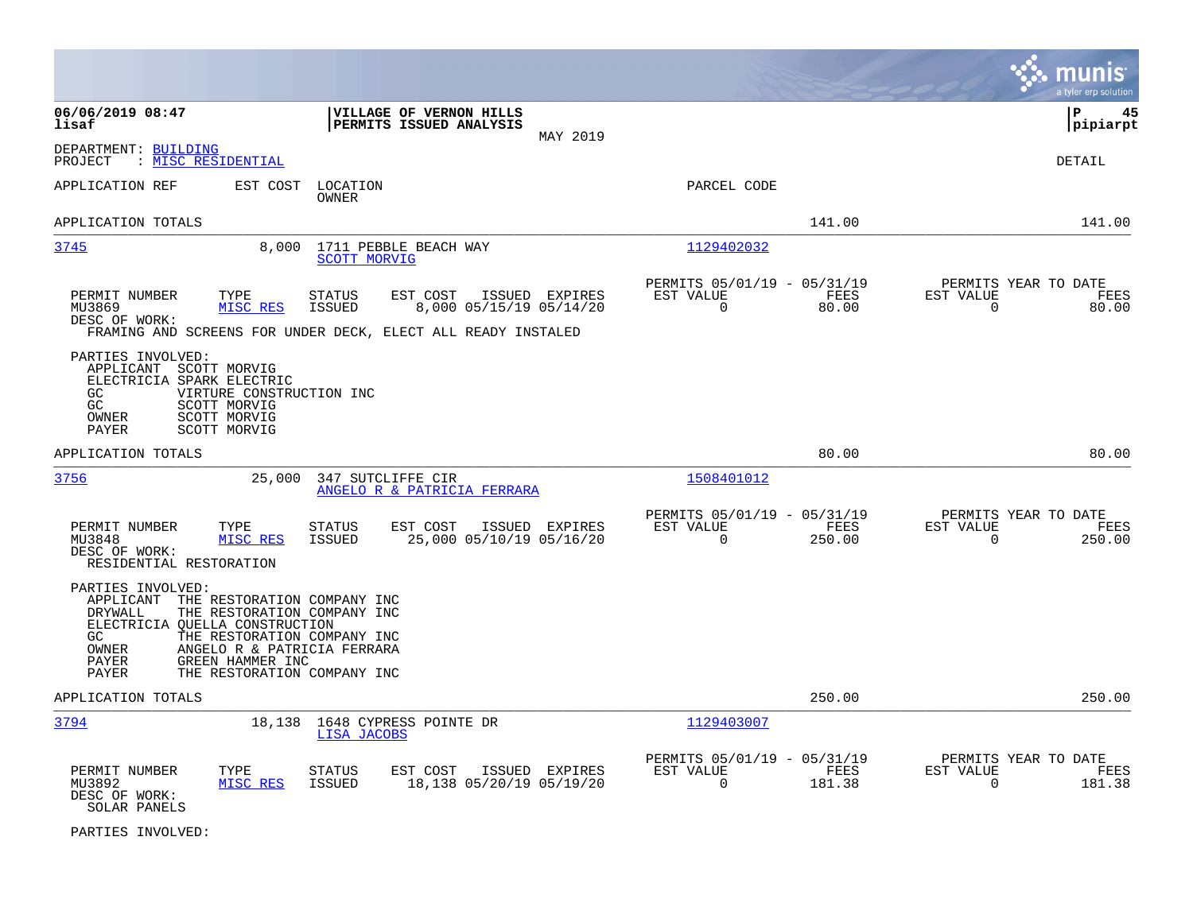06/06/2019 08:47
lisaf

**VILLAGE OF VERNON HILLS**
**PERMITS ISSUED ANALYSIS**
MAY 2019

P 45
pipiarpt

DEPARTMENT: BUILDING
PROJECT : MISC RESIDENTIAL

DETAIL

| APPLICATION REF | EST COST | LOCATION / OWNER | PARCEL CODE | | |
|---|---|---|---|---|---|
| APPLICATION TOTALS | | | | 141.00 | 141.00 |

---

**3745** — EST COST 8,000 — 1711 PEBBLE BEACH WAY — SCOTT MORVIG — PARCEL CODE 1129402032

| PERMIT NUMBER | TYPE | STATUS | EST COST | ISSUED | EXPIRES | PERMITS 05/01/19 - 05/31/19 EST VALUE | FEES | PERMITS YEAR TO DATE EST VALUE | FEES |
|---|---|---|---|---|---|---|---|---|---|
| MU3869 | MISC RES | ISSUED | 8,000 | 05/15/19 | 05/14/20 | 0 | 80.00 | 0 | 80.00 |

DESC OF WORK:
FRAMING AND SCREENS FOR UNDER DECK, ELECT ALL READY INSTALED

PARTIES INVOLVED:
- APPLICANT SCOTT MORVIG
- ELECTRICIA SPARK ELECTRIC
- GC VIRTURE CONSTRUCTION INC
- GC SCOTT MORVIG
- OWNER SCOTT MORVIG
- PAYER SCOTT MORVIG

APPLICATION TOTALS 80.00 80.00

---

**3756** — EST COST 25,000 — 347 SUTCLIFFE CIR — ANGELO R & PATRICIA FERRARA — PARCEL CODE 1508401012

| PERMIT NUMBER | TYPE | STATUS | EST COST | ISSUED | EXPIRES | PERMITS 05/01/19 - 05/31/19 EST VALUE | FEES | PERMITS YEAR TO DATE EST VALUE | FEES |
|---|---|---|---|---|---|---|---|---|---|
| MU3848 | MISC RES | ISSUED | 25,000 | 05/10/19 | 05/16/20 | 0 | 250.00 | 0 | 250.00 |

DESC OF WORK:
RESIDENTIAL RESTORATION

PARTIES INVOLVED:
- APPLICANT THE RESTORATION COMPANY INC
- DRYWALL THE RESTORATION COMPANY INC
- ELECTRICIA QUELLA CONSTRUCTION
- GC THE RESTORATION COMPANY INC
- OWNER ANGELO R & PATRICIA FERRARA
- PAYER GREEN HAMMER INC
- PAYER THE RESTORATION COMPANY INC

APPLICATION TOTALS 250.00 250.00

---

**3794** — EST COST 18,138 — 1648 CYPRESS POINTE DR — LISA JACOBS — PARCEL CODE 1129403007

| PERMIT NUMBER | TYPE | STATUS | EST COST | ISSUED | EXPIRES | PERMITS 05/01/19 - 05/31/19 EST VALUE | FEES | PERMITS YEAR TO DATE EST VALUE | FEES |
|---|---|---|---|---|---|---|---|---|---|
| MU3892 | MISC RES | ISSUED | 18,138 | 05/20/19 | 05/19/20 | 0 | 181.38 | 0 | 181.38 |

DESC OF WORK:
SOLAR PANELS

PARTIES INVOLVED: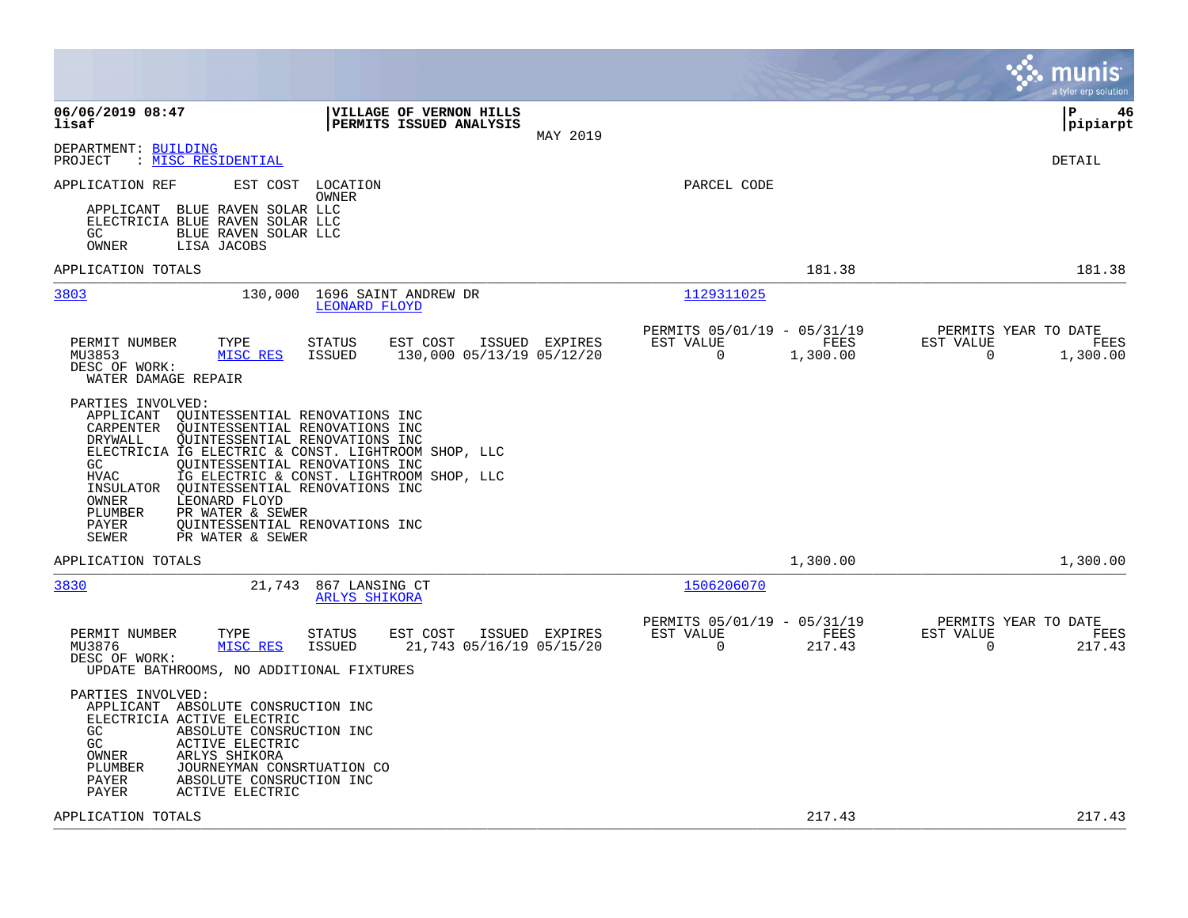**06/06/2019 08:47** | **VILLAGE OF VERNON HILLS** | **P 46**
**lisaf** | **PERMITS ISSUED ANALYSIS** | **pipiarpt**

MAY 2019

DEPARTMENT: BUILDING
PROJECT : MISC RESIDENTIAL

DETAIL

APPLICATION REF    EST COST    LOCATION
                                OWNER
PARCEL CODE

```
APPLICANT  BLUE RAVEN SOLAR LLC
ELECTRICIA BLUE RAVEN SOLAR LLC
GC         BLUE RAVEN SOLAR LLC
OWNER      LISA JACOBS
```

APPLICATION TOTALS    181.38    181.38

---

**3803**    130,000    1696 SAINT ANDREW DR
LEONARD FLOYD
1129311025

| PERMIT NUMBER | TYPE | STATUS | EST COST | ISSUED | EXPIRES | PERMITS 05/01/19 - 05/31/19 EST VALUE | FEES | PERMITS YEAR TO DATE EST VALUE | FEES |
|---|---|---|---|---|---|---|---|---|---|
| MU3853 | MISC RES | ISSUED | 130,000 | 05/13/19 | 05/12/20 | 0 | 1,300.00 | 0 | 1,300.00 |

DESC OF WORK:
WATER DAMAGE REPAIR

PARTIES INVOLVED:
```
APPLICANT  QUINTESSENTIAL RENOVATIONS INC
CARPENTER  QUINTESSENTIAL RENOVATIONS INC
DRYWALL    QUINTESSENTIAL RENOVATIONS INC
ELECTRICIA IG ELECTRIC & CONST. LIGHTROOM SHOP, LLC
GC         QUINTESSENTIAL RENOVATIONS INC
HVAC       IG ELECTRIC & CONST. LIGHTROOM SHOP, LLC
INSULATOR  QUINTESSENTIAL RENOVATIONS INC
OWNER      LEONARD FLOYD
PLUMBER    PR WATER & SEWER
PAYER      QUINTESSENTIAL RENOVATIONS INC
SEWER      PR WATER & SEWER
```

APPLICATION TOTALS    1,300.00    1,300.00

---

**3830**    21,743    867 LANSING CT
ARLYS SHIKORA
1506206070

| PERMIT NUMBER | TYPE | STATUS | EST COST | ISSUED | EXPIRES | PERMITS 05/01/19 - 05/31/19 EST VALUE | FEES | PERMITS YEAR TO DATE EST VALUE | FEES |
|---|---|---|---|---|---|---|---|---|---|
| MU3876 | MISC RES | ISSUED | 21,743 | 05/16/19 | 05/15/20 | 0 | 217.43 | 0 | 217.43 |

DESC OF WORK:
UPDATE BATHROOMS, NO ADDITIONAL FIXTURES

PARTIES INVOLVED:
```
APPLICANT  ABSOLUTE CONSRUCTION INC
ELECTRICIA ACTIVE ELECTRIC
GC         ABSOLUTE CONSRUCTION INC
GC         ACTIVE ELECTRIC
OWNER      ARLYS SHIKORA
PLUMBER    JOURNEYMAN CONSRTUATION CO
PAYER      ABSOLUTE CONSRUCTION INC
PAYER      ACTIVE ELECTRIC
```

APPLICATION TOTALS    217.43    217.43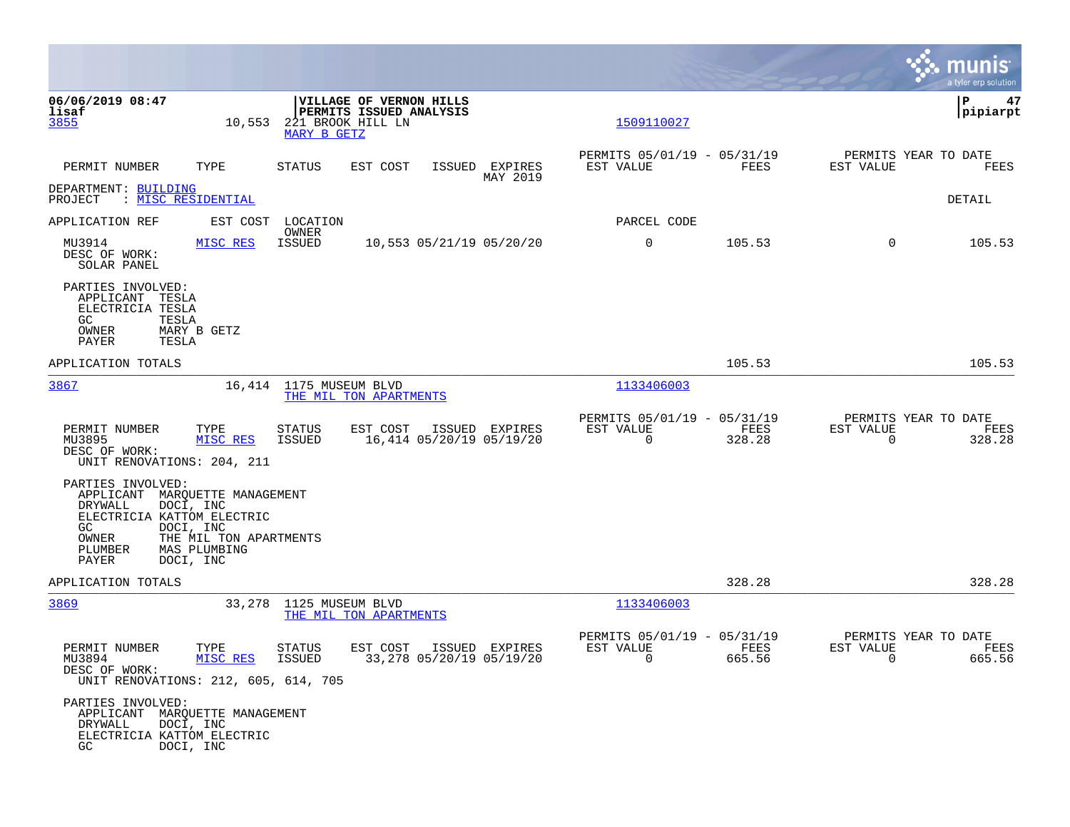06/06/2019 08:47
lisaf

**VILLAGE OF VERNON HILLS**
**PERMITS ISSUED ANALYSIS**

P 47
pipiarpt

3855 — 10,553 — 221 BROOK HILL LN — MARY B GETZ — 1509110027

| PERMIT NUMBER | TYPE | STATUS | EST COST | ISSUED | EXPIRES MAY 2019 | PERMITS 05/01/19 - 05/31/19 EST VALUE | FEES | PERMITS YEAR TO DATE EST VALUE | FEES |
|---|---|---|---|---|---|---|---|---|---|

DEPARTMENT: BUILDING
PROJECT : MISC RESIDENTIAL

DETAIL

| APPLICATION REF | EST COST | LOCATION / OWNER | | | | PARCEL CODE | | | |
|---|---|---|---|---|---|---|---|---|---|
| MU3914 | MISC RES | ISSUED | 10,553 | 05/21/19 | 05/20/20 | 0 | 105.53 | 0 | 105.53 |

DESC OF WORK:
SOLAR PANEL

PARTIES INVOLVED:
- APPLICANT TESLA
- ELECTRICIA TESLA
- GC TESLA
- OWNER MARY B GETZ
- PAYER TESLA

APPLICATION TOTALS: 105.53 — 105.53

---

3867 — 16,414 — 1175 MUSEUM BLVD — THE MIL TON APARTMENTS — 1133406003

| PERMIT NUMBER | TYPE | STATUS | EST COST | ISSUED | EXPIRES | PERMITS 05/01/19 - 05/31/19 EST VALUE | FEES | PERMITS YEAR TO DATE EST VALUE | FEES |
|---|---|---|---|---|---|---|---|---|---|
| MU3895 | MISC RES | ISSUED | 16,414 | 05/20/19 | 05/19/20 | 0 | 328.28 | 0 | 328.28 |

DESC OF WORK:
UNIT RENOVATIONS: 204, 211

PARTIES INVOLVED:
- APPLICANT MARQUETTE MANAGEMENT
- DRYWALL DOCI, INC
- ELECTRICIA KATTOM ELECTRIC
- GC DOCI, INC
- OWNER THE MIL TON APARTMENTS
- PLUMBER MAS PLUMBING
- PAYER DOCI, INC

APPLICATION TOTALS: 328.28 — 328.28

---

3869 — 33,278 — 1125 MUSEUM BLVD — THE MIL TON APARTMENTS — 1133406003

| PERMIT NUMBER | TYPE | STATUS | EST COST | ISSUED | EXPIRES | PERMITS 05/01/19 - 05/31/19 EST VALUE | FEES | PERMITS YEAR TO DATE EST VALUE | FEES |
|---|---|---|---|---|---|---|---|---|---|
| MU3894 | MISC RES | ISSUED | 33,278 | 05/20/19 | 05/19/20 | 0 | 665.56 | 0 | 665.56 |

DESC OF WORK:
UNIT RENOVATIONS: 212, 605, 614, 705

PARTIES INVOLVED:
- APPLICANT MARQUETTE MANAGEMENT
- DRYWALL DOCI, INC
- ELECTRICIA KATTOM ELECTRIC
- GC DOCI, INC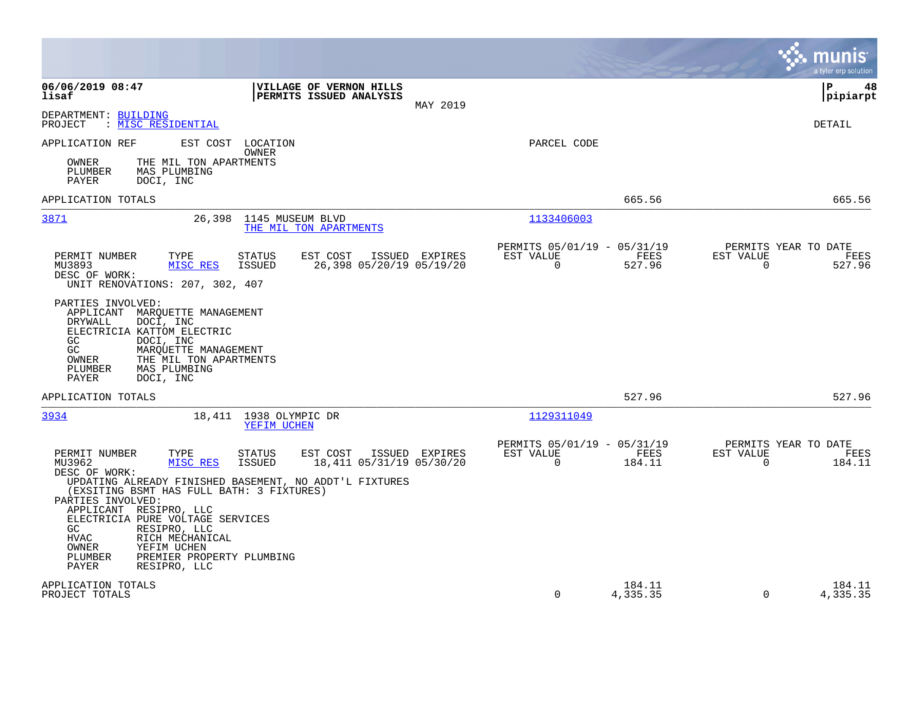**06/06/2019 08:47** — **VILLAGE OF VERNON HILLS** — **PERMITS ISSUED ANALYSIS** — MAY 2019 — P 48
**lisaf** — **pipiarpt**

DEPARTMENT: BUILDING
PROJECT : MISC RESIDENTIAL

DETAIL

APPLICATION REF — EST COST — LOCATION / OWNER — PARCEL CODE

OWNER THE MIL TON APARTMENTS
PLUMBER MAS PLUMBING
PAYER DOCI, INC

APPLICATION TOTALS — 665.56 — 665.56

---

**3871** — 26,398 — 1145 MUSEUM BLVD — THE MIL TON APARTMENTS — 1133406003

| PERMIT NUMBER | TYPE | STATUS | EST COST | ISSUED | EXPIRES | PERMITS 05/01/19 - 05/31/19 EST VALUE | FEES | PERMITS YEAR TO DATE EST VALUE | FEES |
|---|---|---|---|---|---|---|---|---|---|
| MU3893 | MISC RES | ISSUED | 26,398 | 05/20/19 | 05/19/20 | 0 | 527.96 | 0 | 527.96 |

DESC OF WORK:
UNIT RENOVATIONS: 207, 302, 407

PARTIES INVOLVED:
APPLICANT MARQUETTE MANAGEMENT
DRYWALL DOCI, INC
ELECTRICIA KATTOM ELECTRIC
GC DOCI, INC
GC MARQUETTE MANAGEMENT
OWNER THE MIL TON APARTMENTS
PLUMBER MAS PLUMBING
PAYER DOCI, INC

APPLICATION TOTALS — 527.96 — 527.96

---

**3934** — 18,411 — 1938 OLYMPIC DR — YEFIM UCHEN — 1129311049

| PERMIT NUMBER | TYPE | STATUS | EST COST | ISSUED | EXPIRES | PERMITS 05/01/19 - 05/31/19 EST VALUE | FEES | PERMITS YEAR TO DATE EST VALUE | FEES |
|---|---|---|---|---|---|---|---|---|---|
| MU3962 | MISC RES | ISSUED | 18,411 | 05/31/19 | 05/30/20 | 0 | 184.11 | 0 | 184.11 |

DESC OF WORK:
UPDATING ALREADY FINISHED BASEMENT, NO ADDT'L FIXTURES
(EXSITING BSMT HAS FULL BATH: 3 FIXTURES)

PARTIES INVOLVED:
APPLICANT RESIPRO, LLC
ELECTRICIA PURE VOLTAGE SERVICES
GC RESIPRO, LLC
HVAC RICH MECHANICAL
OWNER YEFIM UCHEN
PLUMBER PREMIER PROPERTY PLUMBING
PAYER RESIPRO, LLC

| | EST VALUE | FEES | EST VALUE | FEES |
|---|---|---|---|---|
| APPLICATION TOTALS | | 184.11 | | 184.11 |
| PROJECT TOTALS | 0 | 4,335.35 | 0 | 4,335.35 |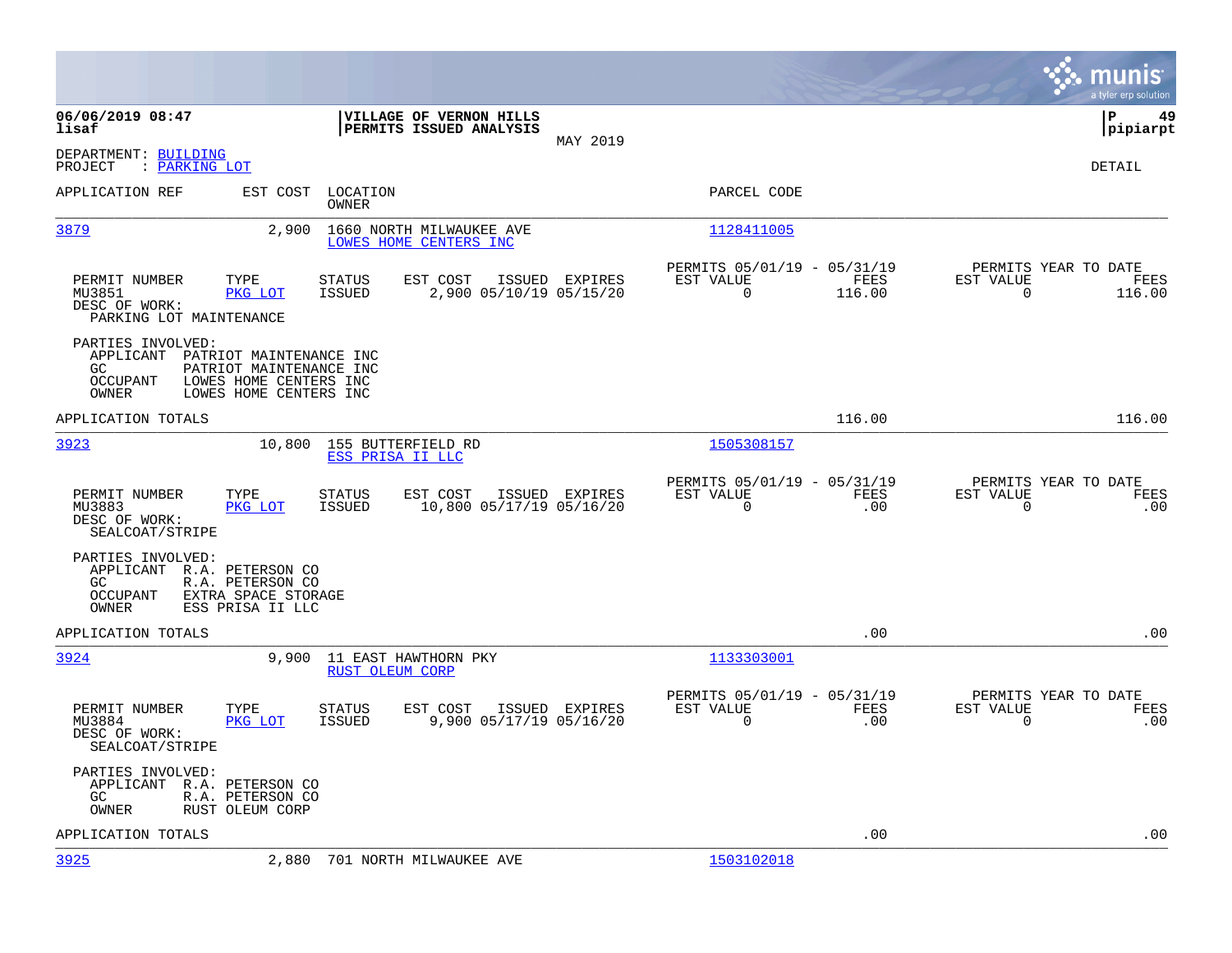**06/06/2019 08:47** | **VILLAGE OF VERNON HILLS** | **P 49**
**lisaf** | **PERMITS ISSUED ANALYSIS** | **pipiarpt**

MAY 2019

DEPARTMENT: BUILDING
PROJECT : PARKING LOT

DETAIL

| APPLICATION REF | EST COST | LOCATION / OWNER | PARCEL CODE |
|---|---|---|---|
| 3879 | 2,900 | 1660 NORTH MILWAUKEE AVE / LOWES HOME CENTERS INC | 1128411005 |

| PERMIT NUMBER | TYPE | STATUS | EST COST | ISSUED | EXPIRES | PERMITS 05/01/19 - 05/31/19 EST VALUE | FEES | PERMITS YEAR TO DATE EST VALUE | FEES |
|---|---|---|---|---|---|---|---|---|---|
| MU3851 | PKG LOT | ISSUED | 2,900 | 05/10/19 | 05/15/20 | 0 | 116.00 | 0 | 116.00 |

DESC OF WORK:
PARKING LOT MAINTENANCE

PARTIES INVOLVED:
- APPLICANT PATRIOT MAINTENANCE INC
- GC PATRIOT MAINTENANCE INC
- OCCUPANT LOWES HOME CENTERS INC
- OWNER LOWES HOME CENTERS INC

APPLICATION TOTALS: 116.00 | 116.00

| APPLICATION REF | EST COST | LOCATION / OWNER | PARCEL CODE |
|---|---|---|---|
| 3923 | 10,800 | 155 BUTTERFIELD RD / ESS PRISA II LLC | 1505308157 |

| PERMIT NUMBER | TYPE | STATUS | EST COST | ISSUED | EXPIRES | PERMITS 05/01/19 - 05/31/19 EST VALUE | FEES | PERMITS YEAR TO DATE EST VALUE | FEES |
|---|---|---|---|---|---|---|---|---|---|
| MU3883 | PKG LOT | ISSUED | 10,800 | 05/17/19 | 05/16/20 | 0 | .00 | 0 | .00 |

DESC OF WORK:
SEALCOAT/STRIPE

PARTIES INVOLVED:
- APPLICANT R.A. PETERSON CO
- GC R.A. PETERSON CO
- OCCUPANT EXTRA SPACE STORAGE
- OWNER ESS PRISA II LLC

APPLICATION TOTALS: .00 | .00

| APPLICATION REF | EST COST | LOCATION / OWNER | PARCEL CODE |
|---|---|---|---|
| 3924 | 9,900 | 11 EAST HAWTHORN PKY / RUST OLEUM CORP | 1133303001 |

| PERMIT NUMBER | TYPE | STATUS | EST COST | ISSUED | EXPIRES | PERMITS 05/01/19 - 05/31/19 EST VALUE | FEES | PERMITS YEAR TO DATE EST VALUE | FEES |
|---|---|---|---|---|---|---|---|---|---|
| MU3884 | PKG LOT | ISSUED | 9,900 | 05/17/19 | 05/16/20 | 0 | .00 | 0 | .00 |

DESC OF WORK:
SEALCOAT/STRIPE

PARTIES INVOLVED:
- APPLICANT R.A. PETERSON CO
- GC R.A. PETERSON CO
- OWNER RUST OLEUM CORP

APPLICATION TOTALS: .00 | .00

| APPLICATION REF | EST COST | LOCATION / OWNER | PARCEL CODE |
|---|---|---|---|
| 3925 | 2,880 | 701 NORTH MILWAUKEE AVE | 1503102018 |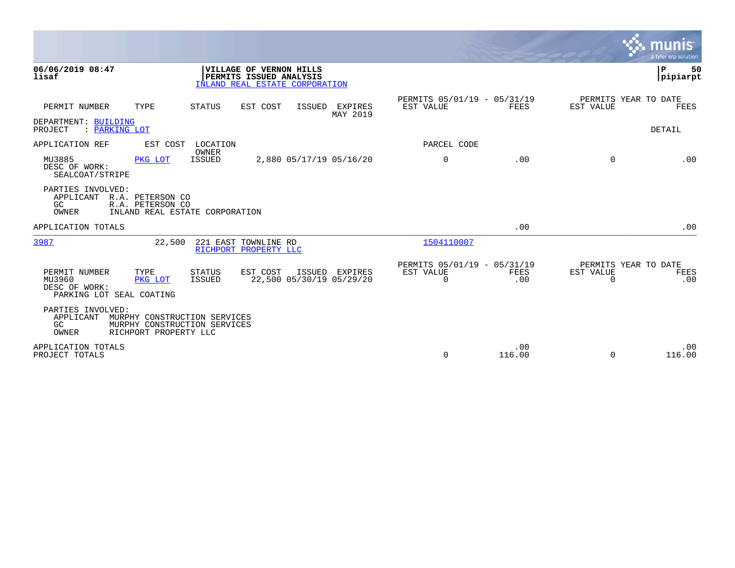**06/06/2019 08:47**
**lisaf**

**VILLAGE OF VERNON HILLS**
**PERMITS ISSUED ANALYSIS**
INLAND REAL ESTATE CORPORATION

**P 50**
**pipiarpt**

| PERMIT NUMBER | TYPE | STATUS | EST COST | ISSUED | EXPIRES | PERMITS 05/01/19 - 05/31/19 EST VALUE | FEES | PERMITS YEAR TO DATE EST VALUE | FEES |
|---|---|---|---|---|---|---|---|---|---|
| | | | | | MAY 2019 | | | | |

DEPARTMENT: BUILDING
PROJECT : PARKING LOT

DETAIL

APPLICATION REF | EST COST | LOCATION / OWNER | PARCEL CODE

| PERMIT NUMBER | TYPE | STATUS | EST COST | ISSUED | EXPIRES | EST VALUE | FEES | EST VALUE | FEES |
|---|---|---|---|---|---|---|---|---|---|
| MU3885 | PKG LOT | ISSUED | 2,880 | 05/17/19 | 05/16/20 | 0 | .00 | 0 | .00 |

DESC OF WORK:
SEALCOAT/STRIPE

PARTIES INVOLVED:
APPLICANT R.A. PETERSON CO
GC R.A. PETERSON CO
OWNER INLAND REAL ESTATE CORPORATION

APPLICATION TOTALS .00 .00

---

3987 22,500 221 EAST TOWNLINE RD 1504110007
RICHPORT PROPERTY LLC

| PERMIT NUMBER | TYPE | STATUS | EST COST | ISSUED | EXPIRES | PERMITS 05/01/19 - 05/31/19 EST VALUE | FEES | PERMITS YEAR TO DATE EST VALUE | FEES |
|---|---|---|---|---|---|---|---|---|---|
| MU3960 | PKG LOT | ISSUED | 22,500 | 05/30/19 | 05/29/20 | 0 | .00 | 0 | .00 |

DESC OF WORK:
PARKING LOT SEAL COATING

PARTIES INVOLVED:
APPLICANT MURPHY CONSTRUCTION SERVICES
GC MURPHY CONSTRUCTION SERVICES
OWNER RICHPORT PROPERTY LLC

| | EST VALUE | FEES | EST VALUE | FEES |
|---|---|---|---|---|
| APPLICATION TOTALS | | .00 | | .00 |
| PROJECT TOTALS | 0 | 116.00 | 0 | 116.00 |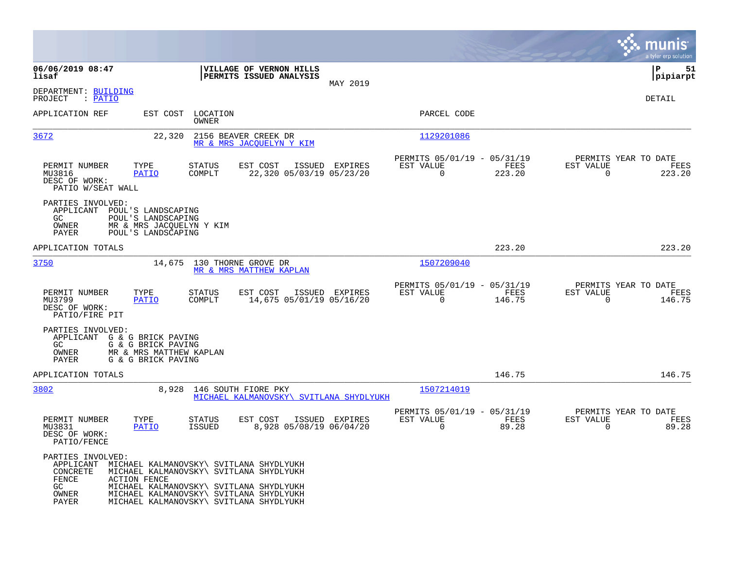**06/06/2019 08:47**
**lisaf**

**VILLAGE OF VERNON HILLS**
**PERMITS ISSUED ANALYSIS**

MAY 2019

**P 51**
**pipiarpt**

DEPARTMENT: BUILDING
PROJECT : PATIO

DETAIL

| APPLICATION REF | EST COST | LOCATION / OWNER | PARCEL CODE |
|---|---|---|---|
| 3672 | 22,320 | 2156 BEAVER CREEK DR / MR & MRS JACQUELYN Y KIM | 1129201086 |

| PERMIT NUMBER | TYPE | STATUS | EST COST | ISSUED | EXPIRES | PERMITS 05/01/19 - 05/31/19 EST VALUE | FEES | PERMITS YEAR TO DATE EST VALUE | FEES |
|---|---|---|---|---|---|---|---|---|---|
| MU3816 | PATIO | COMPLT | 22,320 | 05/03/19 | 05/23/20 | 0 | 223.20 | 0 | 223.20 |

DESC OF WORK:
PATIO W/SEAT WALL

PARTIES INVOLVED:
- APPLICANT POUL'S LANDSCAPING
- GC POUL'S LANDSCAPING
- OWNER MR & MRS JACQUELYN Y KIM
- PAYER POUL'S LANDSCAPING

APPLICATION TOTALS 223.20 223.20

| APPLICATION REF | EST COST | LOCATION / OWNER | PARCEL CODE |
|---|---|---|---|
| 3750 | 14,675 | 130 THORNE GROVE DR / MR & MRS MATTHEW KAPLAN | 1507209040 |

| PERMIT NUMBER | TYPE | STATUS | EST COST | ISSUED | EXPIRES | PERMITS 05/01/19 - 05/31/19 EST VALUE | FEES | PERMITS YEAR TO DATE EST VALUE | FEES |
|---|---|---|---|---|---|---|---|---|---|
| MU3799 | PATIO | COMPLT | 14,675 | 05/01/19 | 05/16/20 | 0 | 146.75 | 0 | 146.75 |

DESC OF WORK:
PATIO/FIRE PIT

PARTIES INVOLVED:
- APPLICANT G & G BRICK PAVING
- GC G & G BRICK PAVING
- OWNER MR & MRS MATTHEW KAPLAN
- PAYER G & G BRICK PAVING

APPLICATION TOTALS 146.75 146.75

| APPLICATION REF | EST COST | LOCATION / OWNER | PARCEL CODE |
|---|---|---|---|
| 3802 | 8,928 | 146 SOUTH FIORE PKY / MICHAEL KALMANOVSKY\ SVITLANA SHYDLYUKH | 1507214019 |

| PERMIT NUMBER | TYPE | STATUS | EST COST | ISSUED | EXPIRES | PERMITS 05/01/19 - 05/31/19 EST VALUE | FEES | PERMITS YEAR TO DATE EST VALUE | FEES |
|---|---|---|---|---|---|---|---|---|---|
| MU3831 | PATIO | ISSUED | 8,928 | 05/08/19 | 06/04/20 | 0 | 89.28 | 0 | 89.28 |

DESC OF WORK:
PATIO/FENCE

PARTIES INVOLVED:
- APPLICANT MICHAEL KALMANOVSKY\ SVITLANA SHYDLYUKH
- CONCRETE MICHAEL KALMANOVSKY\ SVITLANA SHYDLYUKH
- FENCE ACTION FENCE
- GC MICHAEL KALMANOVSKY\ SVITLANA SHYDLYUKH
- OWNER MICHAEL KALMANOVSKY\ SVITLANA SHYDLYUKH
- PAYER MICHAEL KALMANOVSKY\ SVITLANA SHYDLYUKH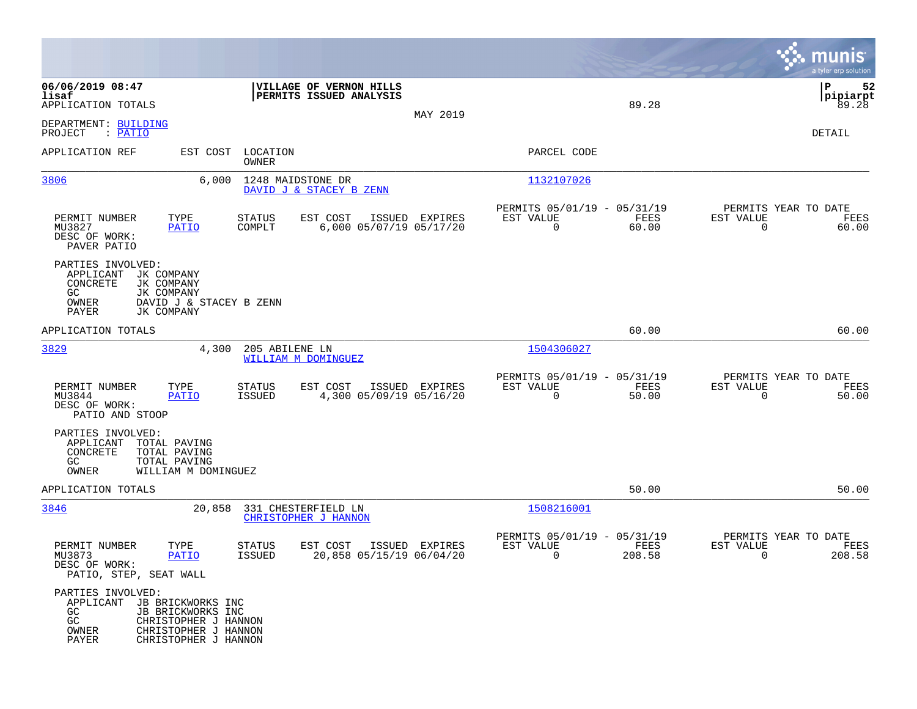06/06/2019 08:47
lisaf
APPLICATION TOTALS

**VILLAGE OF VERNON HILLS**
**PERMITS ISSUED ANALYSIS**

MAY 2019

89.28

P 52
pipiarpt
89.28

DEPARTMENT: BUILDING
PROJECT : PATIO

DETAIL

| APPLICATION REF | EST COST | LOCATION / OWNER | PARCEL CODE |
|---|---|---|---|
| 3806 | 6,000 | 1248 MAIDSTONE DR / DAVID J & STACEY B ZENN | 1132107026 |

| PERMIT NUMBER | TYPE | STATUS | EST COST | ISSUED | EXPIRES | PERMITS 05/01/19 - 05/31/19 EST VALUE | FEES | PERMITS YEAR TO DATE EST VALUE | FEES |
|---|---|---|---|---|---|---|---|---|---|
| MU3827 | PATIO | COMPLT | 6,000 | 05/07/19 | 05/17/20 | 0 | 60.00 | 0 | 60.00 |

DESC OF WORK:
PAVER PATIO

PARTIES INVOLVED:
- APPLICANT JK COMPANY
- CONCRETE JK COMPANY
- GC JK COMPANY
- OWNER DAVID J & STACEY B ZENN
- PAYER JK COMPANY

APPLICATION TOTALS 60.00 60.00

| APPLICATION REF | EST COST | LOCATION / OWNER | PARCEL CODE |
|---|---|---|---|
| 3829 | 4,300 | 205 ABILENE LN / WILLIAM M DOMINGUEZ | 1504306027 |

| PERMIT NUMBER | TYPE | STATUS | EST COST | ISSUED | EXPIRES | PERMITS 05/01/19 - 05/31/19 EST VALUE | FEES | PERMITS YEAR TO DATE EST VALUE | FEES |
|---|---|---|---|---|---|---|---|---|---|
| MU3844 | PATIO | ISSUED | 4,300 | 05/09/19 | 05/16/20 | 0 | 50.00 | 0 | 50.00 |

DESC OF WORK:
PATIO AND STOOP

PARTIES INVOLVED:
- APPLICANT TOTAL PAVING
- CONCRETE TOTAL PAVING
- GC TOTAL PAVING
- OWNER WILLIAM M DOMINGUEZ

APPLICATION TOTALS 50.00 50.00

| APPLICATION REF | EST COST | LOCATION / OWNER | PARCEL CODE |
|---|---|---|---|
| 3846 | 20,858 | 331 CHESTERFIELD LN / CHRISTOPHER J HANNON | 1508216001 |

| PERMIT NUMBER | TYPE | STATUS | EST COST | ISSUED | EXPIRES | PERMITS 05/01/19 - 05/31/19 EST VALUE | FEES | PERMITS YEAR TO DATE EST VALUE | FEES |
|---|---|---|---|---|---|---|---|---|---|
| MU3873 | PATIO | ISSUED | 20,858 | 05/15/19 | 06/04/20 | 0 | 208.58 | 0 | 208.58 |

DESC OF WORK:
PATIO, STEP, SEAT WALL

PARTIES INVOLVED:
- APPLICANT JB BRICKWORKS INC
- GC JB BRICKWORKS INC
- GC CHRISTOPHER J HANNON
- OWNER CHRISTOPHER J HANNON
- PAYER CHRISTOPHER J HANNON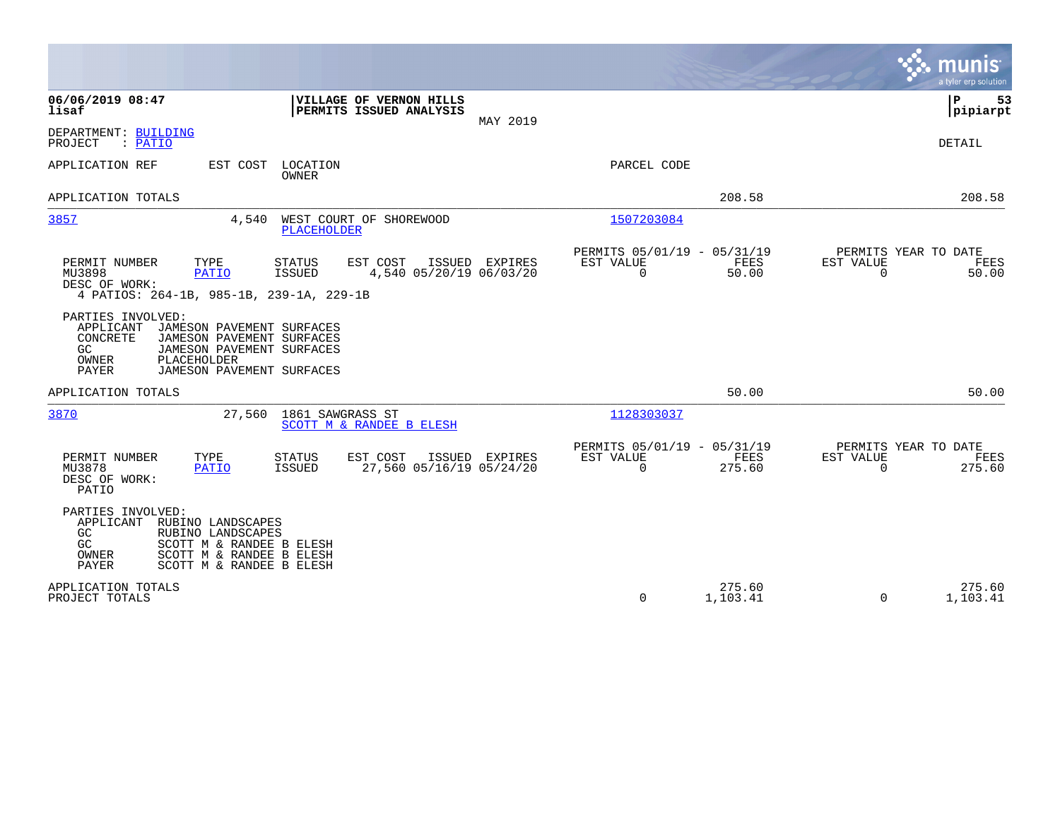**06/06/2019 08:47**
**lisaf**

**VILLAGE OF VERNON HILLS**
**PERMITS ISSUED ANALYSIS**
MAY 2019

**P 53**
**pipiarpt**

DEPARTMENT: BUILDING
PROJECT : PATIO

DETAIL

APPLICATION REF | EST COST | LOCATION / OWNER | PARCEL CODE

APPLICATION TOTALS — 208.58 — 208.58

---

**3857** — 4,540 — WEST COURT OF SHOREWOOD — PLACEHOLDER — Parcel: 1507203084

| PERMIT NUMBER | TYPE | STATUS | EST COST | ISSUED | EXPIRES | PERMITS 05/01/19 - 05/31/19 EST VALUE | FEES | PERMITS YEAR TO DATE EST VALUE | FEES |
|---|---|---|---|---|---|---|---|---|---|
| MU3898 | PATIO | ISSUED | 4,540 | 05/20/19 | 06/03/20 | 0 | 50.00 | 0 | 50.00 |

DESC OF WORK:
4 PATIOS: 264-1B, 985-1B, 239-1A, 229-1B

PARTIES INVOLVED:
- APPLICANT JAMESON PAVEMENT SURFACES
- CONCRETE JAMESON PAVEMENT SURFACES
- GC JAMESON PAVEMENT SURFACES
- OWNER PLACEHOLDER
- PAYER JAMESON PAVEMENT SURFACES

APPLICATION TOTALS — 50.00 — 50.00

---

**3870** — 27,560 — 1861 SAWGRASS ST — SCOTT M & RANDEE B ELESH — Parcel: 1128303037

| PERMIT NUMBER | TYPE | STATUS | EST COST | ISSUED | EXPIRES | PERMITS 05/01/19 - 05/31/19 EST VALUE | FEES | PERMITS YEAR TO DATE EST VALUE | FEES |
|---|---|---|---|---|---|---|---|---|---|
| MU3878 | PATIO | ISSUED | 27,560 | 05/16/19 | 05/24/20 | 0 | 275.60 | 0 | 275.60 |

DESC OF WORK:
PATIO

PARTIES INVOLVED:
- APPLICANT RUBINO LANDSCAPES
- GC RUBINO LANDSCAPES
- GC SCOTT M & RANDEE B ELESH
- OWNER SCOTT M & RANDEE B ELESH
- PAYER SCOTT M & RANDEE B ELESH

APPLICATION TOTALS — 275.60 — 275.60

PROJECT TOTALS — 0 — 1,103.41 — 0 — 1,103.41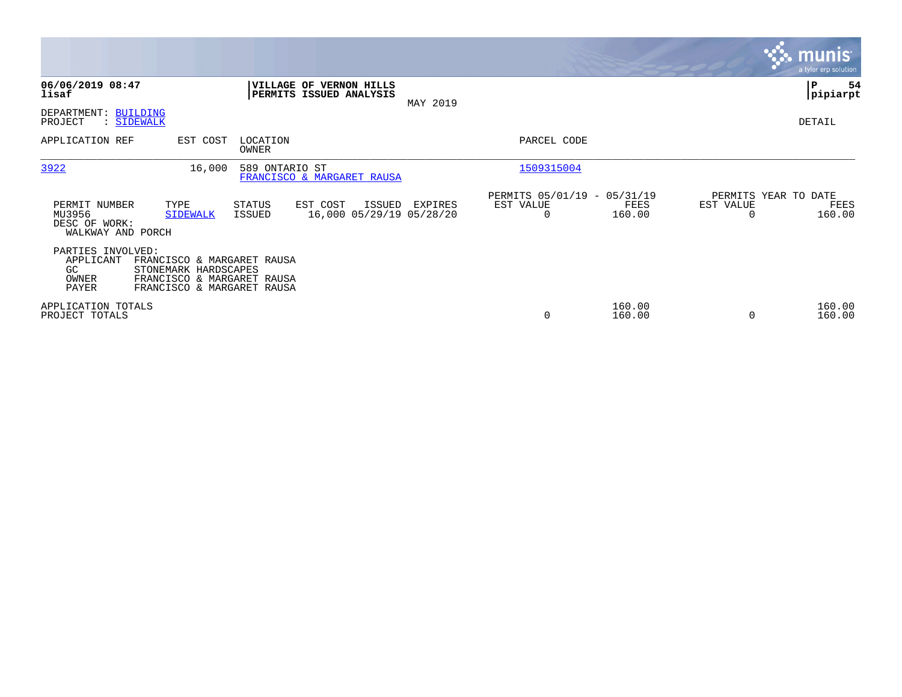**06/06/2019 08:47**
**lisaf**

**VILLAGE OF VERNON HILLS**
**PERMITS ISSUED ANALYSIS**
MAY 2019

**P 54**
**pipiarpt**

DEPARTMENT: BUILDING
PROJECT : SIDEWALK

DETAIL

| APPLICATION REF | EST COST | LOCATION / OWNER | PARCEL CODE |
|---|---|---|---|
| 3922 | 16,000 | 589 ONTARIO ST / FRANCISCO & MARGARET RAUSA | 1509315004 |

| PERMIT NUMBER | TYPE | STATUS | EST COST | ISSUED | EXPIRES | PERMITS 05/01/19 - 05/31/19 EST VALUE | FEES | PERMITS YEAR TO DATE EST VALUE | FEES |
|---|---|---|---|---|---|---|---|---|---|
| MU3956 | SIDEWALK | ISSUED | 16,000 | 05/29/19 | 05/28/20 | 0 | 160.00 | 0 | 160.00 |

DESC OF WORK:
WALKWAY AND PORCH

PARTIES INVOLVED:
APPLICANT FRANCISCO & MARGARET RAUSA
GC STONEMARK HARDSCAPES
OWNER FRANCISCO & MARGARET RAUSA
PAYER FRANCISCO & MARGARET RAUSA

| | EST VALUE | FEES | EST VALUE | FEES |
|---|---|---|---|---|
| APPLICATION TOTALS | | 160.00 | | 160.00 |
| PROJECT TOTALS | 0 | 160.00 | 0 | 160.00 |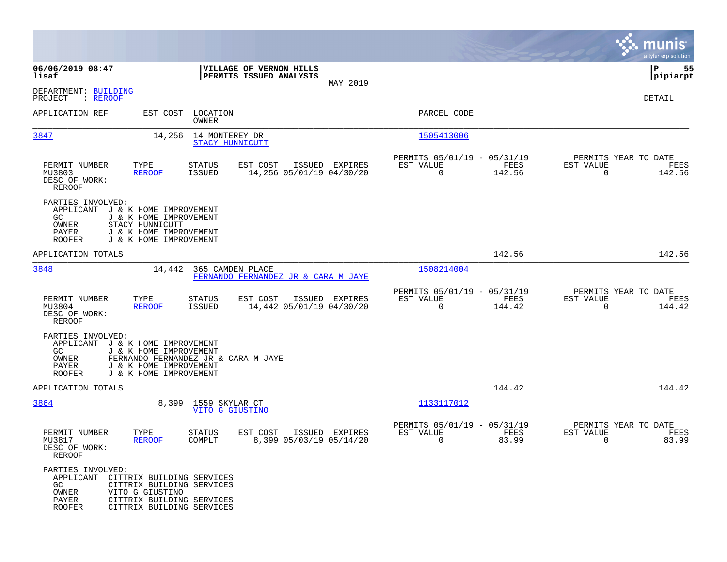06/06/2019 08:47
lisaf

**VILLAGE OF VERNON HILLS**
**PERMITS ISSUED ANALYSIS**

MAY 2019

P 55
pipiarpt

DEPARTMENT: BUILDING
PROJECT : REROOF

DETAIL

| APPLICATION REF | EST COST | LOCATION / OWNER | PARCEL CODE |
|---|---|---|---|
| 3847 | 14,256 | 14 MONTEREY DR / STACY HUNNICUTT | 1505413006 |

| PERMIT NUMBER | TYPE | STATUS | EST COST | ISSUED | EXPIRES | PERMITS 05/01/19 - 05/31/19 EST VALUE | FEES | PERMITS YEAR TO DATE EST VALUE | FEES |
|---|---|---|---|---|---|---|---|---|---|
| MU3803 | REROOF | ISSUED | 14,256 | 05/01/19 | 04/30/20 | 0 | 142.56 | 0 | 142.56 |

DESC OF WORK:
REROOF

PARTIES INVOLVED:
- APPLICANT J & K HOME IMPROVEMENT
- GC J & K HOME IMPROVEMENT
- OWNER STACY HUNNICUTT
- PAYER J & K HOME IMPROVEMENT
- ROOFER J & K HOME IMPROVEMENT

APPLICATION TOTALS 142.56 142.56

| APPLICATION REF | EST COST | LOCATION / OWNER | PARCEL CODE |
|---|---|---|---|
| 3848 | 14,442 | 365 CAMDEN PLACE / FERNANDO FERNANDEZ JR & CARA M JAYE | 1508214004 |

| PERMIT NUMBER | TYPE | STATUS | EST COST | ISSUED | EXPIRES | PERMITS 05/01/19 - 05/31/19 EST VALUE | FEES | PERMITS YEAR TO DATE EST VALUE | FEES |
|---|---|---|---|---|---|---|---|---|---|
| MU3804 | REROOF | ISSUED | 14,442 | 05/01/19 | 04/30/20 | 0 | 144.42 | 0 | 144.42 |

DESC OF WORK:
REROOF

PARTIES INVOLVED:
- APPLICANT J & K HOME IMPROVEMENT
- GC J & K HOME IMPROVEMENT
- OWNER FERNANDO FERNANDEZ JR & CARA M JAYE
- PAYER J & K HOME IMPROVEMENT
- ROOFER J & K HOME IMPROVEMENT

APPLICATION TOTALS 144.42 144.42

| APPLICATION REF | EST COST | LOCATION / OWNER | PARCEL CODE |
|---|---|---|---|
| 3864 | 8,399 | 1559 SKYLAR CT / VITO G GIUSTINO | 1133117012 |

| PERMIT NUMBER | TYPE | STATUS | EST COST | ISSUED | EXPIRES | PERMITS 05/01/19 - 05/31/19 EST VALUE | FEES | PERMITS YEAR TO DATE EST VALUE | FEES |
|---|---|---|---|---|---|---|---|---|---|
| MU3817 | REROOF | COMPLT | 8,399 | 05/03/19 | 05/14/20 | 0 | 83.99 | 0 | 83.99 |

DESC OF WORK:
REROOF

PARTIES INVOLVED:
- APPLICANT CITTRIX BUILDING SERVICES
- GC CITTRIX BUILDING SERVICES
- OWNER VITO G GIUSTINO
- PAYER CITTRIX BUILDING SERVICES
- ROOFER CITTRIX BUILDING SERVICES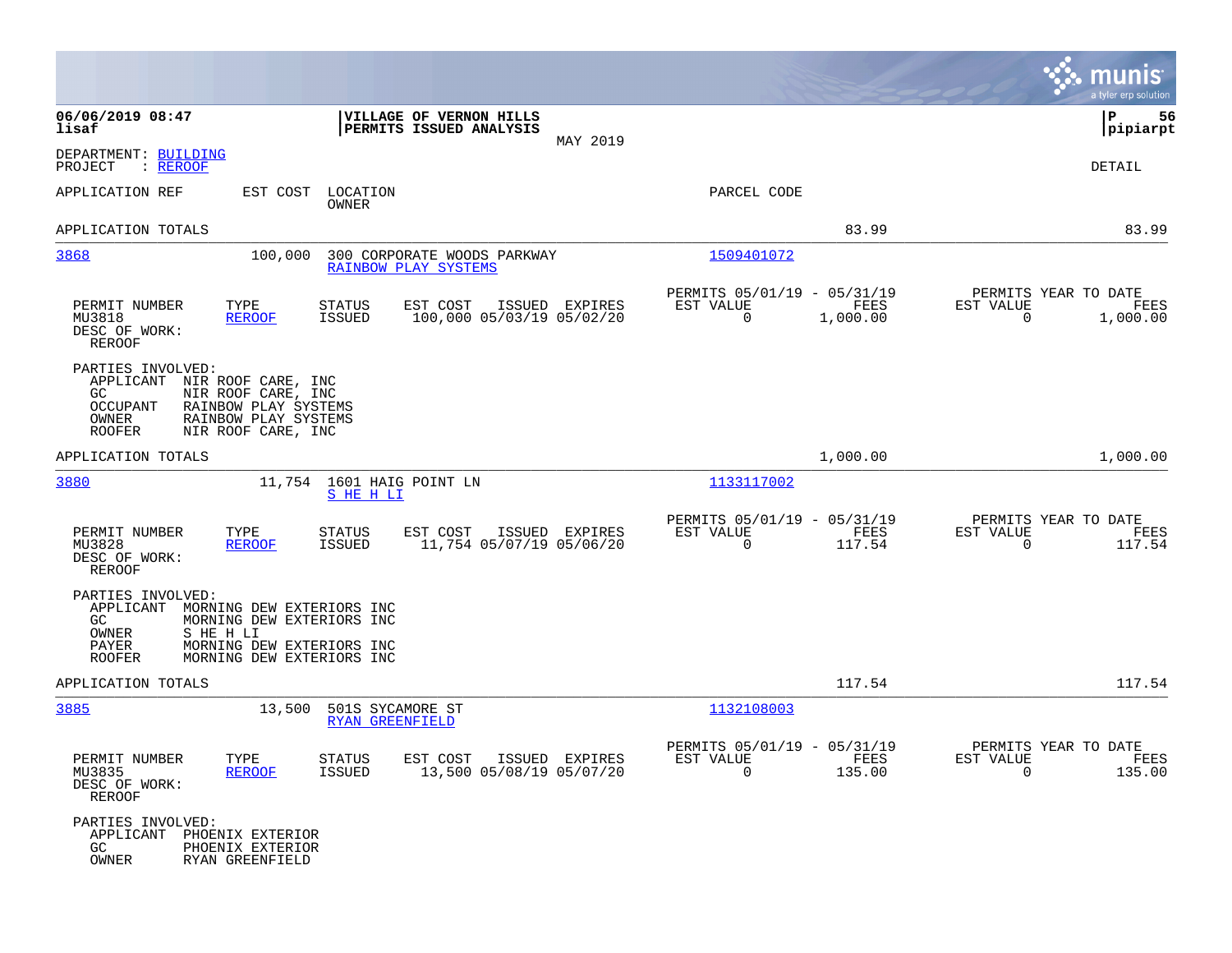**06/06/2019 08:47**
**lisaf**

**VILLAGE OF VERNON HILLS**
**PERMITS ISSUED ANALYSIS**

MAY 2019

**P 56**
**pipiarpt**

DEPARTMENT: BUILDING
PROJECT : REROOF

DETAIL

| APPLICATION REF | EST COST | LOCATION / OWNER | PARCEL CODE | | |
|---|---|---|---|---|---|
| APPLICATION TOTALS | | | | 83.99 | 83.99 |

---

**3868** | 100,000 | 300 CORPORATE WOODS PARKWAY / RAINBOW PLAY SYSTEMS | 1509401072

| PERMIT NUMBER | TYPE | STATUS | EST COST | ISSUED | EXPIRES | PERMITS 05/01/19 - 05/31/19 EST VALUE | FEES | PERMITS YEAR TO DATE EST VALUE | FEES |
|---|---|---|---|---|---|---|---|---|---|
| MU3818 | REROOF | ISSUED | 100,000 | 05/03/19 | 05/02/20 | 0 | 1,000.00 | 0 | 1,000.00 |

DESC OF WORK:
REROOF

PARTIES INVOLVED:
- APPLICANT NIR ROOF CARE, INC
- GC NIR ROOF CARE, INC
- OCCUPANT RAINBOW PLAY SYSTEMS
- OWNER RAINBOW PLAY SYSTEMS
- ROOFER NIR ROOF CARE, INC

APPLICATION TOTALS 1,000.00 1,000.00

---

**3880** | 11,754 | 1601 HAIG POINT LN / S HE H LI | 1133117002

| PERMIT NUMBER | TYPE | STATUS | EST COST | ISSUED | EXPIRES | PERMITS 05/01/19 - 05/31/19 EST VALUE | FEES | PERMITS YEAR TO DATE EST VALUE | FEES |
|---|---|---|---|---|---|---|---|---|---|
| MU3828 | REROOF | ISSUED | 11,754 | 05/07/19 | 05/06/20 | 0 | 117.54 | 0 | 117.54 |

DESC OF WORK:
REROOF

PARTIES INVOLVED:
- APPLICANT MORNING DEW EXTERIORS INC
- GC MORNING DEW EXTERIORS INC
- OWNER S HE H LI
- PAYER MORNING DEW EXTERIORS INC
- ROOFER MORNING DEW EXTERIORS INC

APPLICATION TOTALS 117.54 117.54

---

**3885** | 13,500 | 501S SYCAMORE ST / RYAN GREENFIELD | 1132108003

| PERMIT NUMBER | TYPE | STATUS | EST COST | ISSUED | EXPIRES | PERMITS 05/01/19 - 05/31/19 EST VALUE | FEES | PERMITS YEAR TO DATE EST VALUE | FEES |
|---|---|---|---|---|---|---|---|---|---|
| MU3835 | REROOF | ISSUED | 13,500 | 05/08/19 | 05/07/20 | 0 | 135.00 | 0 | 135.00 |

DESC OF WORK:
REROOF

PARTIES INVOLVED:
- APPLICANT PHOENIX EXTERIOR
- GC PHOENIX EXTERIOR
- OWNER RYAN GREENFIELD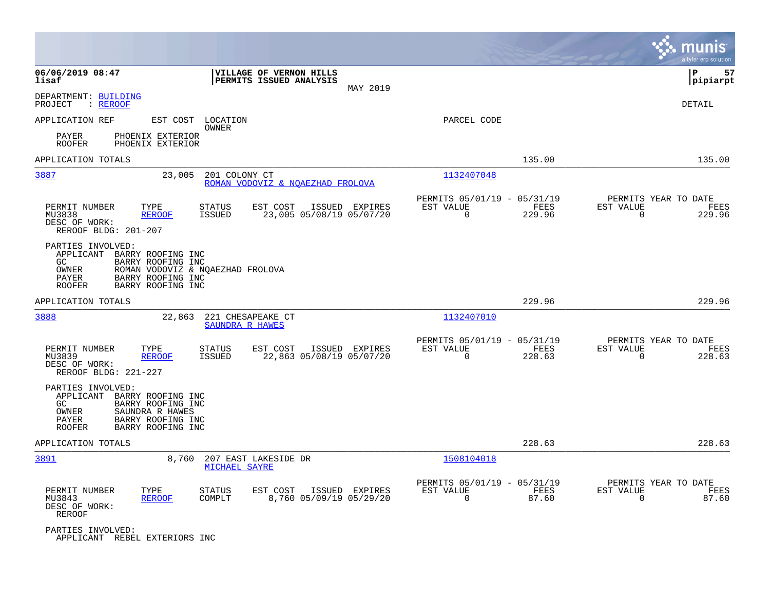06/06/2019 08:47 | VILLAGE OF VERNON HILLS | P 57
lisaf | PERMITS ISSUED ANALYSIS | pipiarpt

MAY 2019

DEPARTMENT: BUILDING
PROJECT : REROOF

DETAIL

APPLICATION REF EST COST LOCATION PARCEL CODE
OWNER

PAYER PHOENIX EXTERIOR
ROOFER PHOENIX EXTERIOR

APPLICATION TOTALS 135.00 135.00

---

**3887** 23,005 201 COLONY CT 1132407048
ROMAN VODOVIZ & NQAEZHAD FROLOVA

| PERMIT NUMBER | TYPE | STATUS | EST COST | ISSUED | EXPIRES | PERMITS 05/01/19 - 05/31/19 EST VALUE | FEES | PERMITS YEAR TO DATE EST VALUE | FEES |
|---|---|---|---|---|---|---|---|---|---|
| MU3838 | REROOF | ISSUED | 23,005 | 05/08/19 | 05/07/20 | 0 | 229.96 | 0 | 229.96 |

DESC OF WORK:
REROOF BLDG: 201-207

PARTIES INVOLVED:
APPLICANT BARRY ROOFING INC
GC BARRY ROOFING INC
OWNER ROMAN VODOVIZ & NQAEZHAD FROLOVA
PAYER BARRY ROOFING INC
ROOFER BARRY ROOFING INC

APPLICATION TOTALS 229.96 229.96

---

**3888** 22,863 221 CHESAPEAKE CT 1132407010
SAUNDRA R HAWES

| PERMIT NUMBER | TYPE | STATUS | EST COST | ISSUED | EXPIRES | PERMITS 05/01/19 - 05/31/19 EST VALUE | FEES | PERMITS YEAR TO DATE EST VALUE | FEES |
|---|---|---|---|---|---|---|---|---|---|
| MU3839 | REROOF | ISSUED | 22,863 | 05/08/19 | 05/07/20 | 0 | 228.63 | 0 | 228.63 |

DESC OF WORK:
REROOF BLDG: 221-227

PARTIES INVOLVED:
APPLICANT BARRY ROOFING INC
GC BARRY ROOFING INC
OWNER SAUNDRA R HAWES
PAYER BARRY ROOFING INC
ROOFER BARRY ROOFING INC

APPLICATION TOTALS 228.63 228.63

---

**3891** 8,760 207 EAST LAKESIDE DR 1508104018
MICHAEL SAYRE

| PERMIT NUMBER | TYPE | STATUS | EST COST | ISSUED | EXPIRES | PERMITS 05/01/19 - 05/31/19 EST VALUE | FEES | PERMITS YEAR TO DATE EST VALUE | FEES |
|---|---|---|---|---|---|---|---|---|---|
| MU3843 | REROOF | COMPLT | 8,760 | 05/09/19 | 05/29/20 | 0 | 87.60 | 0 | 87.60 |

DESC OF WORK:
REROOF

PARTIES INVOLVED:
APPLICANT REBEL EXTERIORS INC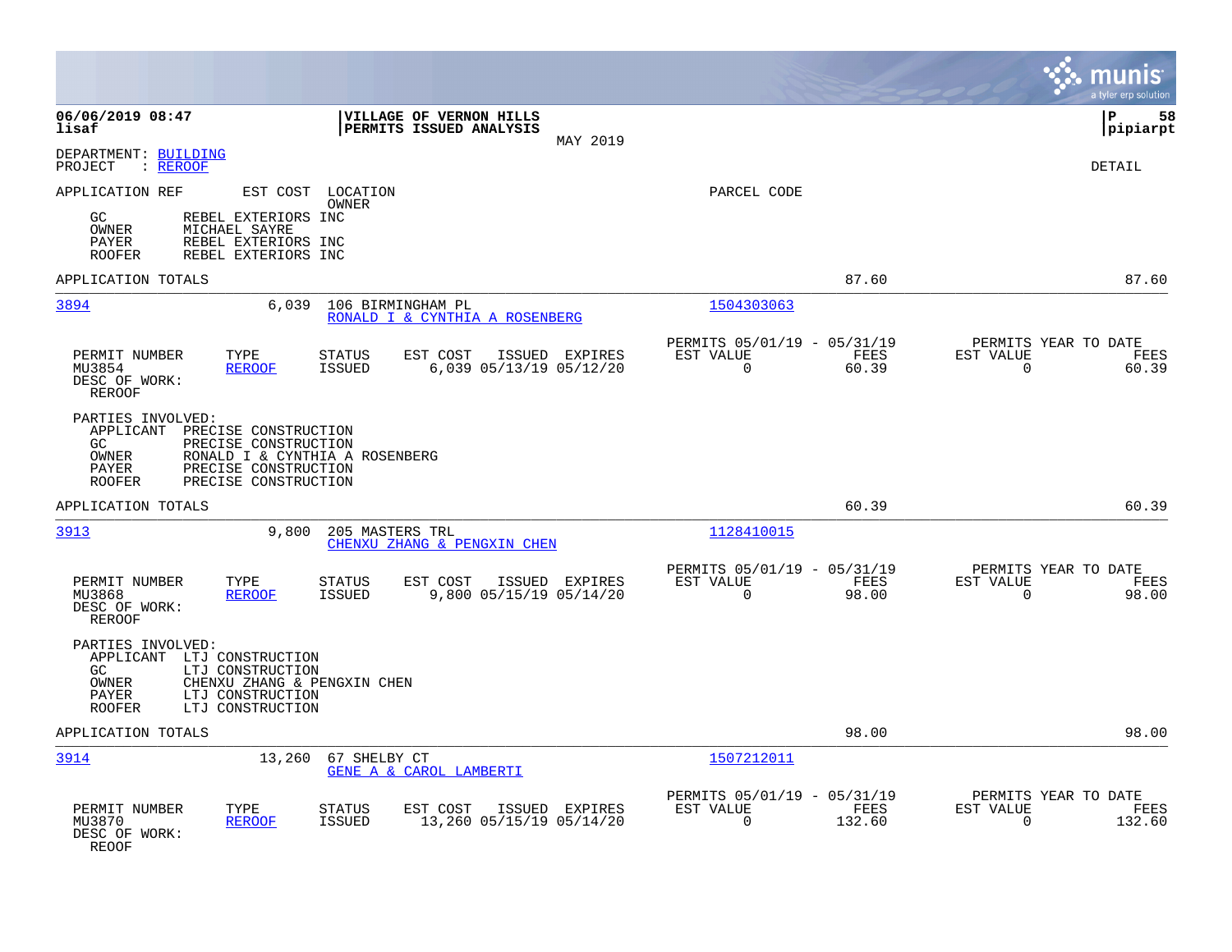DEPARTMENT: BUILDING
PROJECT : REROOF

DETAIL

APPLICATION REF    EST COST    LOCATION
                               OWNER
                                                                    PARCEL CODE

GC        REBEL EXTERIORS INC
OWNER     MICHAEL SAYRE
PAYER     REBEL EXTERIORS INC
ROOFER    REBEL EXTERIORS INC

APPLICATION TOTALS    87.60    87.60

---

**3894**    6,039    106 BIRMINGHAM PL
RONALD I & CYNTHIA A ROSENBERG
Parcel code: 1504303063

| PERMIT NUMBER | TYPE | STATUS | EST COST | ISSUED | EXPIRES | PERMITS 05/01/19 - 05/31/19 EST VALUE | FEES | PERMITS YEAR TO DATE EST VALUE | FEES |
|---|---|---|---|---|---|---|---|---|---|
| MU3854 | REROOF | ISSUED | 6,039 | 05/13/19 | 05/12/20 | 0 | 60.39 | 0 | 60.39 |

DESC OF WORK:
REROOF

PARTIES INVOLVED:
APPLICANT  PRECISE CONSTRUCTION
GC         PRECISE CONSTRUCTION
OWNER      RONALD I & CYNTHIA A ROSENBERG
PAYER      PRECISE CONSTRUCTION
ROOFER     PRECISE CONSTRUCTION

APPLICATION TOTALS    60.39    60.39

---

**3913**    9,800    205 MASTERS TRL
CHENXU ZHANG & PENGXIN CHEN
Parcel code: 1128410015

| PERMIT NUMBER | TYPE | STATUS | EST COST | ISSUED | EXPIRES | PERMITS 05/01/19 - 05/31/19 EST VALUE | FEES | PERMITS YEAR TO DATE EST VALUE | FEES |
|---|---|---|---|---|---|---|---|---|---|
| MU3868 | REROOF | ISSUED | 9,800 | 05/15/19 | 05/14/20 | 0 | 98.00 | 0 | 98.00 |

DESC OF WORK:
REROOF

PARTIES INVOLVED:
APPLICANT  LTJ CONSTRUCTION
GC         LTJ CONSTRUCTION
OWNER      CHENXU ZHANG & PENGXIN CHEN
PAYER      LTJ CONSTRUCTION
ROOFER     LTJ CONSTRUCTION

APPLICATION TOTALS    98.00    98.00

---

**3914**    13,260    67 SHELBY CT
GENE A & CAROL LAMBERTI
Parcel code: 1507212011

| PERMIT NUMBER | TYPE | STATUS | EST COST | ISSUED | EXPIRES | PERMITS 05/01/19 - 05/31/19 EST VALUE | FEES | PERMITS YEAR TO DATE EST VALUE | FEES |
|---|---|---|---|---|---|---|---|---|---|
| MU3870 | REROOF | ISSUED | 13,260 | 05/15/19 | 05/14/20 | 0 | 132.60 | 0 | 132.60 |

DESC OF WORK:
REOOF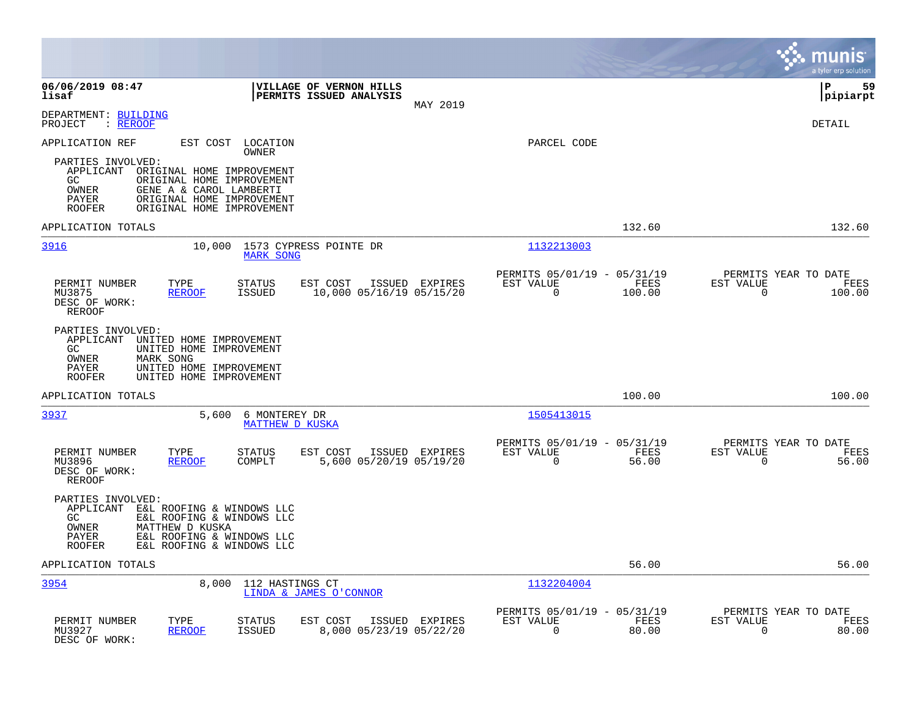06/06/2019 08:47 | VILLAGE OF VERNON HILLS | P 59
lisaf | PERMITS ISSUED ANALYSIS | pipiarpt

MAY 2019

DEPARTMENT: BUILDING
PROJECT : REROOF

DETAIL

APPLICATION REF | EST COST | LOCATION / OWNER | PARCEL CODE

PARTIES INVOLVED:
- APPLICANT ORIGINAL HOME IMPROVEMENT
- GC ORIGINAL HOME IMPROVEMENT
- OWNER GENE A & CAROL LAMBERTI
- PAYER ORIGINAL HOME IMPROVEMENT
- ROOFER ORIGINAL HOME IMPROVEMENT

APPLICATION TOTALS 132.60 132.60

---

**3916** 10,000 1573 CYPRESS POINTE DR — MARK SONG — 1132213003

| PERMIT NUMBER | TYPE | STATUS | EST COST | ISSUED | EXPIRES | PERMITS 05/01/19 - 05/31/19 EST VALUE | FEES | PERMITS YEAR TO DATE EST VALUE | FEES |
|---|---|---|---|---|---|---|---|---|---|
| MU3875 | REROOF | ISSUED | 10,000 | 05/16/19 | 05/15/20 | 0 | 100.00 | 0 | 100.00 |

DESC OF WORK:
REROOF

PARTIES INVOLVED:
- APPLICANT UNITED HOME IMPROVEMENT
- GC UNITED HOME IMPROVEMENT
- OWNER MARK SONG
- PAYER UNITED HOME IMPROVEMENT
- ROOFER UNITED HOME IMPROVEMENT

APPLICATION TOTALS 100.00 100.00

---

**3937** 5,600 6 MONTEREY DR — MATTHEW D KUSKA — 1505413015

| PERMIT NUMBER | TYPE | STATUS | EST COST | ISSUED | EXPIRES | PERMITS 05/01/19 - 05/31/19 EST VALUE | FEES | PERMITS YEAR TO DATE EST VALUE | FEES |
|---|---|---|---|---|---|---|---|---|---|
| MU3896 | REROOF | COMPLT | 5,600 | 05/20/19 | 05/19/20 | 0 | 56.00 | 0 | 56.00 |

DESC OF WORK:
REROOF

PARTIES INVOLVED:
- APPLICANT E&L ROOFING & WINDOWS LLC
- GC E&L ROOFING & WINDOWS LLC
- OWNER MATTHEW D KUSKA
- PAYER E&L ROOFING & WINDOWS LLC
- ROOFER E&L ROOFING & WINDOWS LLC

APPLICATION TOTALS 56.00 56.00

---

**3954** 8,000 112 HASTINGS CT — LINDA & JAMES O'CONNOR — 1132204004

| PERMIT NUMBER | TYPE | STATUS | EST COST | ISSUED | EXPIRES | PERMITS 05/01/19 - 05/31/19 EST VALUE | FEES | PERMITS YEAR TO DATE EST VALUE | FEES |
|---|---|---|---|---|---|---|---|---|---|
| MU3927 | REROOF | ISSUED | 8,000 | 05/23/19 | 05/22/20 | 0 | 80.00 | 0 | 80.00 |

DESC OF WORK: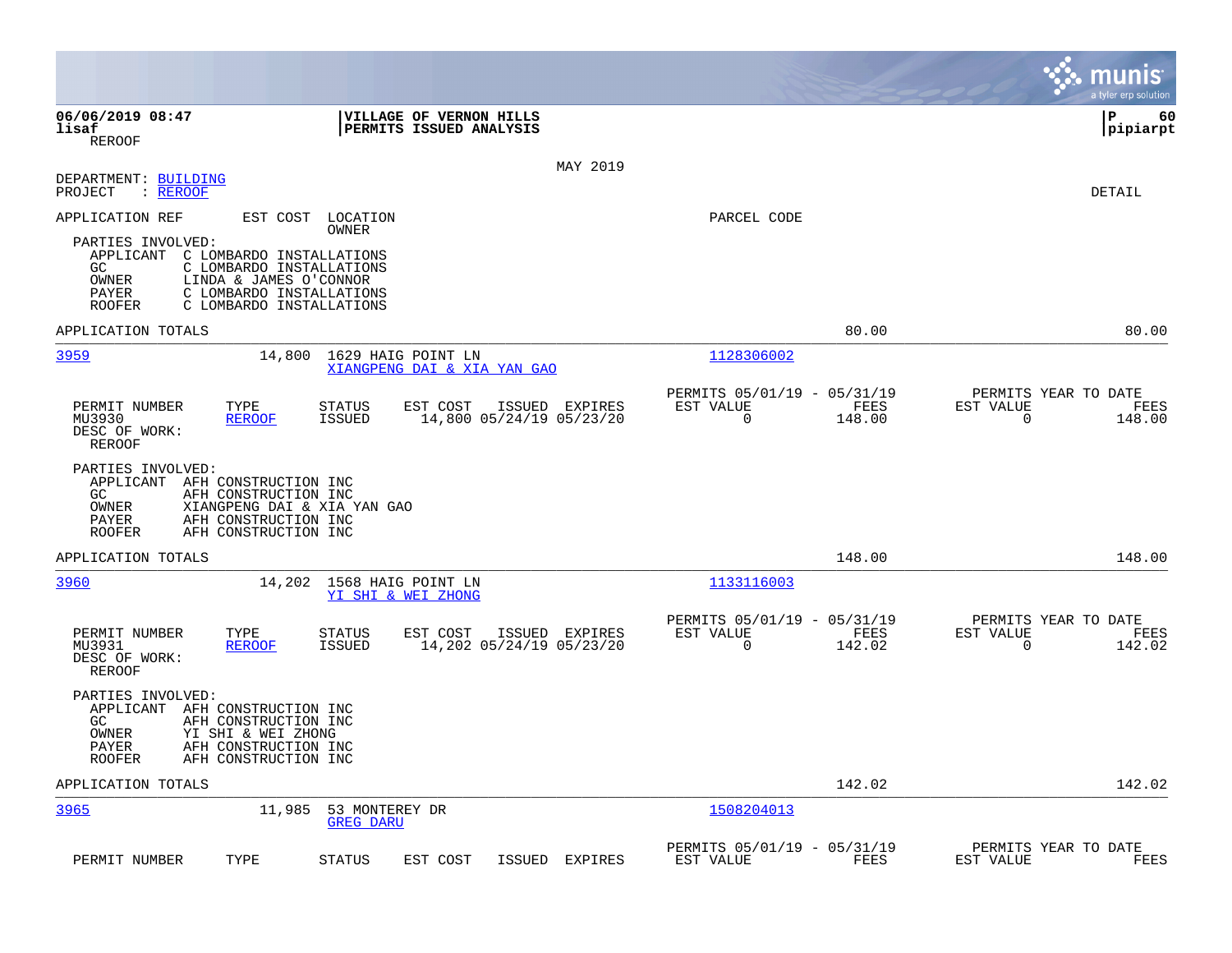**VILLAGE OF VERNON HILLS**
**PERMITS ISSUED ANALYSIS**

06/06/2019 08:47
lisaf
REROOF

MAY 2019

DEPARTMENT: BUILDING
PROJECT : REROOF

DETAIL

APPLICATION REF &nbsp;&nbsp; EST COST &nbsp;&nbsp; LOCATION / OWNER &nbsp;&nbsp; PARCEL CODE

PARTIES INVOLVED:
- APPLICANT C LOMBARDO INSTALLATIONS
- GC C LOMBARDO INSTALLATIONS
- OWNER LINDA & JAMES O'CONNOR
- PAYER C LOMBARDO INSTALLATIONS
- ROOFER C LOMBARDO INSTALLATIONS

APPLICATION TOTALS: 80.00 | 80.00

---

**3959** &nbsp;&nbsp; 14,800 &nbsp;&nbsp; 1629 HAIG POINT LN &nbsp;&nbsp; XIANGPENG DAI & XIA YAN GAO &nbsp;&nbsp; 1128306002

| PERMIT NUMBER | TYPE | STATUS | EST COST | ISSUED | EXPIRES | PERMITS 05/01/19 - 05/31/19 EST VALUE | FEES | PERMITS YEAR TO DATE EST VALUE | FEES |
|---|---|---|---|---|---|---|---|---|---|
| MU3930 | REROOF | ISSUED | 14,800 | 05/24/19 | 05/23/20 | 0 | 148.00 | 0 | 148.00 |

DESC OF WORK: REROOF

PARTIES INVOLVED:
- APPLICANT AFH CONSTRUCTION INC
- GC AFH CONSTRUCTION INC
- OWNER XIANGPENG DAI & XIA YAN GAO
- PAYER AFH CONSTRUCTION INC
- ROOFER AFH CONSTRUCTION INC

APPLICATION TOTALS: 148.00 | 148.00

---

**3960** &nbsp;&nbsp; 14,202 &nbsp;&nbsp; 1568 HAIG POINT LN &nbsp;&nbsp; YI SHI & WEI ZHONG &nbsp;&nbsp; 1133116003

| PERMIT NUMBER | TYPE | STATUS | EST COST | ISSUED | EXPIRES | PERMITS 05/01/19 - 05/31/19 EST VALUE | FEES | PERMITS YEAR TO DATE EST VALUE | FEES |
|---|---|---|---|---|---|---|---|---|---|
| MU3931 | REROOF | ISSUED | 14,202 | 05/24/19 | 05/23/20 | 0 | 142.02 | 0 | 142.02 |

DESC OF WORK: REROOF

PARTIES INVOLVED:
- APPLICANT AFH CONSTRUCTION INC
- GC AFH CONSTRUCTION INC
- OWNER YI SHI & WEI ZHONG
- PAYER AFH CONSTRUCTION INC
- ROOFER AFH CONSTRUCTION INC

APPLICATION TOTALS: 142.02 | 142.02

---

**3965** &nbsp;&nbsp; 11,985 &nbsp;&nbsp; 53 MONTEREY DR &nbsp;&nbsp; GREG DARU &nbsp;&nbsp; 1508204013

| PERMIT NUMBER | TYPE | STATUS | EST COST | ISSUED | EXPIRES | PERMITS 05/01/19 - 05/31/19 EST VALUE | FEES | PERMITS YEAR TO DATE EST VALUE | FEES |
|---|---|---|---|---|---|---|---|---|---|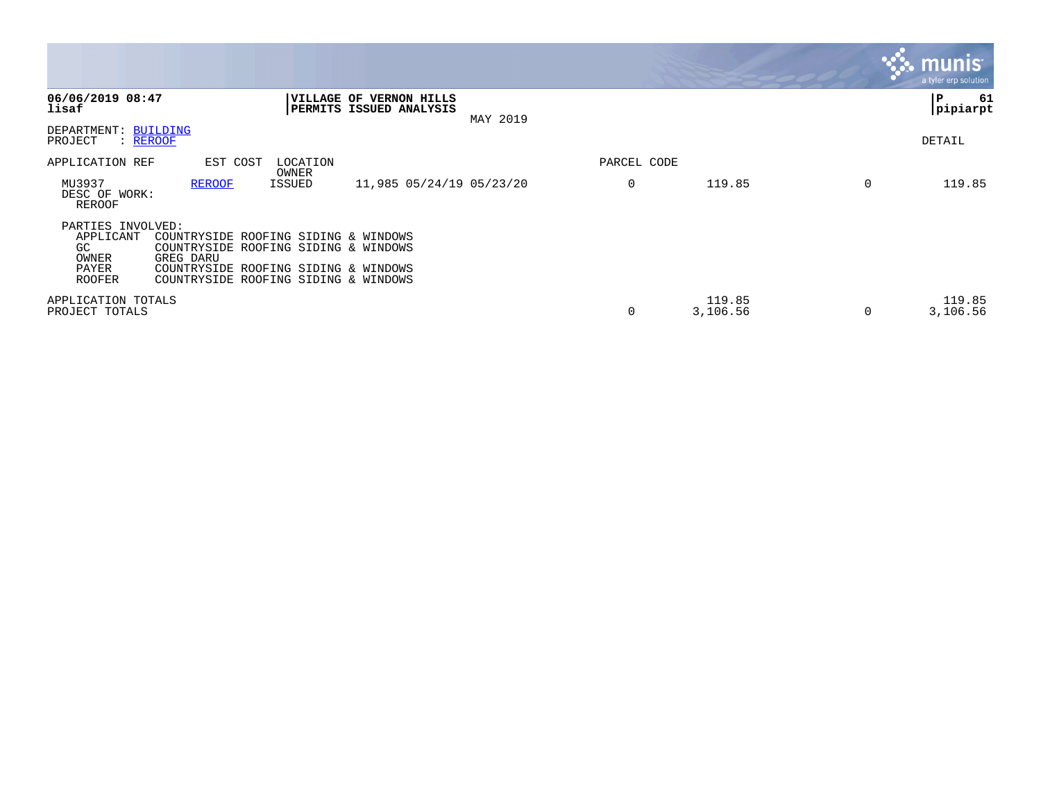**06/06/2019 08:47**
**lisaf**

**VILLAGE OF VERNON HILLS**
**PERMITS ISSUED ANALYSIS**

MAY 2019

**P 61**
**pipiarpt**

DEPARTMENT: BUILDING
PROJECT : REROOF

DETAIL

| APPLICATION REF | EST COST | LOCATION / OWNER | | PARCEL CODE | | | |
|---|---|---|---|---|---|---|---|
| MU3937 | REROOF | ISSUED | 11,985 05/24/19 05/23/20 | 0 | 119.85 | 0 | 119.85 |

DESC OF WORK:
REROOF

PARTIES INVOLVED:

| | |
|---|---|
| APPLICANT | COUNTRYSIDE ROOFING SIDING & WINDOWS |
| GC | COUNTRYSIDE ROOFING SIDING & WINDOWS |
| OWNER | GREG DARU |
| PAYER | COUNTRYSIDE ROOFING SIDING & WINDOWS |
| ROOFER | COUNTRYSIDE ROOFING SIDING & WINDOWS |

| | | | | |
|---|---|---|---|---|
| APPLICATION TOTALS | | 119.85 | | 119.85 |
| PROJECT TOTALS | 0 | 3,106.56 | 0 | 3,106.56 |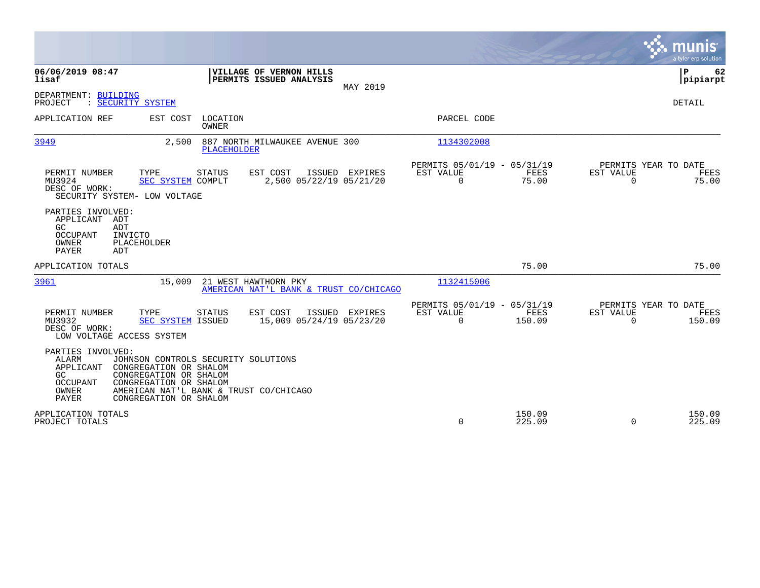**06/06/2019 08:47**
**lisaf**

**VILLAGE OF VERNON HILLS**
**PERMITS ISSUED ANALYSIS**
MAY 2019

**P 62**
**pipiarpt**

DEPARTMENT: BUILDING
PROJECT : SECURITY SYSTEM

DETAIL

| APPLICATION REF | EST COST | LOCATION / OWNER | PARCEL CODE |
|---|---|---|---|
| 3949 | 2,500 | 887 NORTH MILWAUKEE AVENUE 300 / PLACEHOLDER | 1134302008 |

| PERMIT NUMBER | TYPE | STATUS | EST COST | ISSUED | EXPIRES | PERMITS 05/01/19 - 05/31/19 EST VALUE | FEES | PERMITS YEAR TO DATE EST VALUE | FEES |
|---|---|---|---|---|---|---|---|---|---|
| MU3924 | SEC SYSTEM | COMPLT | 2,500 | 05/22/19 | 05/21/20 | 0 | 75.00 | 0 | 75.00 |

DESC OF WORK:
SECURITY SYSTEM- LOW VOLTAGE

PARTIES INVOLVED:
- APPLICANT ADT
- GC ADT
- OCCUPANT INVICTO
- OWNER PLACEHOLDER
- PAYER ADT

APPLICATION TOTALS — 75.00 — 75.00

| APPLICATION REF | EST COST | LOCATION / OWNER | PARCEL CODE |
|---|---|---|---|
| 3961 | 15,009 | 21 WEST HAWTHORN PKY / AMERICAN NAT'L BANK & TRUST CO/CHICAGO | 1132415006 |

| PERMIT NUMBER | TYPE | STATUS | EST COST | ISSUED | EXPIRES | PERMITS 05/01/19 - 05/31/19 EST VALUE | FEES | PERMITS YEAR TO DATE EST VALUE | FEES |
|---|---|---|---|---|---|---|---|---|---|
| MU3932 | SEC SYSTEM | ISSUED | 15,009 | 05/24/19 | 05/23/20 | 0 | 150.09 | 0 | 150.09 |

DESC OF WORK:
LOW VOLTAGE ACCESS SYSTEM

PARTIES INVOLVED:
- ALARM JOHNSON CONTROLS SECURITY SOLUTIONS
- APPLICANT CONGREGATION OR SHALOM
- GC CONGREGATION OR SHALOM
- OCCUPANT CONGREGATION OR SHALOM
- OWNER AMERICAN NAT'L BANK & TRUST CO/CHICAGO
- PAYER CONGREGATION OR SHALOM

| | EST VALUE | FEES | YTD EST VALUE | YTD FEES |
|---|---|---|---|---|
| APPLICATION TOTALS | | 150.09 | | 150.09 |
| PROJECT TOTALS | 0 | 225.09 | 0 | 225.09 |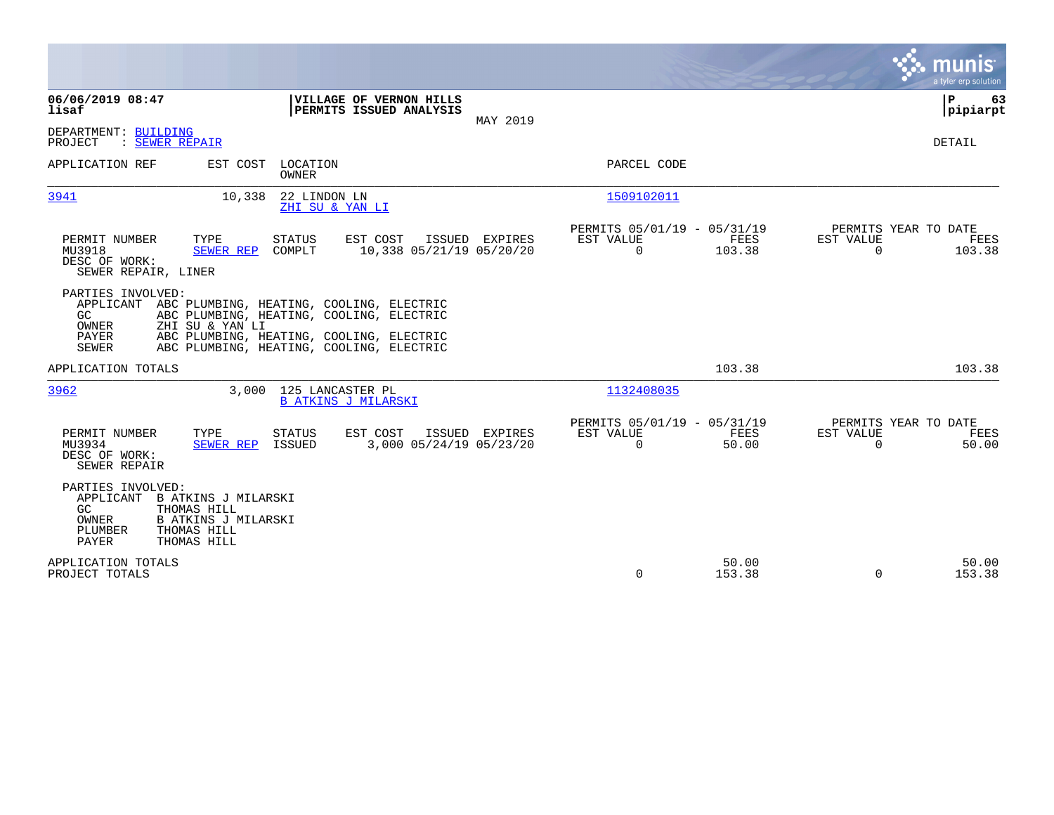**06/06/2019 08:47**
**lisaf**

**VILLAGE OF VERNON HILLS**
**PERMITS ISSUED ANALYSIS**
MAY 2019

**P 63**
**pipiarpt**

DEPARTMENT: BUILDING
PROJECT : SEWER REPAIR

DETAIL

| APPLICATION REF | EST COST | LOCATION / OWNER | PARCEL CODE |
|---|---|---|---|
| 3941 | 10,338 | 22 LINDON LN / ZHI SU & YAN LI | 1509102011 |

| PERMIT NUMBER | TYPE | STATUS | EST COST | ISSUED | EXPIRES | PERMITS 05/01/19 - 05/31/19 EST VALUE | FEES | PERMITS YEAR TO DATE EST VALUE | FEES |
|---|---|---|---|---|---|---|---|---|---|
| MU3918 | SEWER REP | COMPLT | 10,338 | 05/21/19 | 05/20/20 | 0 | 103.38 | 0 | 103.38 |

DESC OF WORK:
SEWER REPAIR, LINER

PARTIES INVOLVED:
- APPLICANT ABC PLUMBING, HEATING, COOLING, ELECTRIC
- GC ABC PLUMBING, HEATING, COOLING, ELECTRIC
- OWNER ZHI SU & YAN LI
- PAYER ABC PLUMBING, HEATING, COOLING, ELECTRIC
- SEWER ABC PLUMBING, HEATING, COOLING, ELECTRIC

APPLICATION TOTALS — FEES 103.38 — YEAR TO DATE FEES 103.38

| APPLICATION REF | EST COST | LOCATION / OWNER | PARCEL CODE |
|---|---|---|---|
| 3962 | 3,000 | 125 LANCASTER PL / B ATKINS J MILARSKI | 1132408035 |

| PERMIT NUMBER | TYPE | STATUS | EST COST | ISSUED | EXPIRES | PERMITS 05/01/19 - 05/31/19 EST VALUE | FEES | PERMITS YEAR TO DATE EST VALUE | FEES |
|---|---|---|---|---|---|---|---|---|---|
| MU3934 | SEWER REP | ISSUED | 3,000 | 05/24/19 | 05/23/20 | 0 | 50.00 | 0 | 50.00 |

DESC OF WORK:
SEWER REPAIR

PARTIES INVOLVED:
- APPLICANT B ATKINS J MILARSKI
- GC THOMAS HILL
- OWNER B ATKINS J MILARSKI
- PLUMBER THOMAS HILL
- PAYER THOMAS HILL

| | EST VALUE | FEES | YTD EST VALUE | YTD FEES |
|---|---|---|---|---|
| APPLICATION TOTALS | | 50.00 | | 50.00 |
| PROJECT TOTALS | 0 | 153.38 | 0 | 153.38 |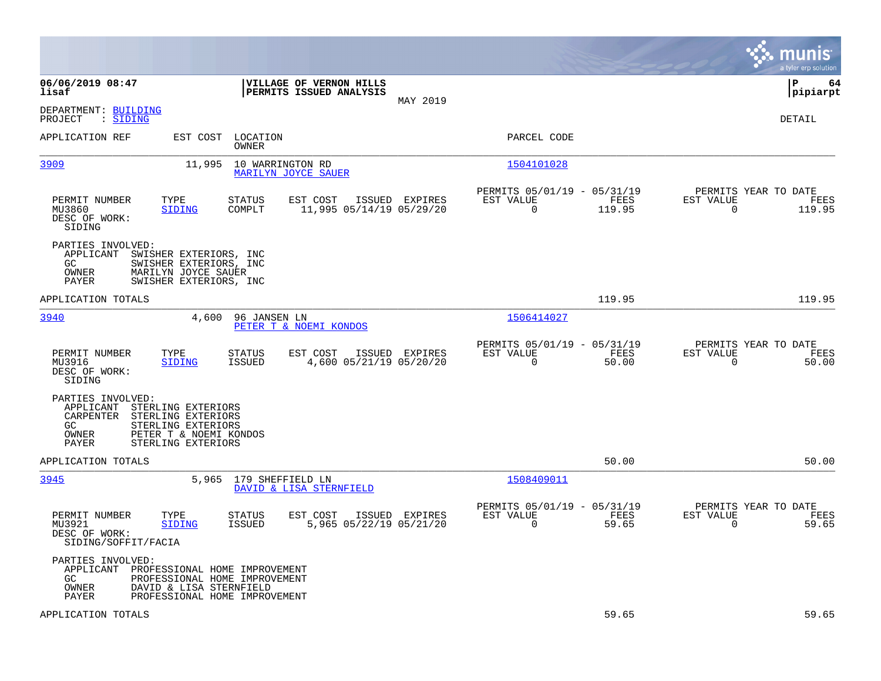**VILLAGE OF VERNON HILLS**
**PERMITS ISSUED ANALYSIS**
MAY 2019

06/06/2019 08:47
lisaf

P 64
pipiarpt

DEPARTMENT: BUILDING
PROJECT : SIDING

DETAIL

| APPLICATION REF | EST COST | LOCATION / OWNER | PARCEL CODE |
|---|---|---|---|
| 3909 | 11,995 | 10 WARRINGTON RD / MARILYN JOYCE SAUER | 1504101028 |

| PERMIT NUMBER | TYPE | STATUS | EST COST | ISSUED | EXPIRES | PERMITS 05/01/19 - 05/31/19 EST VALUE | FEES | PERMITS YEAR TO DATE EST VALUE | FEES |
|---|---|---|---|---|---|---|---|---|---|
| MU3860 | SIDING | COMPLT | 11,995 | 05/14/19 | 05/29/20 | 0 | 119.95 | 0 | 119.95 |

DESC OF WORK:
SIDING

PARTIES INVOLVED:
- APPLICANT SWISHER EXTERIORS, INC
- GC SWISHER EXTERIORS, INC
- OWNER MARILYN JOYCE SAUER
- PAYER SWISHER EXTERIORS, INC

APPLICATION TOTALS 119.95 119.95

| APPLICATION REF | EST COST | LOCATION / OWNER | PARCEL CODE |
|---|---|---|---|
| 3940 | 4,600 | 96 JANSEN LN / PETER T & NOEMI KONDOS | 1506414027 |

| PERMIT NUMBER | TYPE | STATUS | EST COST | ISSUED | EXPIRES | PERMITS 05/01/19 - 05/31/19 EST VALUE | FEES | PERMITS YEAR TO DATE EST VALUE | FEES |
|---|---|---|---|---|---|---|---|---|---|
| MU3916 | SIDING | ISSUED | 4,600 | 05/21/19 | 05/20/20 | 0 | 50.00 | 0 | 50.00 |

DESC OF WORK:
SIDING

PARTIES INVOLVED:
- APPLICANT STERLING EXTERIORS
- CARPENTER STERLING EXTERIORS
- GC STERLING EXTERIORS
- OWNER PETER T & NOEMI KONDOS
- PAYER STERLING EXTERIORS

APPLICATION TOTALS 50.00 50.00

| APPLICATION REF | EST COST | LOCATION / OWNER | PARCEL CODE |
|---|---|---|---|
| 3945 | 5,965 | 179 SHEFFIELD LN / DAVID & LISA STERNFIELD | 1508409011 |

| PERMIT NUMBER | TYPE | STATUS | EST COST | ISSUED | EXPIRES | PERMITS 05/01/19 - 05/31/19 EST VALUE | FEES | PERMITS YEAR TO DATE EST VALUE | FEES |
|---|---|---|---|---|---|---|---|---|---|
| MU3921 | SIDING | ISSUED | 5,965 | 05/22/19 | 05/21/20 | 0 | 59.65 | 0 | 59.65 |

DESC OF WORK:
SIDING/SOFFIT/FACIA

PARTIES INVOLVED:
- APPLICANT PROFESSIONAL HOME IMPROVEMENT
- GC PROFESSIONAL HOME IMPROVEMENT
- OWNER DAVID & LISA STERNFIELD
- PAYER PROFESSIONAL HOME IMPROVEMENT

APPLICATION TOTALS 59.65 59.65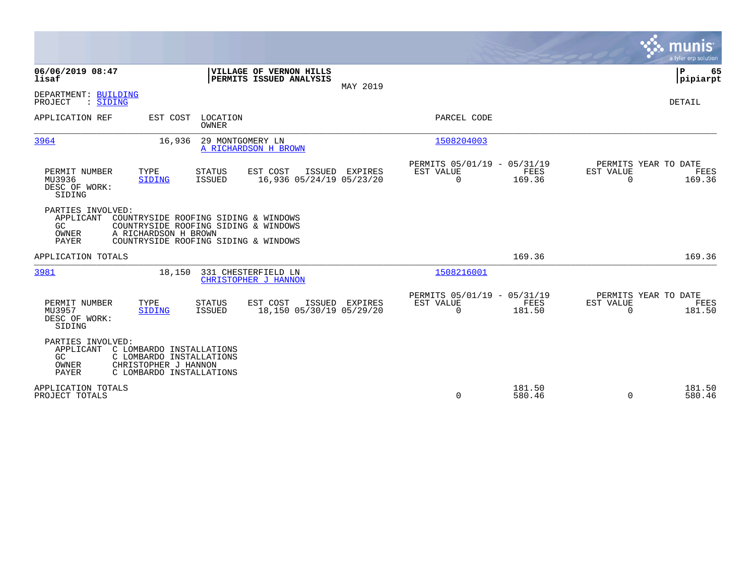**06/06/2019 08:47**
**lisaf**

**VILLAGE OF VERNON HILLS**
**PERMITS ISSUED ANALYSIS**
MAY 2019

**P 65**
**pipiarpt**

DEPARTMENT: BUILDING
PROJECT : SIDING

DETAIL

| APPLICATION REF | EST COST | LOCATION / OWNER | PARCEL CODE |
|---|---|---|---|
| 3964 | 16,936 | 29 MONTGOMERY LN / A RICHARDSON H BROWN | 1508204003 |

| PERMIT NUMBER | TYPE | STATUS | EST COST | ISSUED | EXPIRES | PERMITS 05/01/19 - 05/31/19 EST VALUE | FEES | PERMITS YEAR TO DATE EST VALUE | FEES |
|---|---|---|---|---|---|---|---|---|---|
| MU3936 | SIDING | ISSUED | 16,936 | 05/24/19 | 05/23/20 | 0 | 169.36 | 0 | 169.36 |

DESC OF WORK:
SIDING

PARTIES INVOLVED:
- APPLICANT COUNTRYSIDE ROOFING SIDING & WINDOWS
- GC COUNTRYSIDE ROOFING SIDING & WINDOWS
- OWNER A RICHARDSON H BROWN
- PAYER COUNTRYSIDE ROOFING SIDING & WINDOWS

APPLICATION TOTALS 169.36 169.36

| APPLICATION REF | EST COST | LOCATION / OWNER | PARCEL CODE |
|---|---|---|---|
| 3981 | 18,150 | 331 CHESTERFIELD LN / CHRISTOPHER J HANNON | 1508216001 |

| PERMIT NUMBER | TYPE | STATUS | EST COST | ISSUED | EXPIRES | PERMITS 05/01/19 - 05/31/19 EST VALUE | FEES | PERMITS YEAR TO DATE EST VALUE | FEES |
|---|---|---|---|---|---|---|---|---|---|
| MU3957 | SIDING | ISSUED | 18,150 | 05/30/19 | 05/29/20 | 0 | 181.50 | 0 | 181.50 |

DESC OF WORK:
SIDING

PARTIES INVOLVED:
- APPLICANT C LOMBARDO INSTALLATIONS
- GC C LOMBARDO INSTALLATIONS
- OWNER CHRISTOPHER J HANNON
- PAYER C LOMBARDO INSTALLATIONS

| | EST VALUE | FEES | YTD EST VALUE | YTD FEES |
|---|---|---|---|---|
| APPLICATION TOTALS | | 181.50 | | 181.50 |
| PROJECT TOTALS | 0 | 580.46 | 0 | 580.46 |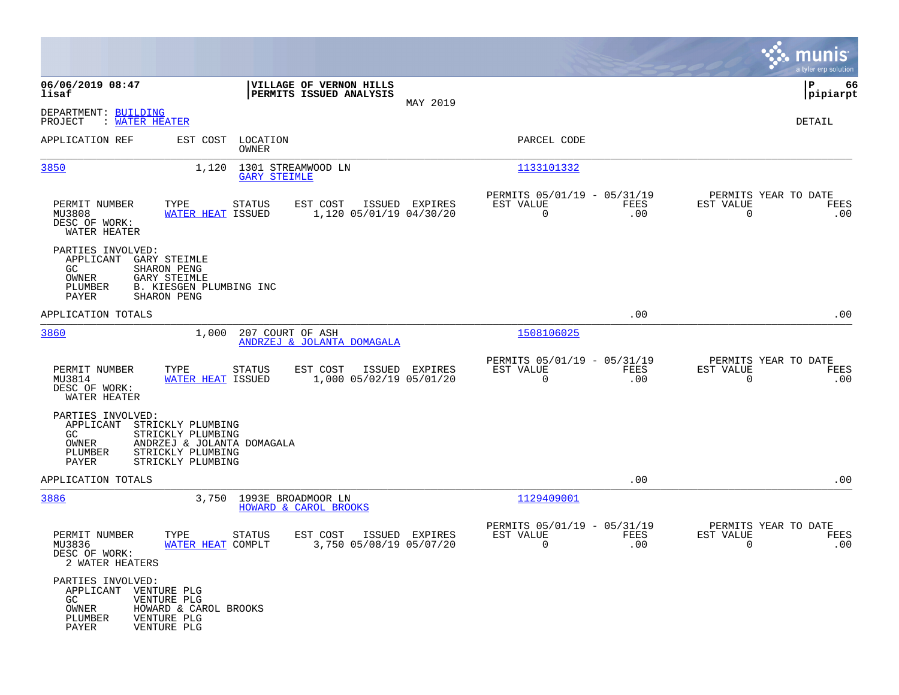**VILLAGE OF VERNON HILLS**
**PERMITS ISSUED ANALYSIS**
MAY 2019

06/06/2019 08:47
lisaf

P 66
pipiarpt

DEPARTMENT: BUILDING
PROJECT : WATER HEATER

DETAIL

| APPLICATION REF | EST COST | LOCATION / OWNER | PARCEL CODE |
|---|---|---|---|
| 3850 | 1,120 | 1301 STREAMWOOD LN / GARY STEIMLE | 1133101332 |

| PERMIT NUMBER | TYPE | STATUS | EST COST | ISSUED | EXPIRES | PERMITS 05/01/19 - 05/31/19 EST VALUE | FEES | PERMITS YEAR TO DATE EST VALUE | FEES |
|---|---|---|---|---|---|---|---|---|---|
| MU3808 | WATER HEAT | ISSUED | 1,120 | 05/01/19 | 04/30/20 | 0 | .00 | 0 | .00 |

DESC OF WORK:
WATER HEATER

PARTIES INVOLVED:
- APPLICANT GARY STEIMLE
- GC SHARON PENG
- OWNER GARY STEIMLE
- PLUMBER B. KIESGEN PLUMBING INC
- PAYER SHARON PENG

APPLICATION TOTALS .00 .00

| APPLICATION REF | EST COST | LOCATION / OWNER | PARCEL CODE |
|---|---|---|---|
| 3860 | 1,000 | 207 COURT OF ASH / ANDRZEJ & JOLANTA DOMAGALA | 1508106025 |

| PERMIT NUMBER | TYPE | STATUS | EST COST | ISSUED | EXPIRES | PERMITS 05/01/19 - 05/31/19 EST VALUE | FEES | PERMITS YEAR TO DATE EST VALUE | FEES |
|---|---|---|---|---|---|---|---|---|---|
| MU3814 | WATER HEAT | ISSUED | 1,000 | 05/02/19 | 05/01/20 | 0 | .00 | 0 | .00 |

DESC OF WORK:
WATER HEATER

PARTIES INVOLVED:
- APPLICANT STRICKLY PLUMBING
- GC STRICKLY PLUMBING
- OWNER ANDRZEJ & JOLANTA DOMAGALA
- PLUMBER STRICKLY PLUMBING
- PAYER STRICKLY PLUMBING

APPLICATION TOTALS .00 .00

| APPLICATION REF | EST COST | LOCATION / OWNER | PARCEL CODE |
|---|---|---|---|
| 3886 | 3,750 | 1993E BROADMOOR LN / HOWARD & CAROL BROOKS | 1129409001 |

| PERMIT NUMBER | TYPE | STATUS | EST COST | ISSUED | EXPIRES | PERMITS 05/01/19 - 05/31/19 EST VALUE | FEES | PERMITS YEAR TO DATE EST VALUE | FEES |
|---|---|---|---|---|---|---|---|---|---|
| MU3836 | WATER HEAT | COMPLT | 3,750 | 05/08/19 | 05/07/20 | 0 | .00 | 0 | .00 |

DESC OF WORK:
2 WATER HEATERS

PARTIES INVOLVED:
- APPLICANT VENTURE PLG
- GC VENTURE PLG
- OWNER HOWARD & CAROL BROOKS
- PLUMBER VENTURE PLG
- PAYER VENTURE PLG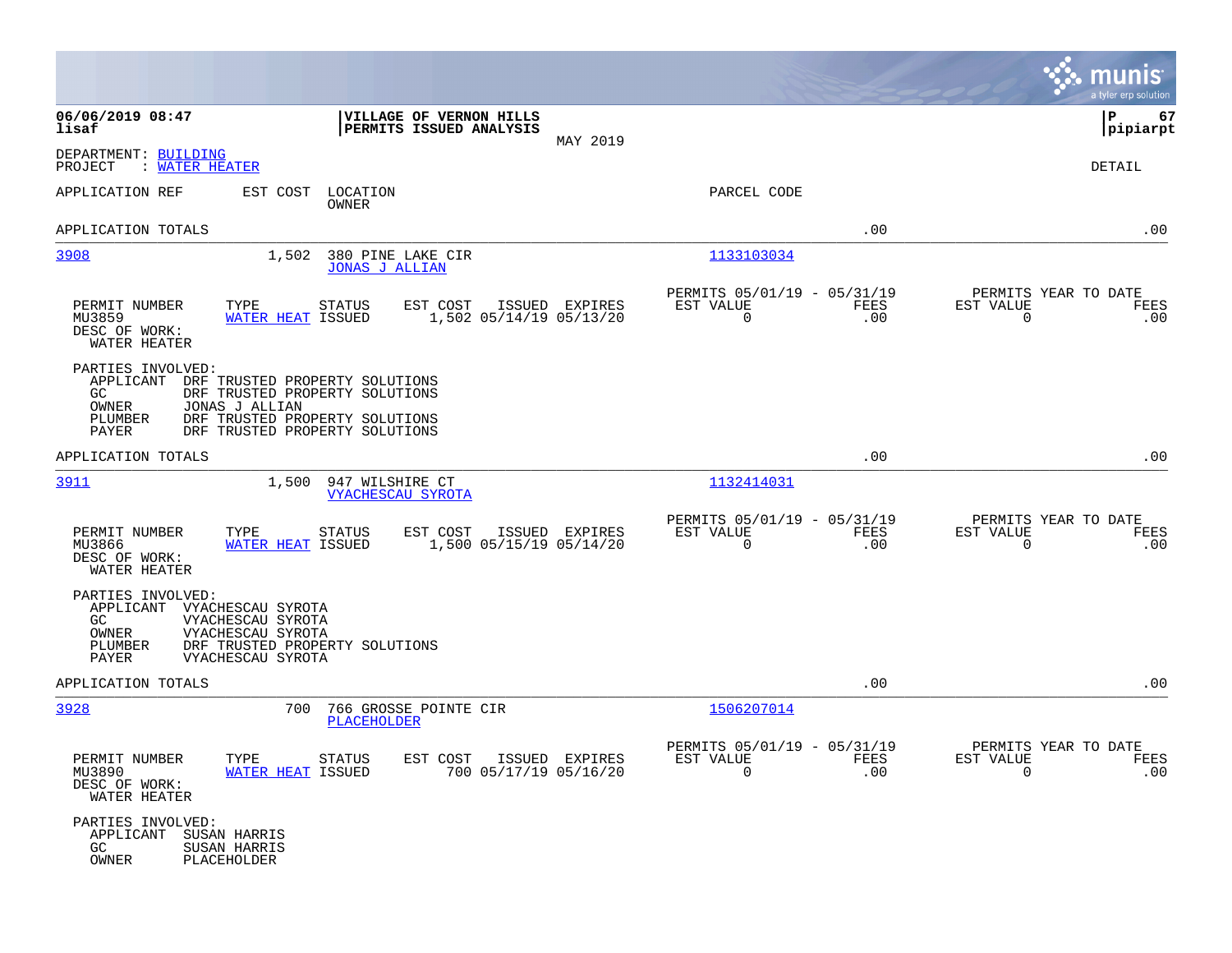**06/06/2019 08:47**
**lisaf**

**VILLAGE OF VERNON HILLS**
**PERMITS ISSUED ANALYSIS**

MAY 2019

**P 67**
**pipiarpt**

DEPARTMENT: BUILDING
PROJECT : WATER HEATER

DETAIL

| APPLICATION REF | EST COST | LOCATION / OWNER | PARCEL CODE | | |
|---|---|---|---|---|---|
| APPLICATION TOTALS | | | | .00 | .00 |
| 3908 | 1,502 | 380 PINE LAKE CIR / JONAS J ALLIAN | 1133103034 | | |

| PERMIT NUMBER | TYPE | STATUS | EST COST | ISSUED | EXPIRES | PERMITS 05/01/19 - 05/31/19 EST VALUE | FEES | PERMITS YEAR TO DATE EST VALUE | FEES |
|---|---|---|---|---|---|---|---|---|---|
| MU3859 | WATER HEAT | ISSUED | 1,502 | 05/14/19 | 05/13/20 | 0 | .00 | 0 | .00 |

DESC OF WORK:
WATER HEATER

PARTIES INVOLVED:
APPLICANT DRF TRUSTED PROPERTY SOLUTIONS
GC DRF TRUSTED PROPERTY SOLUTIONS
OWNER JONAS J ALLIAN
PLUMBER DRF TRUSTED PROPERTY SOLUTIONS
PAYER DRF TRUSTED PROPERTY SOLUTIONS

| APPLICATION REF | EST COST | LOCATION / OWNER | PARCEL CODE | | |
|---|---|---|---|---|---|
| APPLICATION TOTALS | | | | .00 | .00 |
| 3911 | 1,500 | 947 WILSHIRE CT / VYACHESCAU SYROTA | 1132414031 | | |

| PERMIT NUMBER | TYPE | STATUS | EST COST | ISSUED | EXPIRES | PERMITS 05/01/19 - 05/31/19 EST VALUE | FEES | PERMITS YEAR TO DATE EST VALUE | FEES |
|---|---|---|---|---|---|---|---|---|---|
| MU3866 | WATER HEAT | ISSUED | 1,500 | 05/15/19 | 05/14/20 | 0 | .00 | 0 | .00 |

DESC OF WORK:
WATER HEATER

PARTIES INVOLVED:
APPLICANT VYACHESCAU SYROTA
GC VYACHESCAU SYROTA
OWNER VYACHESCAU SYROTA
PLUMBER DRF TRUSTED PROPERTY SOLUTIONS
PAYER VYACHESCAU SYROTA

| APPLICATION REF | EST COST | LOCATION / OWNER | PARCEL CODE | | |
|---|---|---|---|---|---|
| APPLICATION TOTALS | | | | .00 | .00 |
| 3928 | 700 | 766 GROSSE POINTE CIR / PLACEHOLDER | 1506207014 | | |

| PERMIT NUMBER | TYPE | STATUS | EST COST | ISSUED | EXPIRES | PERMITS 05/01/19 - 05/31/19 EST VALUE | FEES | PERMITS YEAR TO DATE EST VALUE | FEES |
|---|---|---|---|---|---|---|---|---|---|
| MU3890 | WATER HEAT | ISSUED | 700 | 05/17/19 | 05/16/20 | 0 | .00 | 0 | .00 |

DESC OF WORK:
WATER HEATER

PARTIES INVOLVED:
APPLICANT SUSAN HARRIS
GC SUSAN HARRIS
OWNER PLACEHOLDER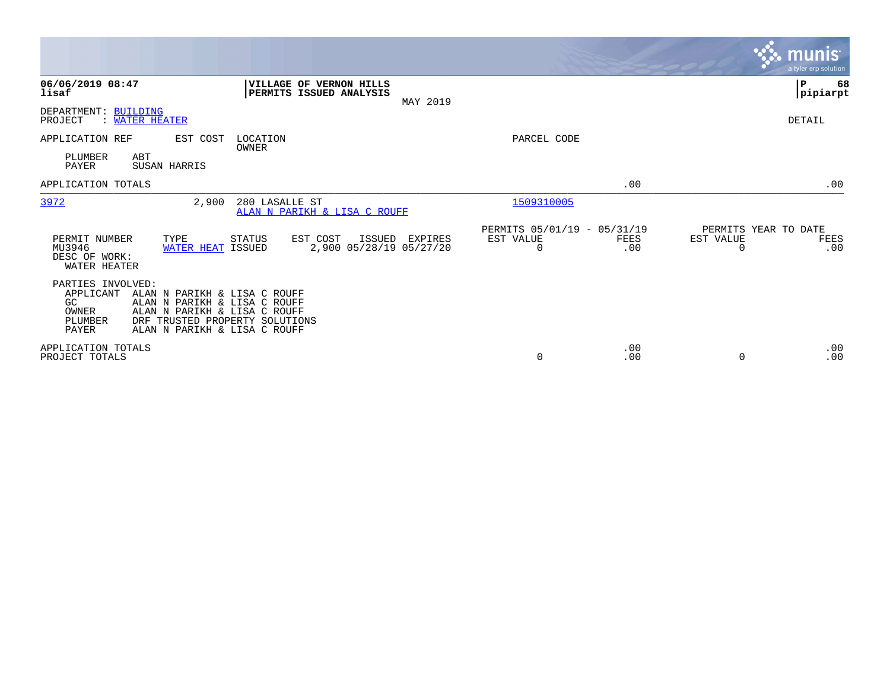**06/06/2019 08:47**
**lisaf**

**VILLAGE OF VERNON HILLS**
**PERMITS ISSUED ANALYSIS**

MAY 2019

**P 68**
**pipiarpt**

DEPARTMENT: BUILDING
PROJECT : WATER HEATER

DETAIL

| APPLICATION REF | EST COST | LOCATION / OWNER | PARCEL CODE | | |
|---|---|---|---|---|---|
| PLUMBER ABT | | | | | |
| PAYER SUSAN HARRIS | | | | | |
| APPLICATION TOTALS | | | | .00 | .00 |
| 3972 | 2,900 | 280 LASALLE ST / ALAN N PARIKH & LISA C ROUFF | 1509310005 | | |

| PERMIT NUMBER | TYPE | STATUS | EST COST | ISSUED | EXPIRES | PERMITS 05/01/19 - 05/31/19 EST VALUE | FEES | PERMITS YEAR TO DATE EST VALUE | FEES |
|---|---|---|---|---|---|---|---|---|---|
| MU3946 | WATER HEAT | ISSUED | 2,900 | 05/28/19 | 05/27/20 | 0 | .00 | 0 | .00 |

DESC OF WORK:
WATER HEATER

PARTIES INVOLVED:

- APPLICANT ALAN N PARIKH & LISA C ROUFF
- GC ALAN N PARIKH & LISA C ROUFF
- OWNER ALAN N PARIKH & LISA C ROUFF
- PLUMBER DRF TRUSTED PROPERTY SOLUTIONS
- PAYER ALAN N PARIKH & LISA C ROUFF

| | EST VALUE | FEES | EST VALUE | FEES |
|---|---|---|---|---|
| APPLICATION TOTALS | | .00 | | .00 |
| PROJECT TOTALS | 0 | .00 | 0 | .00 |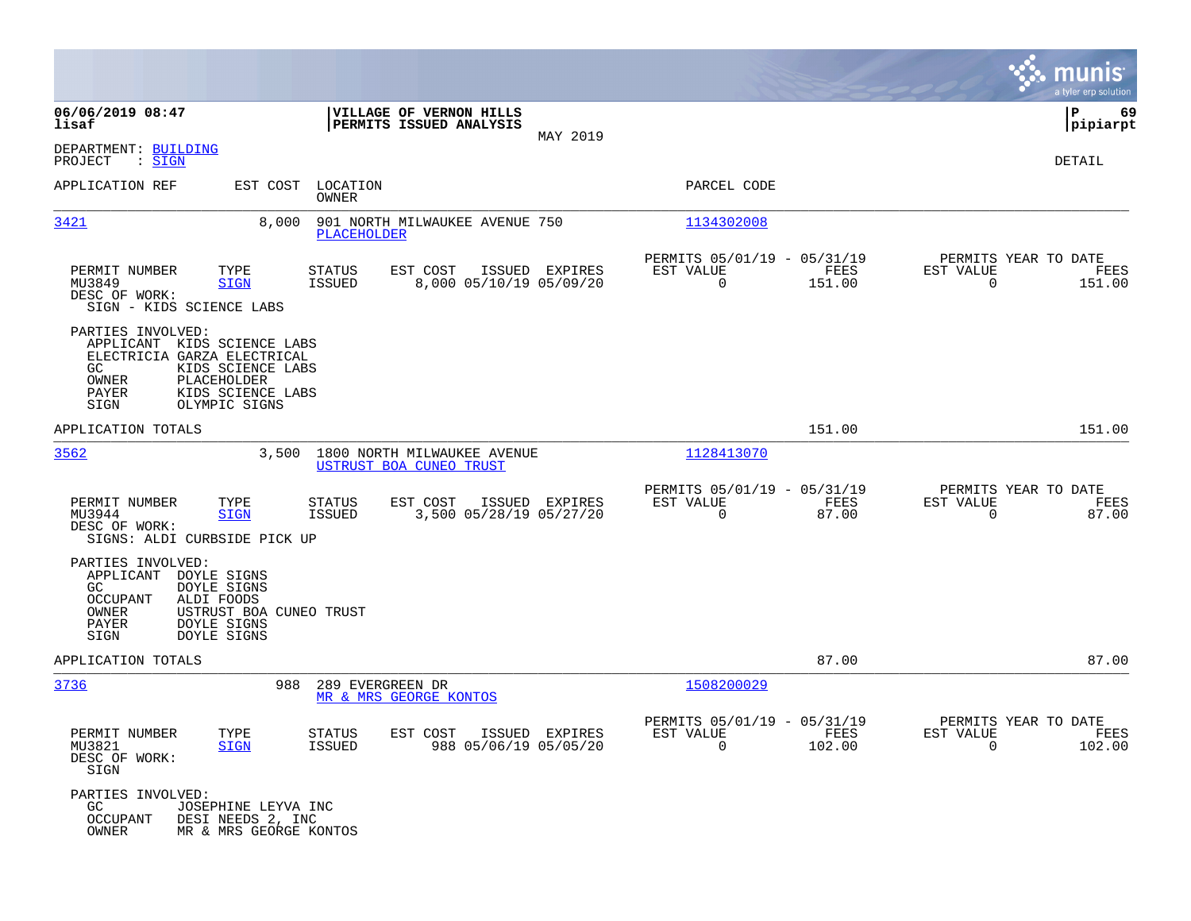**06/06/2019 08:47** | **VILLAGE OF VERNON HILLS** | **P 69**
**lisaf** | **PERMITS ISSUED ANALYSIS** | **pipiarpt**
MAY 2019

DEPARTMENT: BUILDING
PROJECT : SIGN

DETAIL

| APPLICATION REF | EST COST | LOCATION / OWNER | PARCEL CODE |
|---|---|---|---|
| 3421 | 8,000 | 901 NORTH MILWAUKEE AVENUE 750 / PLACEHOLDER | 1134302008 |

| PERMIT NUMBER | TYPE | STATUS | EST COST | ISSUED | EXPIRES | PERMITS 05/01/19 - 05/31/19 EST VALUE | FEES | PERMITS YEAR TO DATE EST VALUE | FEES |
|---|---|---|---|---|---|---|---|---|---|
| MU3849 | SIGN | ISSUED | 8,000 | 05/10/19 | 05/09/20 | 0 | 151.00 | 0 | 151.00 |

DESC OF WORK:
SIGN - KIDS SCIENCE LABS

PARTIES INVOLVED:
- APPLICANT KIDS SCIENCE LABS
- ELECTRICIA GARZA ELECTRICAL
- GC KIDS SCIENCE LABS
- OWNER PLACEHOLDER
- PAYER KIDS SCIENCE LABS
- SIGN OLYMPIC SIGNS

APPLICATION TOTALS: 151.00 | 151.00

| APPLICATION REF | EST COST | LOCATION / OWNER | PARCEL CODE |
|---|---|---|---|
| 3562 | 3,500 | 1800 NORTH MILWAUKEE AVENUE / USTRUST BOA CUNEO TRUST | 1128413070 |

| PERMIT NUMBER | TYPE | STATUS | EST COST | ISSUED | EXPIRES | PERMITS 05/01/19 - 05/31/19 EST VALUE | FEES | PERMITS YEAR TO DATE EST VALUE | FEES |
|---|---|---|---|---|---|---|---|---|---|
| MU3944 | SIGN | ISSUED | 3,500 | 05/28/19 | 05/27/20 | 0 | 87.00 | 0 | 87.00 |

DESC OF WORK:
SIGNS: ALDI CURBSIDE PICK UP

PARTIES INVOLVED:
- APPLICANT DOYLE SIGNS
- GC DOYLE SIGNS
- OCCUPANT ALDI FOODS
- OWNER USTRUST BOA CUNEO TRUST
- PAYER DOYLE SIGNS
- SIGN DOYLE SIGNS

APPLICATION TOTALS: 87.00 | 87.00

| APPLICATION REF | EST COST | LOCATION / OWNER | PARCEL CODE |
|---|---|---|---|
| 3736 | 988 | 289 EVERGREEN DR / MR & MRS GEORGE KONTOS | 1508200029 |

| PERMIT NUMBER | TYPE | STATUS | EST COST | ISSUED | EXPIRES | PERMITS 05/01/19 - 05/31/19 EST VALUE | FEES | PERMITS YEAR TO DATE EST VALUE | FEES |
|---|---|---|---|---|---|---|---|---|---|
| MU3821 | SIGN | ISSUED | 988 | 05/06/19 | 05/05/20 | 0 | 102.00 | 0 | 102.00 |

DESC OF WORK:
SIGN

PARTIES INVOLVED:
- GC JOSEPHINE LEYVA INC
- OCCUPANT DESI NEEDS 2, INC
- OWNER MR & MRS GEORGE KONTOS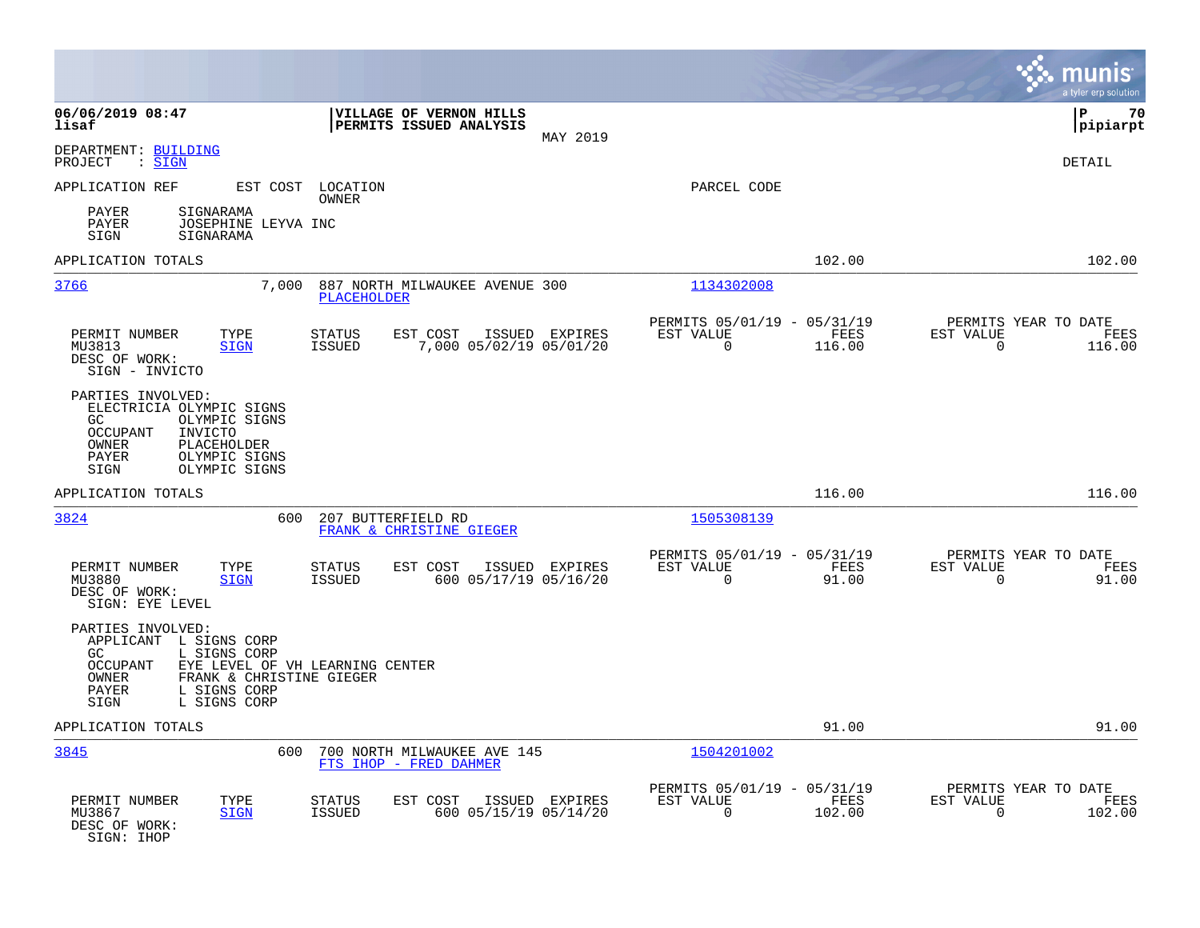DEPARTMENT: BUILDING
PROJECT : SIGN

DETAIL

APPLICATION REF | EST COST | LOCATION / OWNER | PARCEL CODE

PAYER SIGNARAMA
PAYER JOSEPHINE LEYVA INC
SIGN SIGNARAMA

APPLICATION TOTALS 102.00 102.00

---

**3766** 7,000 887 NORTH MILWAUKEE AVENUE 300 — PLACEHOLDER — 1134302008

| PERMIT NUMBER | TYPE | STATUS | EST COST | ISSUED | EXPIRES | PERMITS 05/01/19 - 05/31/19 EST VALUE | FEES | PERMITS YEAR TO DATE EST VALUE | FEES |
|---|---|---|---|---|---|---|---|---|---|
| MU3813 | SIGN | ISSUED | 7,000 | 05/02/19 | 05/01/20 | 0 | 116.00 | 0 | 116.00 |

DESC OF WORK:
SIGN - INVICTO

PARTIES INVOLVED:
ELECTRICIA OLYMPIC SIGNS
GC OLYMPIC SIGNS
OCCUPANT INVICTO
OWNER PLACEHOLDER
PAYER OLYMPIC SIGNS
SIGN OLYMPIC SIGNS

APPLICATION TOTALS 116.00 116.00

---

**3824** 600 207 BUTTERFIELD RD — FRANK & CHRISTINE GIEGER — 1505308139

| PERMIT NUMBER | TYPE | STATUS | EST COST | ISSUED | EXPIRES | PERMITS 05/01/19 - 05/31/19 EST VALUE | FEES | PERMITS YEAR TO DATE EST VALUE | FEES |
|---|---|---|---|---|---|---|---|---|---|
| MU3880 | SIGN | ISSUED | 600 | 05/17/19 | 05/16/20 | 0 | 91.00 | 0 | 91.00 |

DESC OF WORK:
SIGN: EYE LEVEL

PARTIES INVOLVED:
APPLICANT L SIGNS CORP
GC L SIGNS CORP
OCCUPANT EYE LEVEL OF VH LEARNING CENTER
OWNER FRANK & CHRISTINE GIEGER
PAYER L SIGNS CORP
SIGN L SIGNS CORP

APPLICATION TOTALS 91.00 91.00

---

**3845** 600 700 NORTH MILWAUKEE AVE 145 — FTS IHOP - FRED DAHMER — 1504201002

| PERMIT NUMBER | TYPE | STATUS | EST COST | ISSUED | EXPIRES | PERMITS 05/01/19 - 05/31/19 EST VALUE | FEES | PERMITS YEAR TO DATE EST VALUE | FEES |
|---|---|---|---|---|---|---|---|---|---|
| MU3867 | SIGN | ISSUED | 600 | 05/15/19 | 05/14/20 | 0 | 102.00 | 0 | 102.00 |

DESC OF WORK:
SIGN: IHOP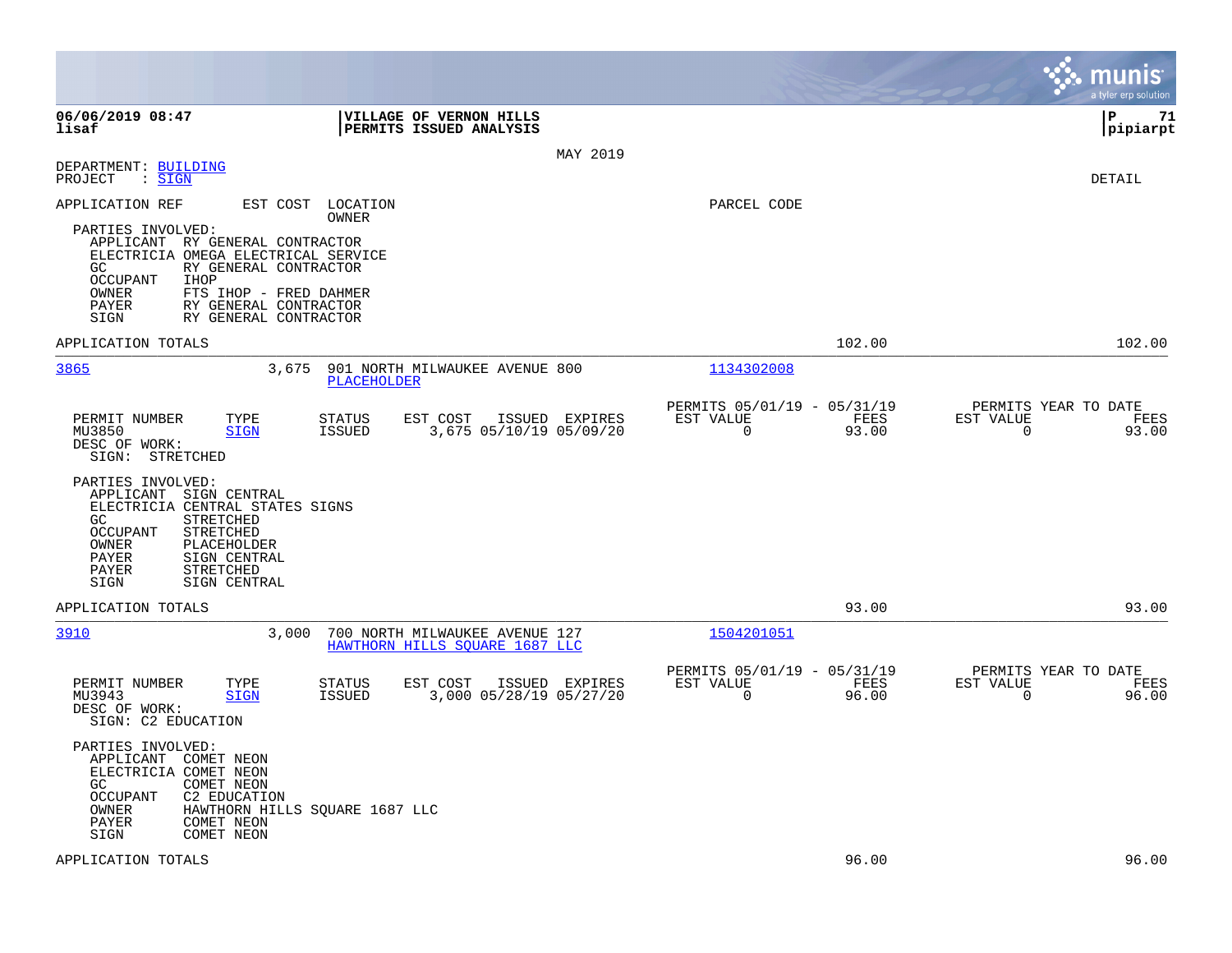DEPARTMENT: BUILDING
PROJECT : SIGN

DETAIL

MAY 2019

APPLICATION REF | EST COST | LOCATION / OWNER | PARCEL CODE

PARTIES INVOLVED:
- APPLICANT RY GENERAL CONTRACTOR
- ELECTRICIA OMEGA ELECTRICAL SERVICE
- GC RY GENERAL CONTRACTOR
- OCCUPANT IHOP
- OWNER FTS IHOP - FRED DAHMER
- PAYER RY GENERAL CONTRACTOR
- SIGN RY GENERAL CONTRACTOR

APPLICATION TOTALS 102.00 102.00

---

**3865** | 3,675 | 901 NORTH MILWAUKEE AVENUE 800 / PLACEHOLDER | 1134302008

| PERMIT NUMBER | TYPE | STATUS | EST COST | ISSUED | EXPIRES | PERMITS 05/01/19 - 05/31/19 EST VALUE | FEES | PERMITS YEAR TO DATE EST VALUE | FEES |
|---|---|---|---|---|---|---|---|---|---|
| MU3850 | SIGN | ISSUED | 3,675 | 05/10/19 | 05/09/20 | 0 | 93.00 | 0 | 93.00 |

DESC OF WORK:
SIGN: STRETCHED

PARTIES INVOLVED:
- APPLICANT SIGN CENTRAL
- ELECTRICIA CENTRAL STATES SIGNS
- GC STRETCHED
- OCCUPANT STRETCHED
- OWNER PLACEHOLDER
- PAYER SIGN CENTRAL
- PAYER STRETCHED
- SIGN SIGN CENTRAL

APPLICATION TOTALS 93.00 93.00

---

**3910** | 3,000 | 700 NORTH MILWAUKEE AVENUE 127 / HAWTHORN HILLS SQUARE 1687 LLC | 1504201051

| PERMIT NUMBER | TYPE | STATUS | EST COST | ISSUED | EXPIRES | PERMITS 05/01/19 - 05/31/19 EST VALUE | FEES | PERMITS YEAR TO DATE EST VALUE | FEES |
|---|---|---|---|---|---|---|---|---|---|
| MU3943 | SIGN | ISSUED | 3,000 | 05/28/19 | 05/27/20 | 0 | 96.00 | 0 | 96.00 |

DESC OF WORK:
SIGN: C2 EDUCATION

PARTIES INVOLVED:
- APPLICANT COMET NEON
- ELECTRICIA COMET NEON
- GC COMET NEON
- OCCUPANT C2 EDUCATION
- OWNER HAWTHORN HILLS SQUARE 1687 LLC
- PAYER COMET NEON
- SIGN COMET NEON

APPLICATION TOTALS 96.00 96.00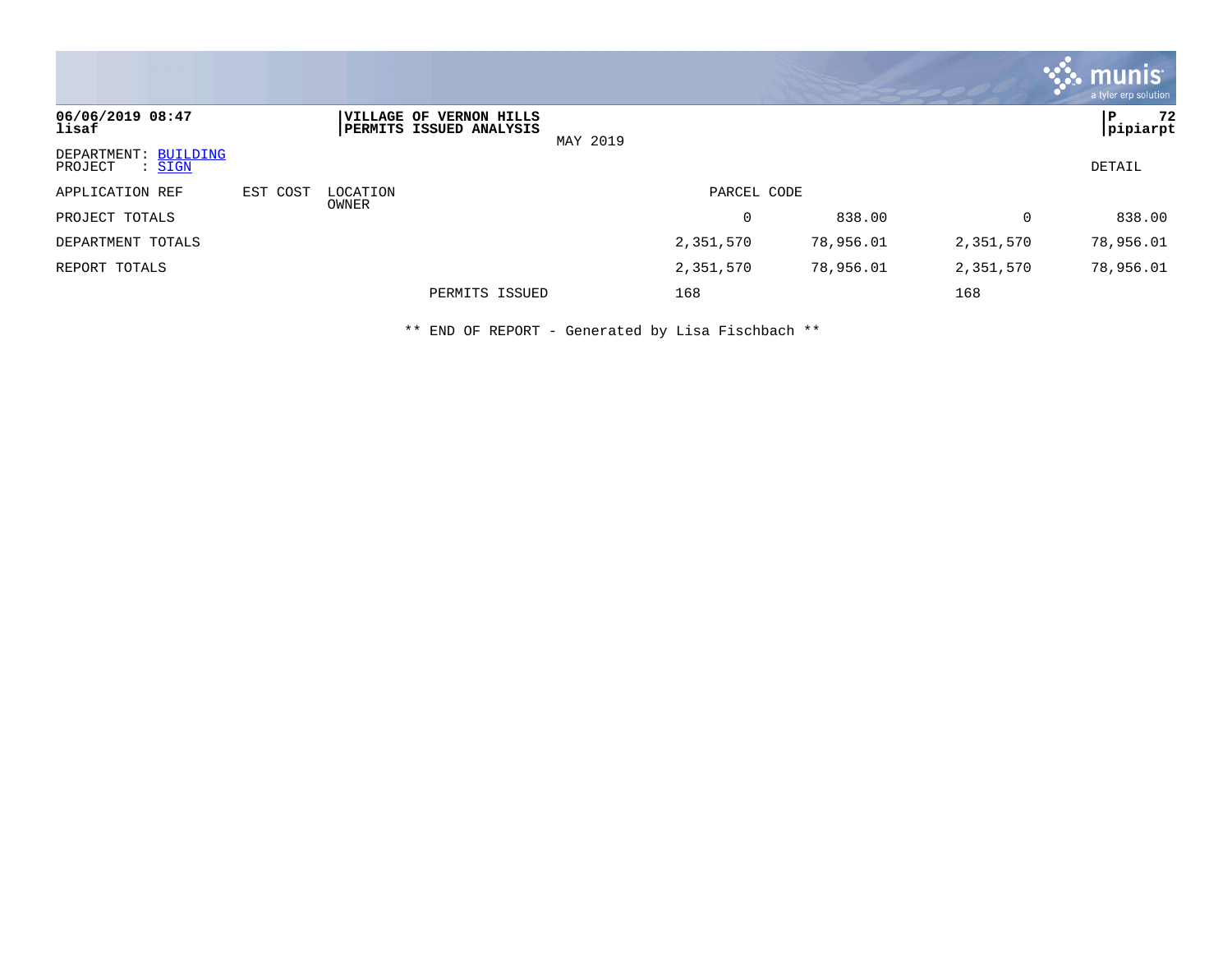06/06/2019 08:47
lisaf

**VILLAGE OF VERNON HILLS**
**PERMITS ISSUED ANALYSIS**
MAY 2019

pipiarpt

DEPARTMENT: BUILDING
PROJECT : SIGN

DETAIL

| APPLICATION REF | EST COST | LOCATION / OWNER | PARCEL CODE | | | |
|---|---|---|---|---|---|---|
| PROJECT TOTALS | | | 0 | 838.00 | 0 | 838.00 |
| DEPARTMENT TOTALS | | | 2,351,570 | 78,956.01 | 2,351,570 | 78,956.01 |
| REPORT TOTALS | | | 2,351,570 | 78,956.01 | 2,351,570 | 78,956.01 |
| | | PERMITS ISSUED | 168 | | 168 | |

** END OF REPORT - Generated by Lisa Fischbach **